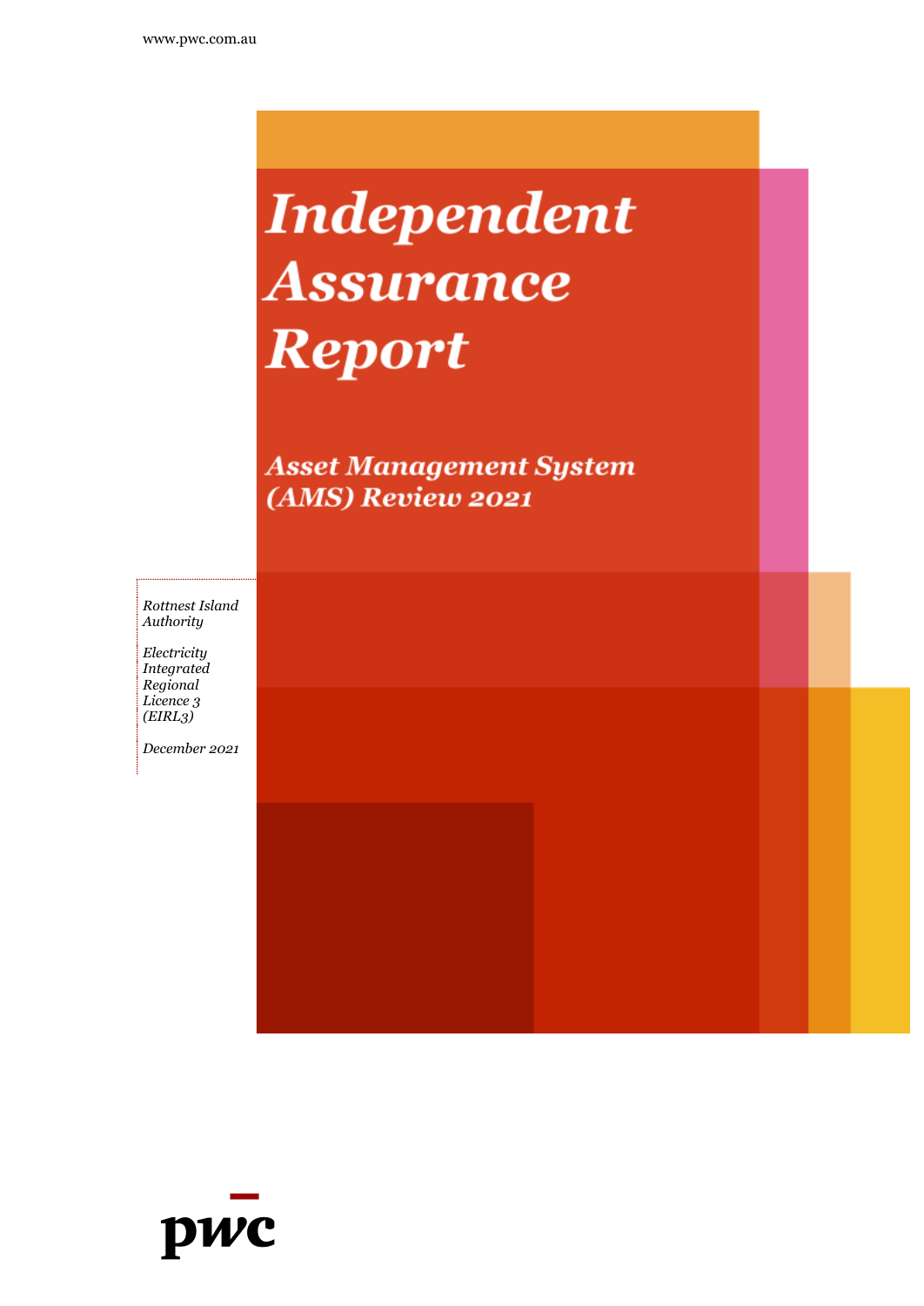www.pwc.com.au

# *Independent Assurance Report*

## *Asset Management System (AMS) Review 2021*

*Rottnest Island Authority*

*Electricity Integrated Regional Licence 3 (EIRL3)*

*December 2021*

pwc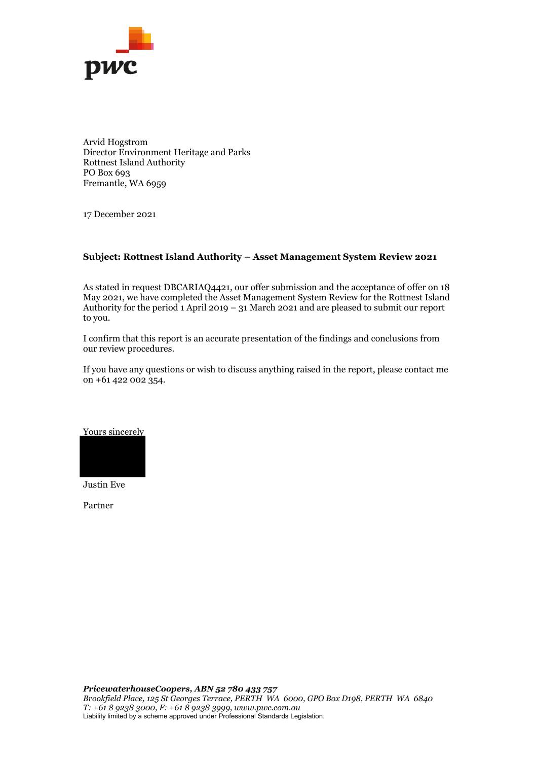Arvid Hogstrom
Director Environment Heritage and Parks
Rottnest Island Authority
PO Box 693
Fremantle, WA 6959

17 December 2021

**Subject: Rottnest Island Authority – Asset Management System Review 2021**

As stated in request DBCARIAQ4421, our offer submission and the acceptance of offer on 18 May 2021, we have completed the Asset Management System Review for the Rottnest Island Authority for the period 1 April 2019 – 31 March 2021 and are pleased to submit our report to you.

I confirm that this report is an accurate presentation of the findings and conclusions from our review procedures.

If you have any questions or wish to discuss anything raised in the report, please contact me on +61 422 002 354.

Yours sincerely

Justin Eve

Partner

***PricewaterhouseCoopers, ABN 52 780 433 757***
*Brookfield Place, 125 St Georges Terrace, PERTH WA 6000, GPO Box D198, PERTH WA 6840*
*T: +61 8 9238 3000, F: +61 8 9238 3999, www.pwc.com.au*
Liability limited by a scheme approved under Professional Standards Legislation.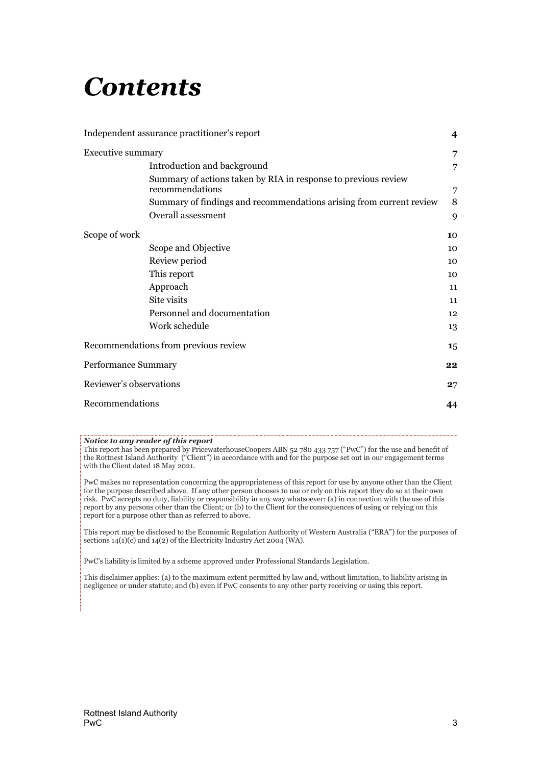# *Contents*

| | | |
|---|---|---|
| Independent assurance practitioner's report | | 4 |
| Executive summary | | 7 |
| | Introduction and background | 7 |
| | Summary of actions taken by RIA in response to previous review recommendations | 7 |
| | Summary of findings and recommendations arising from current review | 8 |
| | Overall assessment | 9 |
| Scope of work | | 10 |
| | Scope and Objective | 10 |
| | Review period | 10 |
| | This report | 10 |
| | Approach | 11 |
| | Site visits | 11 |
| | Personnel and documentation | 12 |
| | Work schedule | 13 |
| Recommendations from previous review | | 15 |
| Performance Summary | | 22 |
| Reviewer's observations | | 27 |
| Recommendations | | 44 |

***Notice to any reader of this report***

This report has been prepared by PricewaterhouseCoopers ABN 52 780 433 757 ("PwC") for the use and benefit of the Rottnest Island Authority ("Client") in accordance with and for the purpose set out in our engagement terms with the Client dated 18 May 2021.

PwC makes no representation concerning the appropriateness of this report for use by anyone other than the Client for the purpose described above. If any other person chooses to use or rely on this report they do so at their own risk. PwC accepts no duty, liability or responsibility in any way whatsoever: (a) in connection with the use of this report by any persons other than the Client; or (b) to the Client for the consequences of using or relying on this report for a purpose other than as referred to above.

This report may be disclosed to the Economic Regulation Authority of Western Australia ("ERA") for the purposes of sections 14(1)(c) and 14(2) of the Electricity Industry Act 2004 (WA).

PwC's liability is limited by a scheme approved under Professional Standards Legislation.

This disclaimer applies: (a) to the maximum extent permitted by law and, without limitation, to liability arising in negligence or under statute; and (b) even if PwC consents to any other party receiving or using this report.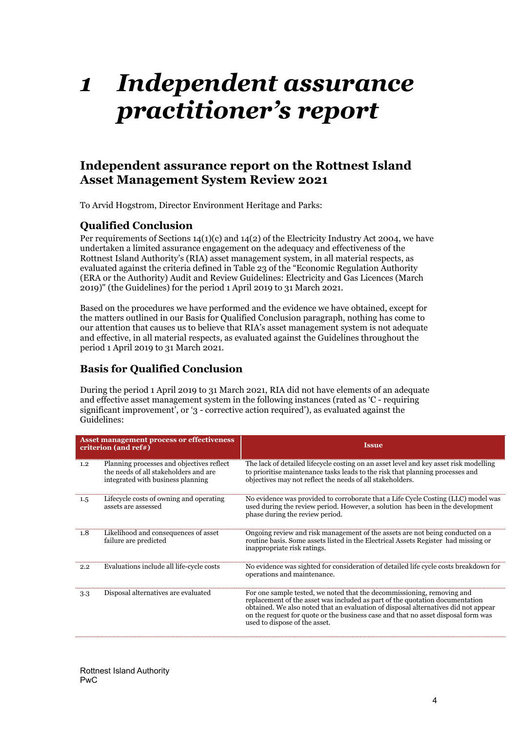# 1 Independent assurance practitioner's report

## Independent assurance report on the Rottnest Island Asset Management System Review 2021

To Arvid Hogstrom, Director Environment Heritage and Parks:

### Qualified Conclusion

Per requirements of Sections 14(1)(c) and 14(2) of the Electricity Industry Act 2004, we have undertaken a limited assurance engagement on the adequacy and effectiveness of the Rottnest Island Authority's (RIA) asset management system, in all material respects, as evaluated against the criteria defined in Table 23 of the "Economic Regulation Authority (ERA or the Authority) Audit and Review Guidelines: Electricity and Gas Licences (March 2019)" (the Guidelines) for the period 1 April 2019 to 31 March 2021.

Based on the procedures we have performed and the evidence we have obtained, except for the matters outlined in our Basis for Qualified Conclusion paragraph, nothing has come to our attention that causes us to believe that RIA's asset management system is not adequate and effective, in all material respects, as evaluated against the Guidelines throughout the period 1 April 2019 to 31 March 2021.

### Basis for Qualified Conclusion

During the period 1 April 2019 to 31 March 2021, RIA did not have elements of an adequate and effective asset management system in the following instances (rated as 'C - requiring significant improvement', or '3 - corrective action required'), as evaluated against the Guidelines:

| Asset management process or effectiveness criterion (and ref#) | | Issue |
|---|---|---|
| 1.2 | Planning processes and objectives reflect the needs of all stakeholders and are integrated with business planning | The lack of detailed lifecycle costing on an asset level and key asset risk modelling to prioritise maintenance tasks leads to the risk that planning processes and objectives may not reflect the needs of all stakeholders. |
| 1.5 | Lifecycle costs of owning and operating assets are assessed | No evidence was provided to corroborate that a Life Cycle Costing (LLC) model was used during the review period. However, a solution has been in the development phase during the review period. |
| 1.8 | Likelihood and consequences of asset failure are predicted | Ongoing review and risk management of the assets are not being conducted on a routine basis. Some assets listed in the Electrical Assets Register had missing or inappropriate risk ratings. |
| 2.2 | Evaluations include all life-cycle costs | No evidence was sighted for consideration of detailed life cycle costs breakdown for operations and maintenance. |
| 3.3 | Disposal alternatives are evaluated | For one sample tested, we noted that the decommissioning, removing and replacement of the asset was included as part of the quotation documentation obtained. We also noted that an evaluation of disposal alternatives did not appear on the request for quote or the business case and that no asset disposal form was used to dispose of the asset. |

Rottnest Island Authority
PwC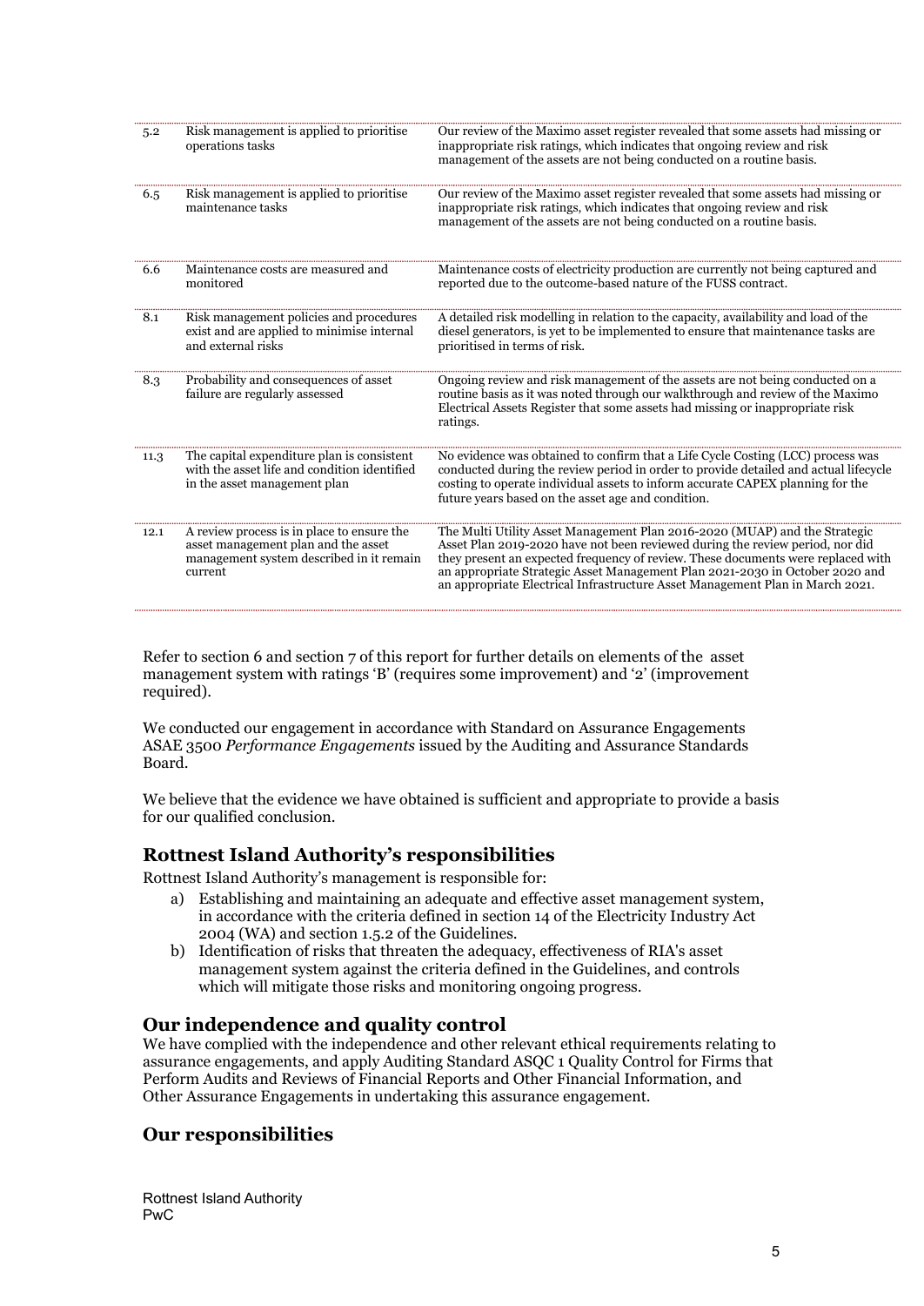| | | |
|---|---|---|
| 5.2 | Risk management is applied to prioritise operations tasks | Our review of the Maximo asset register revealed that some assets had missing or inappropriate risk ratings, which indicates that ongoing review and risk management of the assets are not being conducted on a routine basis. |
| 6.5 | Risk management is applied to prioritise maintenance tasks | Our review of the Maximo asset register revealed that some assets had missing or inappropriate risk ratings, which indicates that ongoing review and risk management of the assets are not being conducted on a routine basis. |
| 6.6 | Maintenance costs are measured and monitored | Maintenance costs of electricity production are currently not being captured and reported due to the outcome-based nature of the FUSS contract. |
| 8.1 | Risk management policies and procedures exist and are applied to minimise internal and external risks | A detailed risk modelling in relation to the capacity, availability and load of the diesel generators, is yet to be implemented to ensure that maintenance tasks are prioritised in terms of risk. |
| 8.3 | Probability and consequences of asset failure are regularly assessed | Ongoing review and risk management of the assets are not being conducted on a routine basis as it was noted through our walkthrough and review of the Maximo Electrical Assets Register that some assets had missing or inappropriate risk ratings. |
| 11.3 | The capital expenditure plan is consistent with the asset life and condition identified in the asset management plan | No evidence was obtained to confirm that a Life Cycle Costing (LCC) process was conducted during the review period in order to provide detailed and actual lifecycle costing to operate individual assets to inform accurate CAPEX planning for the future years based on the asset age and condition. |
| 12.1 | A review process is in place to ensure the asset management plan and the asset management system described in it remain current | The Multi Utility Asset Management Plan 2016-2020 (MUAP) and the Strategic Asset Plan 2019-2020 have not been reviewed during the review period, nor did they present an expected frequency of review. These documents were replaced with an appropriate Strategic Asset Management Plan 2021-2030 in October 2020 and an appropriate Electrical Infrastructure Asset Management Plan in March 2021. |

Refer to section 6 and section 7 of this report for further details on elements of the asset management system with ratings 'B' (requires some improvement) and '2' (improvement required).

We conducted our engagement in accordance with Standard on Assurance Engagements ASAE 3500 *Performance Engagements* issued by the Auditing and Assurance Standards Board.

We believe that the evidence we have obtained is sufficient and appropriate to provide a basis for our qualified conclusion.

## Rottnest Island Authority's responsibilities

Rottnest Island Authority's management is responsible for:

a) Establishing and maintaining an adequate and effective asset management system, in accordance with the criteria defined in section 14 of the Electricity Industry Act 2004 (WA) and section 1.5.2 of the Guidelines.
b) Identification of risks that threaten the adequacy, effectiveness of RIA's asset management system against the criteria defined in the Guidelines, and controls which will mitigate those risks and monitoring ongoing progress.

## Our independence and quality control

We have complied with the independence and other relevant ethical requirements relating to assurance engagements, and apply Auditing Standard ASQC 1 Quality Control for Firms that Perform Audits and Reviews of Financial Reports and Other Financial Information, and Other Assurance Engagements in undertaking this assurance engagement.

## Our responsibilities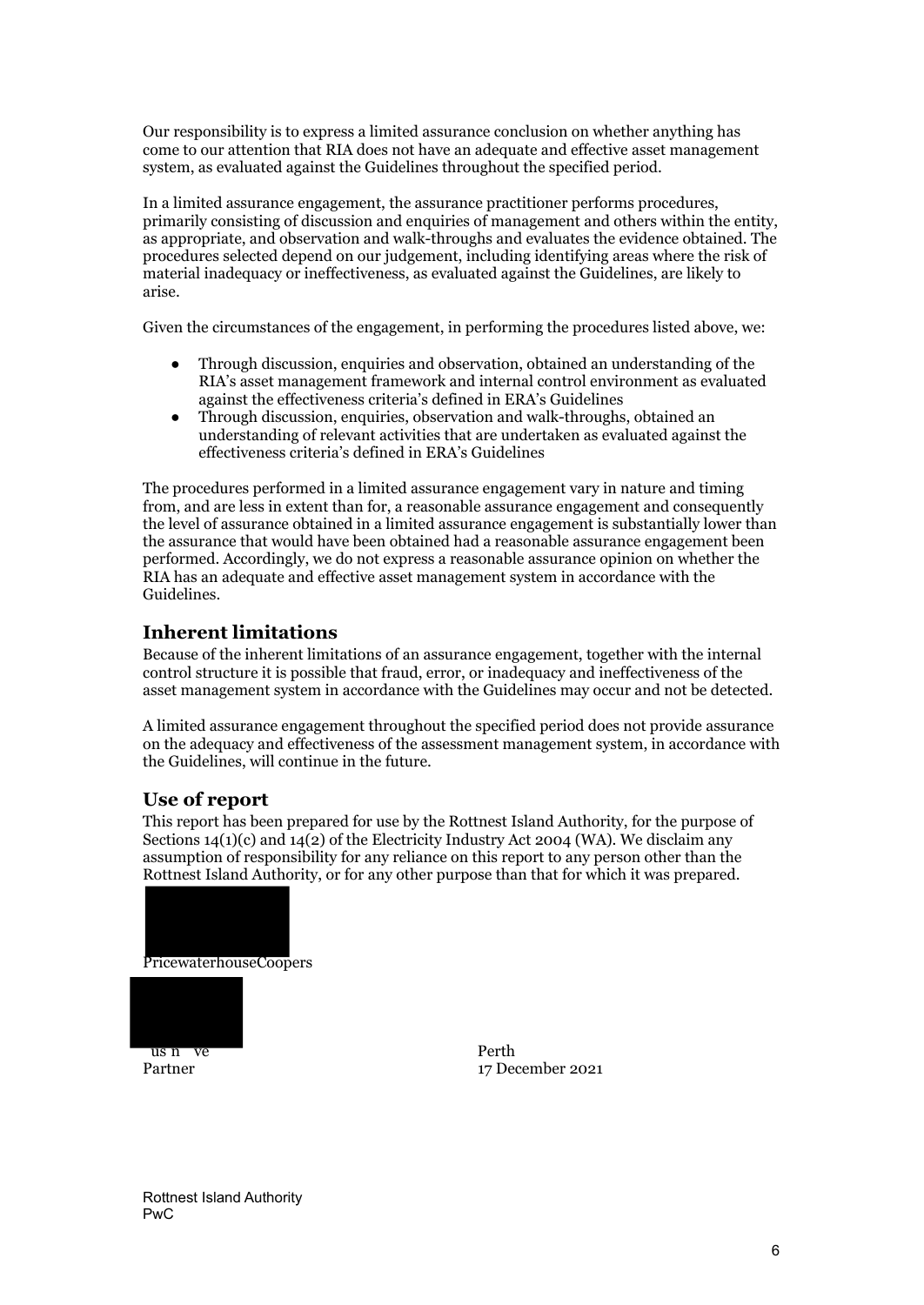Our responsibility is to express a limited assurance conclusion on whether anything has come to our attention that RIA does not have an adequate and effective asset management system, as evaluated against the Guidelines throughout the specified period.

In a limited assurance engagement, the assurance practitioner performs procedures, primarily consisting of discussion and enquiries of management and others within the entity, as appropriate, and observation and walk-throughs and evaluates the evidence obtained. The procedures selected depend on our judgement, including identifying areas where the risk of material inadequacy or ineffectiveness, as evaluated against the Guidelines, are likely to arise.

Given the circumstances of the engagement, in performing the procedures listed above, we:

- Through discussion, enquiries and observation, obtained an understanding of the RIA's asset management framework and internal control environment as evaluated against the effectiveness criteria's defined in ERA's Guidelines
- Through discussion, enquiries, observation and walk-throughs, obtained an understanding of relevant activities that are undertaken as evaluated against the effectiveness criteria's defined in ERA's Guidelines

The procedures performed in a limited assurance engagement vary in nature and timing from, and are less in extent than for, a reasonable assurance engagement and consequently the level of assurance obtained in a limited assurance engagement is substantially lower than the assurance that would have been obtained had a reasonable assurance engagement been performed. Accordingly, we do not express a reasonable assurance opinion on whether the RIA has an adequate and effective asset management system in accordance with the Guidelines.

## Inherent limitations

Because of the inherent limitations of an assurance engagement, together with the internal control structure it is possible that fraud, error, or inadequacy and ineffectiveness of the asset management system in accordance with the Guidelines may occur and not be detected.

A limited assurance engagement throughout the specified period does not provide assurance on the adequacy and effectiveness of the assessment management system, in accordance with the Guidelines, will continue in the future.

## Use of report

This report has been prepared for use by the Rottnest Island Authority, for the purpose of Sections 14(1)(c) and 14(2) of the Electricity Industry Act 2004 (WA). We disclaim any assumption of responsibility for any reliance on this report to any person other than the Rottnest Island Authority, or for any other purpose than that for which it was prepared.

PricewaterhouseCoopers

us n ve
Partner

Perth
17 December 2021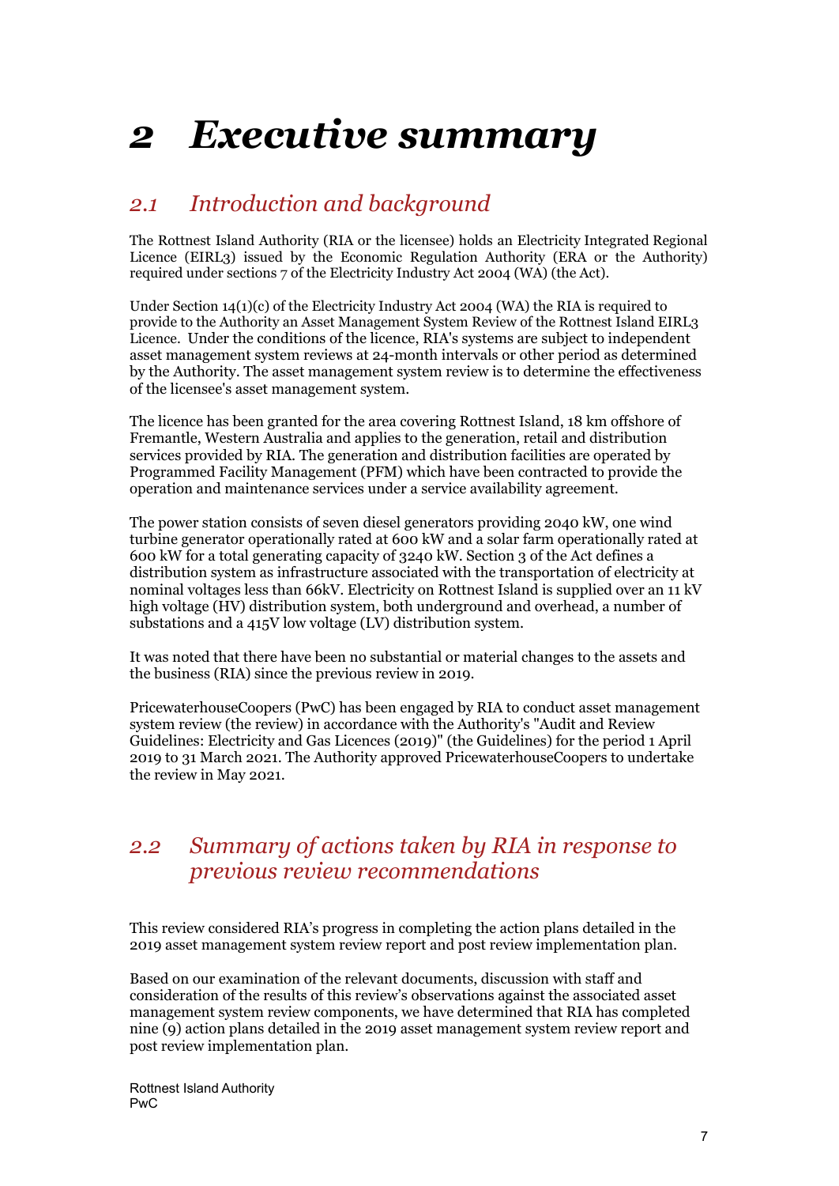# 2 Executive summary

## 2.1 Introduction and background

The Rottnest Island Authority (RIA or the licensee) holds an Electricity Integrated Regional Licence (EIRL3) issued by the Economic Regulation Authority (ERA or the Authority) required under sections 7 of the Electricity Industry Act 2004 (WA) (the Act).

Under Section 14(1)(c) of the Electricity Industry Act 2004 (WA) the RIA is required to provide to the Authority an Asset Management System Review of the Rottnest Island EIRL3 Licence. Under the conditions of the licence, RIA's systems are subject to independent asset management system reviews at 24-month intervals or other period as determined by the Authority. The asset management system review is to determine the effectiveness of the licensee's asset management system.

The licence has been granted for the area covering Rottnest Island, 18 km offshore of Fremantle, Western Australia and applies to the generation, retail and distribution services provided by RIA. The generation and distribution facilities are operated by Programmed Facility Management (PFM) which have been contracted to provide the operation and maintenance services under a service availability agreement.

The power station consists of seven diesel generators providing 2040 kW, one wind turbine generator operationally rated at 600 kW and a solar farm operationally rated at 600 kW for a total generating capacity of 3240 kW. Section 3 of the Act defines a distribution system as infrastructure associated with the transportation of electricity at nominal voltages less than 66kV. Electricity on Rottnest Island is supplied over an 11 kV high voltage (HV) distribution system, both underground and overhead, a number of substations and a 415V low voltage (LV) distribution system.

It was noted that there have been no substantial or material changes to the assets and the business (RIA) since the previous review in 2019.

PricewaterhouseCoopers (PwC) has been engaged by RIA to conduct asset management system review (the review) in accordance with the Authority's "Audit and Review Guidelines: Electricity and Gas Licences (2019)" (the Guidelines) for the period 1 April 2019 to 31 March 2021. The Authority approved PricewaterhouseCoopers to undertake the review in May 2021.

## 2.2 Summary of actions taken by RIA in response to previous review recommendations

This review considered RIA's progress in completing the action plans detailed in the 2019 asset management system review report and post review implementation plan.

Based on our examination of the relevant documents, discussion with staff and consideration of the results of this review's observations against the associated asset management system review components, we have determined that RIA has completed nine (9) action plans detailed in the 2019 asset management system review report and post review implementation plan.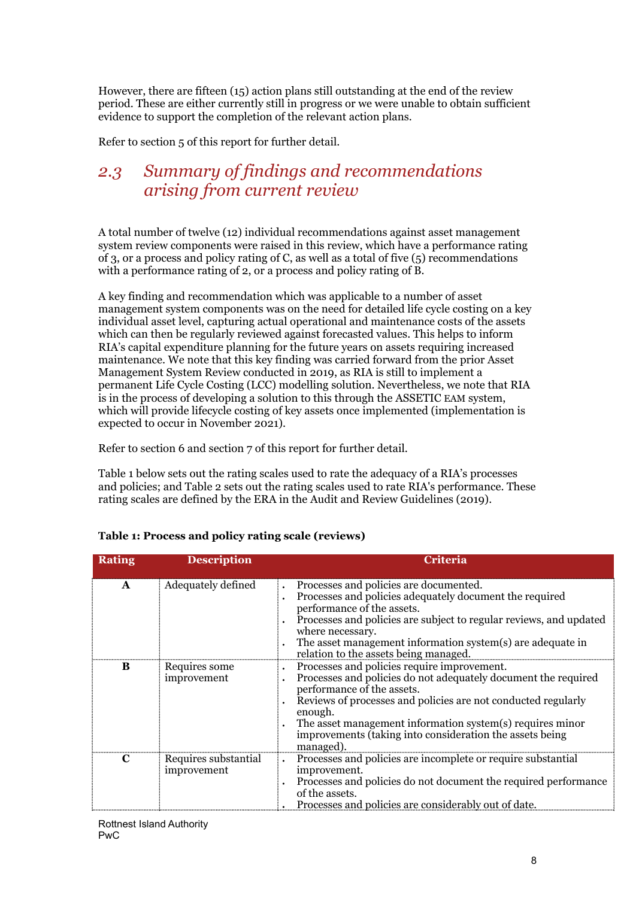However, there are fifteen (15) action plans still outstanding at the end of the review period. These are either currently still in progress or we were unable to obtain sufficient evidence to support the completion of the relevant action plans.

Refer to section 5 of this report for further detail.

## 2.3 Summary of findings and recommendations arising from current review

A total number of twelve (12) individual recommendations against asset management system review components were raised in this review, which have a performance rating of 3, or a process and policy rating of C, as well as a total of five (5) recommendations with a performance rating of 2, or a process and policy rating of B.

A key finding and recommendation which was applicable to a number of asset management system components was on the need for detailed life cycle costing on a key individual asset level, capturing actual operational and maintenance costs of the assets which can then be regularly reviewed against forecasted values. This helps to inform RIA's capital expenditure planning for the future years on assets requiring increased maintenance. We note that this key finding was carried forward from the prior Asset Management System Review conducted in 2019, as RIA is still to implement a permanent Life Cycle Costing (LCC) modelling solution. Nevertheless, we note that RIA is in the process of developing a solution to this through the ASSETIC EAM system, which will provide lifecycle costing of key assets once implemented (implementation is expected to occur in November 2021).

Refer to section 6 and section 7 of this report for further detail.

Table 1 below sets out the rating scales used to rate the adequacy of a RIA's processes and policies; and Table 2 sets out the rating scales used to rate RIA's performance. These rating scales are defined by the ERA in the Audit and Review Guidelines (2019).

**Table 1: Process and policy rating scale (reviews)**

| Rating | Description | Criteria |
|---|---|---|
| **A** | Adequately defined | • Processes and policies are documented.<br>• Processes and policies adequately document the required performance of the assets.<br>• Processes and policies are subject to regular reviews, and updated where necessary.<br>• The asset management information system(s) are adequate in relation to the assets being managed. |
| **B** | Requires some improvement | • Processes and policies require improvement.<br>• Processes and policies do not adequately document the required performance of the assets.<br>• Reviews of processes and policies are not conducted regularly enough.<br>• The asset management information system(s) requires minor improvements (taking into consideration the assets being managed). |
| **C** | Requires substantial improvement | • Processes and policies are incomplete or require substantial improvement.<br>• Processes and policies do not document the required performance of the assets.<br>• Processes and policies are considerably out of date. |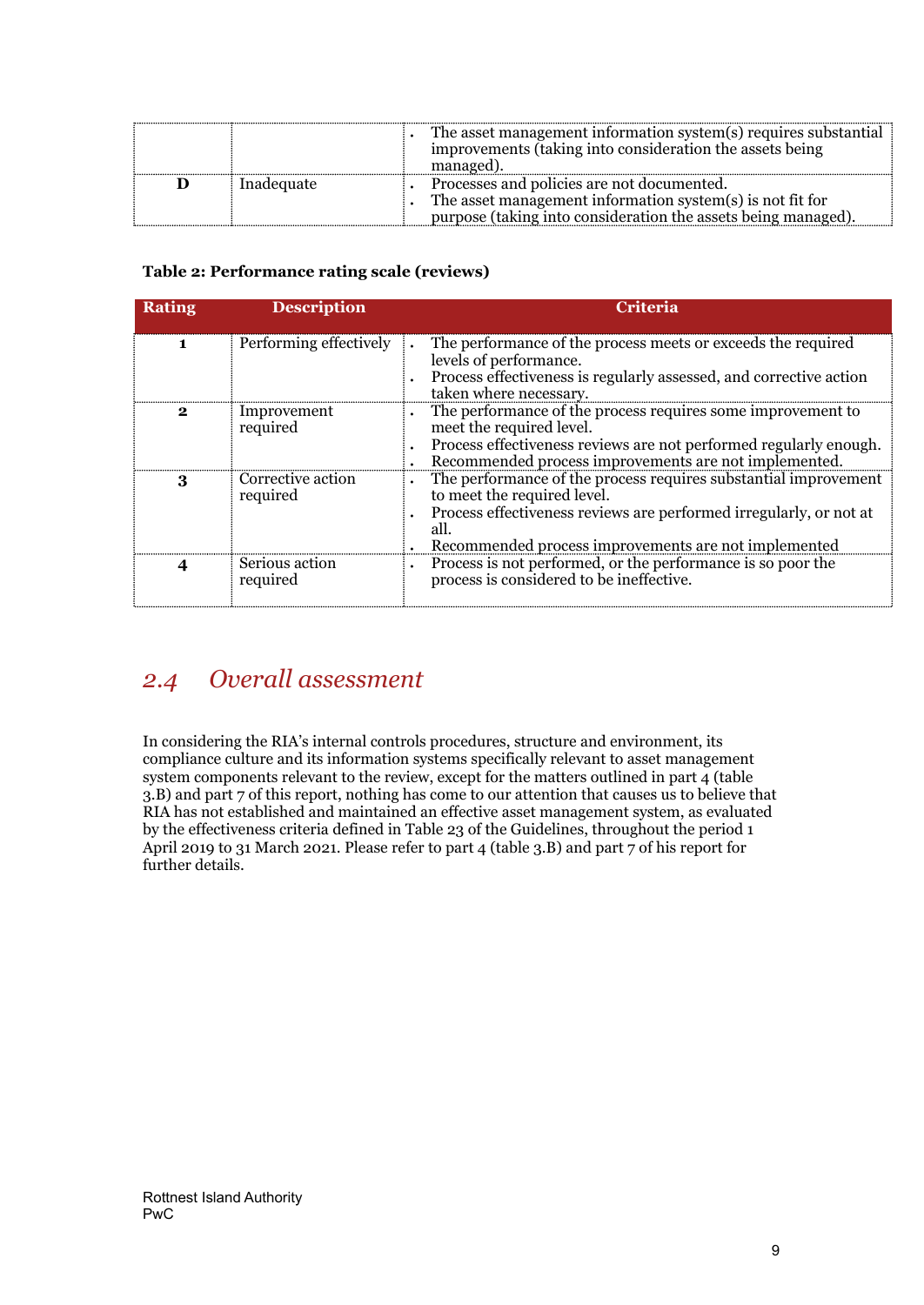| | | • The asset management information system(s) requires substantial improvements (taking into consideration the assets being managed). |
|---|---|---|
| **D** | Inadequate | • Processes and policies are not documented.<br>• The asset management information system(s) is not fit for purpose (taking into consideration the assets being managed). |

**Table 2: Performance rating scale (reviews)**

| Rating | Description | Criteria |
|---|---|---|
| **1** | Performing effectively | • The performance of the process meets or exceeds the required levels of performance.<br>• Process effectiveness is regularly assessed, and corrective action taken where necessary. |
| **2** | Improvement required | • The performance of the process requires some improvement to meet the required level.<br>• Process effectiveness reviews are not performed regularly enough.<br>• Recommended process improvements are not implemented. |
| **3** | Corrective action required | • The performance of the process requires substantial improvement to meet the required level.<br>• Process effectiveness reviews are performed irregularly, or not at all.<br>• Recommended process improvements are not implemented |
| **4** | Serious action required | • Process is not performed, or the performance is so poor the process is considered to be ineffective. |

## 2.4 *Overall assessment*

In considering the RIA's internal controls procedures, structure and environment, its compliance culture and its information systems specifically relevant to asset management system components relevant to the review, except for the matters outlined in part 4 (table 3.B) and part 7 of this report, nothing has come to our attention that causes us to believe that RIA has not established and maintained an effective asset management system, as evaluated by the effectiveness criteria defined in Table 23 of the Guidelines, throughout the period 1 April 2019 to 31 March 2021. Please refer to part 4 (table 3.B) and part 7 of his report for further details.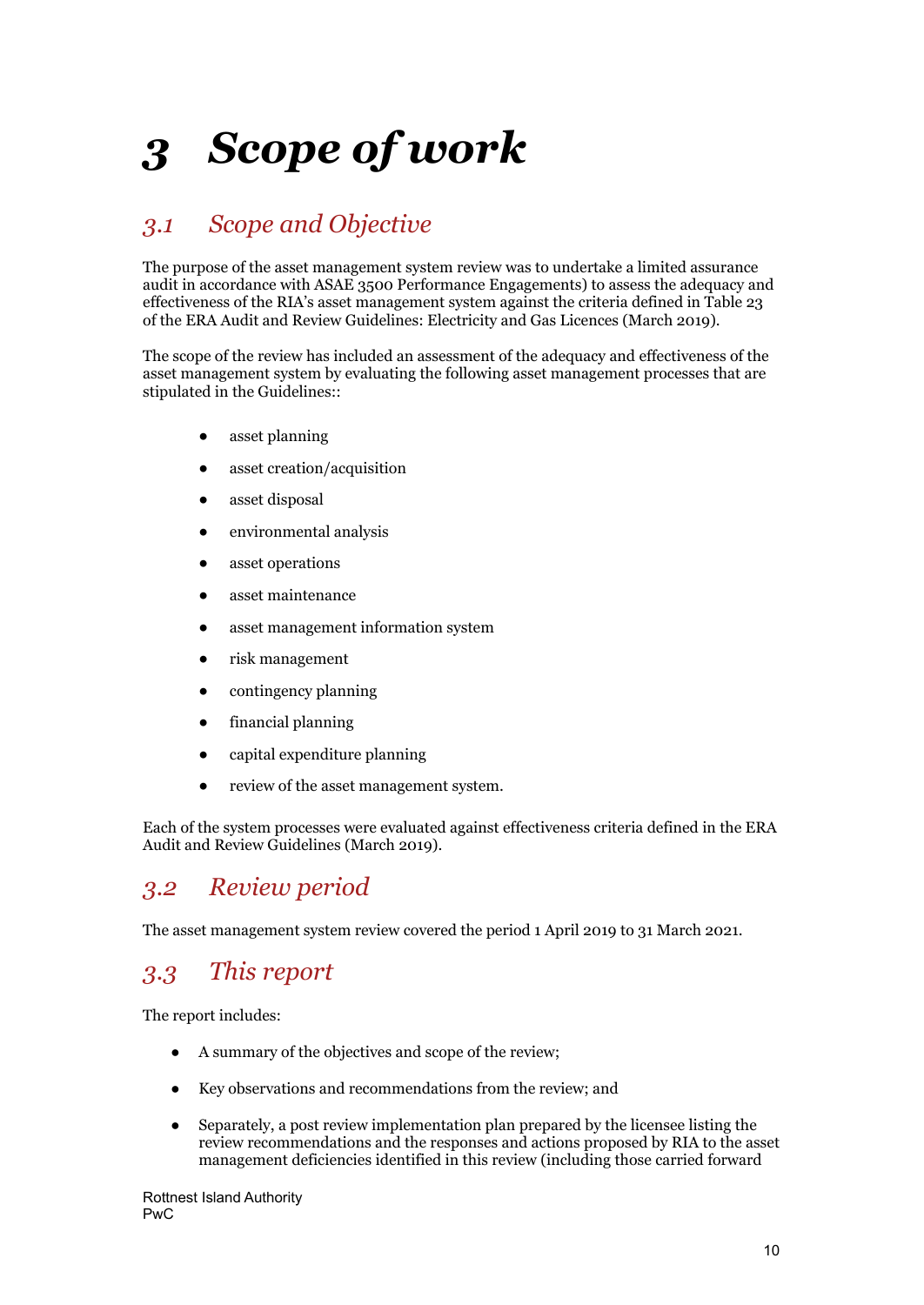# 3 Scope of work

## 3.1 Scope and Objective

The purpose of the asset management system review was to undertake a limited assurance audit in accordance with ASAE 3500 Performance Engagements) to assess the adequacy and effectiveness of the RIA's asset management system against the criteria defined in Table 23 of the ERA Audit and Review Guidelines: Electricity and Gas Licences (March 2019).

The scope of the review has included an assessment of the adequacy and effectiveness of the asset management system by evaluating the following asset management processes that are stipulated in the Guidelines::

- asset planning
- asset creation/acquisition
- asset disposal
- environmental analysis
- asset operations
- asset maintenance
- asset management information system
- risk management
- contingency planning
- financial planning
- capital expenditure planning
- review of the asset management system.

Each of the system processes were evaluated against effectiveness criteria defined in the ERA Audit and Review Guidelines (March 2019).

## 3.2 Review period

The asset management system review covered the period 1 April 2019 to 31 March 2021.

## 3.3 This report

The report includes:

- A summary of the objectives and scope of the review;
- Key observations and recommendations from the review; and
- Separately, a post review implementation plan prepared by the licensee listing the review recommendations and the responses and actions proposed by RIA to the asset management deficiencies identified in this review (including those carried forward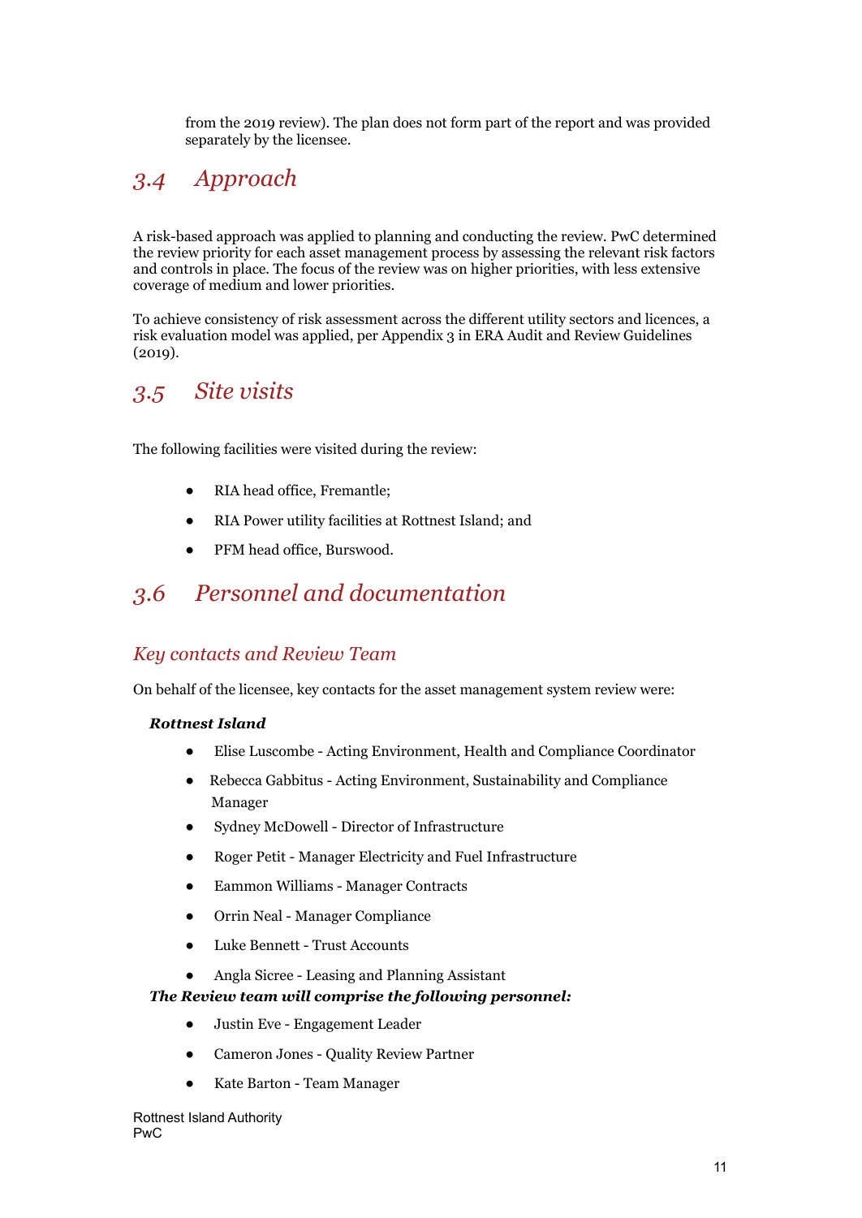from the 2019 review). The plan does not form part of the report and was provided separately by the licensee.

## 3.4 Approach

A risk-based approach was applied to planning and conducting the review. PwC determined the review priority for each asset management process by assessing the relevant risk factors and controls in place. The focus of the review was on higher priorities, with less extensive coverage of medium and lower priorities.

To achieve consistency of risk assessment across the different utility sectors and licences, a risk evaluation model was applied, per Appendix 3 in ERA Audit and Review Guidelines (2019).

## 3.5 Site visits

The following facilities were visited during the review:

- RIA head office, Fremantle;
- RIA Power utility facilities at Rottnest Island; and
- PFM head office, Burswood.

## 3.6 Personnel and documentation

### Key contacts and Review Team

On behalf of the licensee, key contacts for the asset management system review were:

***Rottnest Island***

- Elise Luscombe - Acting Environment, Health and Compliance Coordinator
- Rebecca Gabbitus - Acting Environment, Sustainability and Compliance Manager
- Sydney McDowell - Director of Infrastructure
- Roger Petit - Manager Electricity and Fuel Infrastructure
- Eammon Williams - Manager Contracts
- Orrin Neal - Manager Compliance
- Luke Bennett - Trust Accounts
- Angla Sicree - Leasing and Planning Assistant

***The Review team will comprise the following personnel:***

- Justin Eve - Engagement Leader
- Cameron Jones - Quality Review Partner
- Kate Barton - Team Manager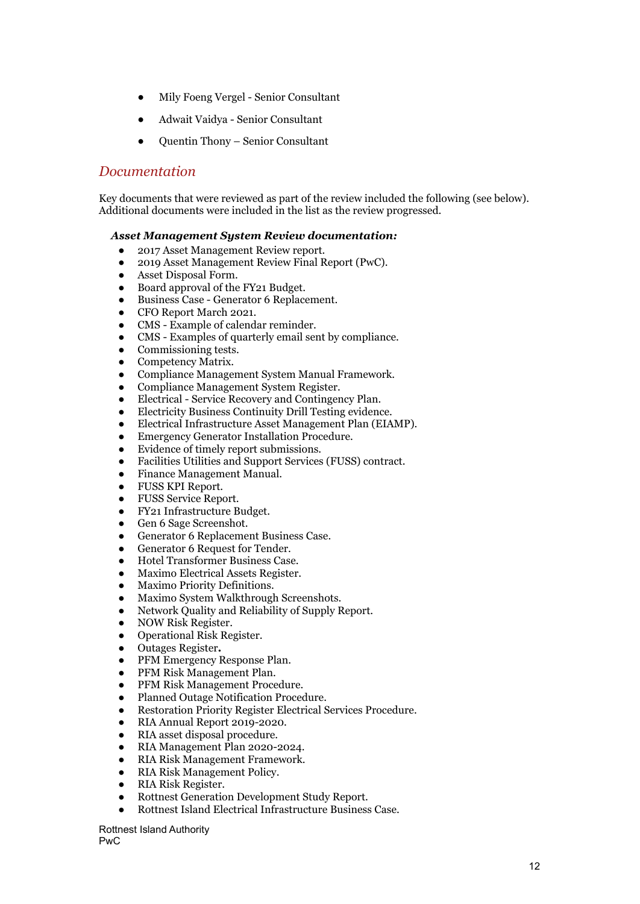- Mily Foeng Vergel - Senior Consultant
- Adwait Vaidya - Senior Consultant
- Quentin Thony – Senior Consultant

## *Documentation*

Key documents that were reviewed as part of the review included the following (see below). Additional documents were included in the list as the review progressed.

***Asset Management System Review documentation:***

- 2017 Asset Management Review report.
- 2019 Asset Management Review Final Report (PwC).
- Asset Disposal Form.
- Board approval of the FY21 Budget.
- Business Case - Generator 6 Replacement.
- CFO Report March 2021.
- CMS - Example of calendar reminder.
- CMS - Examples of quarterly email sent by compliance.
- Commissioning tests.
- Competency Matrix.
- Compliance Management System Manual Framework.
- Compliance Management System Register.
- Electrical - Service Recovery and Contingency Plan.
- Electricity Business Continuity Drill Testing evidence.
- Electrical Infrastructure Asset Management Plan (EIAMP).
- Emergency Generator Installation Procedure.
- Evidence of timely report submissions.
- Facilities Utilities and Support Services (FUSS) contract.
- Finance Management Manual.
- FUSS KPI Report.
- FUSS Service Report.
- FY21 Infrastructure Budget.
- Gen 6 Sage Screenshot.
- Generator 6 Replacement Business Case.
- Generator 6 Request for Tender.
- Hotel Transformer Business Case.
- Maximo Electrical Assets Register.
- Maximo Priority Definitions.
- Maximo System Walkthrough Screenshots.
- Network Quality and Reliability of Supply Report.
- NOW Risk Register.
- Operational Risk Register.
- Outages Register**.**
- PFM Emergency Response Plan.
- PFM Risk Management Plan.
- PFM Risk Management Procedure.
- Planned Outage Notification Procedure.
- Restoration Priority Register Electrical Services Procedure.
- RIA Annual Report 2019-2020.
- RIA asset disposal procedure.
- RIA Management Plan 2020-2024.
- RIA Risk Management Framework.
- RIA Risk Management Policy.
- RIA Risk Register.
- Rottnest Generation Development Study Report.
- Rottnest Island Electrical Infrastructure Business Case.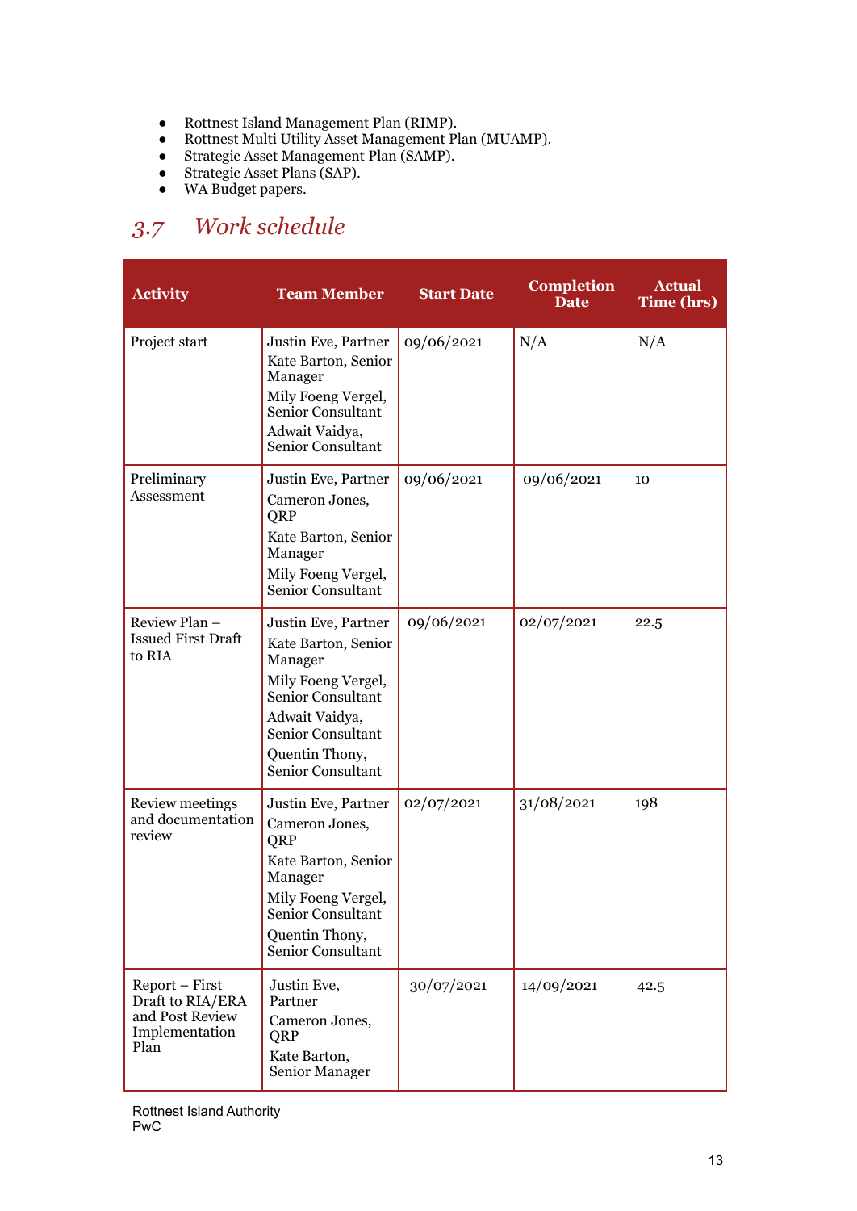- Rottnest Island Management Plan (RIMP).
- Rottnest Multi Utility Asset Management Plan (MUAMP).
- Strategic Asset Management Plan (SAMP).
- Strategic Asset Plans (SAP).
- WA Budget papers.

## 3.7 Work schedule

| Activity | Team Member | Start Date | Completion Date | Actual Time (hrs) |
|---|---|---|---|---|
| Project start | Justin Eve, Partner<br>Kate Barton, Senior Manager<br>Mily Foeng Vergel, Senior Consultant<br>Adwait Vaidya, Senior Consultant | 09/06/2021 | N/A | N/A |
| Preliminary Assessment | Justin Eve, Partner<br>Cameron Jones, QRP<br>Kate Barton, Senior Manager<br>Mily Foeng Vergel, Senior Consultant | 09/06/2021 | 09/06/2021 | 10 |
| Review Plan – Issued First Draft to RIA | Justin Eve, Partner<br>Kate Barton, Senior Manager<br>Mily Foeng Vergel, Senior Consultant<br>Adwait Vaidya, Senior Consultant<br>Quentin Thony, Senior Consultant | 09/06/2021 | 02/07/2021 | 22.5 |
| Review meetings and documentation review | Justin Eve, Partner<br>Cameron Jones, QRP<br>Kate Barton, Senior Manager<br>Mily Foeng Vergel, Senior Consultant<br>Quentin Thony, Senior Consultant | 02/07/2021 | 31/08/2021 | 198 |
| Report – First Draft to RIA/ERA and Post Review Implementation Plan | Justin Eve, Partner<br>Cameron Jones, QRP<br>Kate Barton, Senior Manager | 30/07/2021 | 14/09/2021 | 42.5 |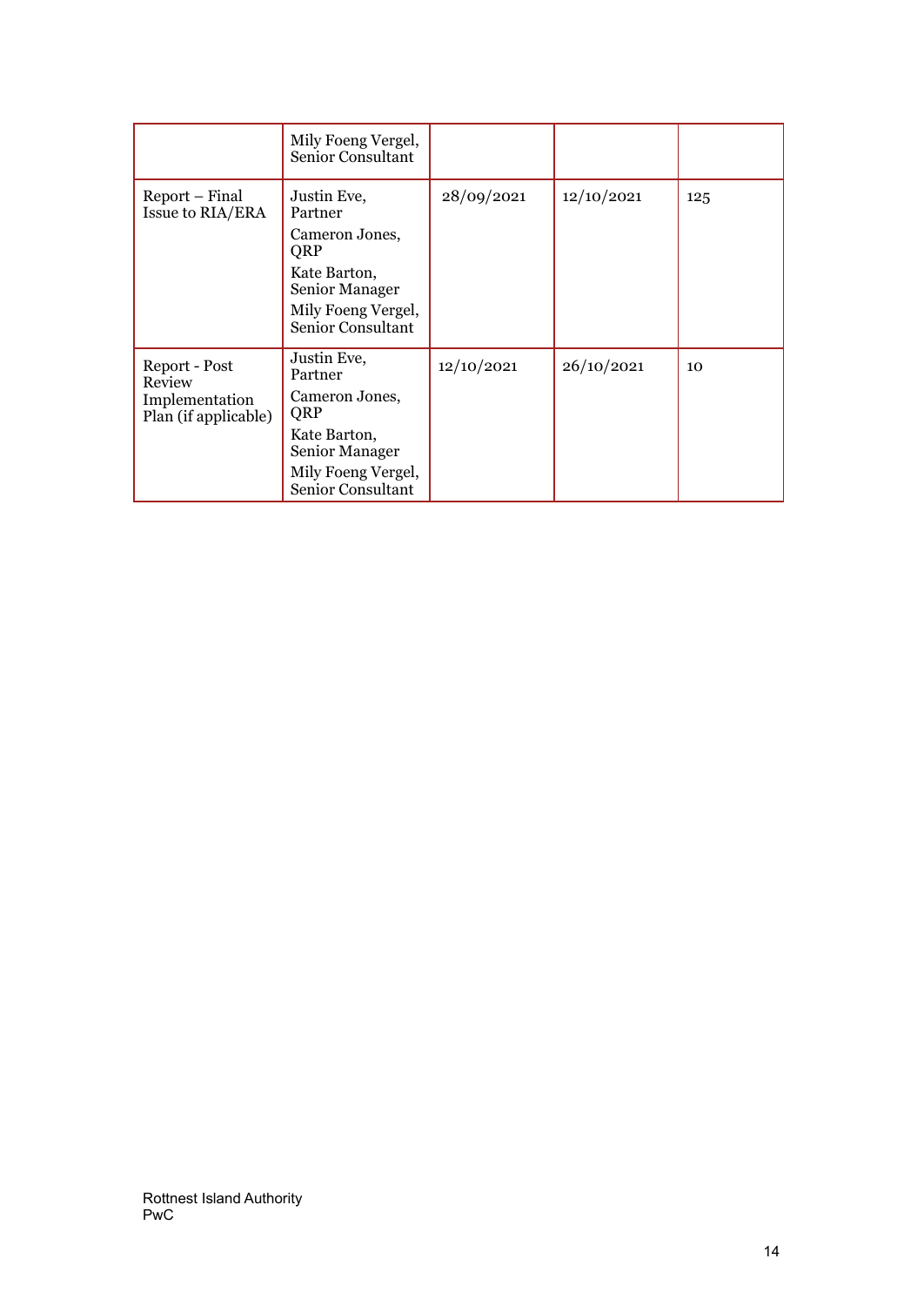|  |  |  |  |  |
|---|---|---|---|---|
|  | Mily Foeng Vergel, Senior Consultant |  |  |  |
| Report – Final Issue to RIA/ERA | Justin Eve, Partner<br>Cameron Jones, QRP<br>Kate Barton, Senior Manager<br>Mily Foeng Vergel, Senior Consultant | 28/09/2021 | 12/10/2021 | 125 |
| Report - Post Review Implementation Plan (if applicable) | Justin Eve, Partner<br>Cameron Jones, QRP<br>Kate Barton, Senior Manager<br>Mily Foeng Vergel, Senior Consultant | 12/10/2021 | 26/10/2021 | 10 |

Rottnest Island Authority
PwC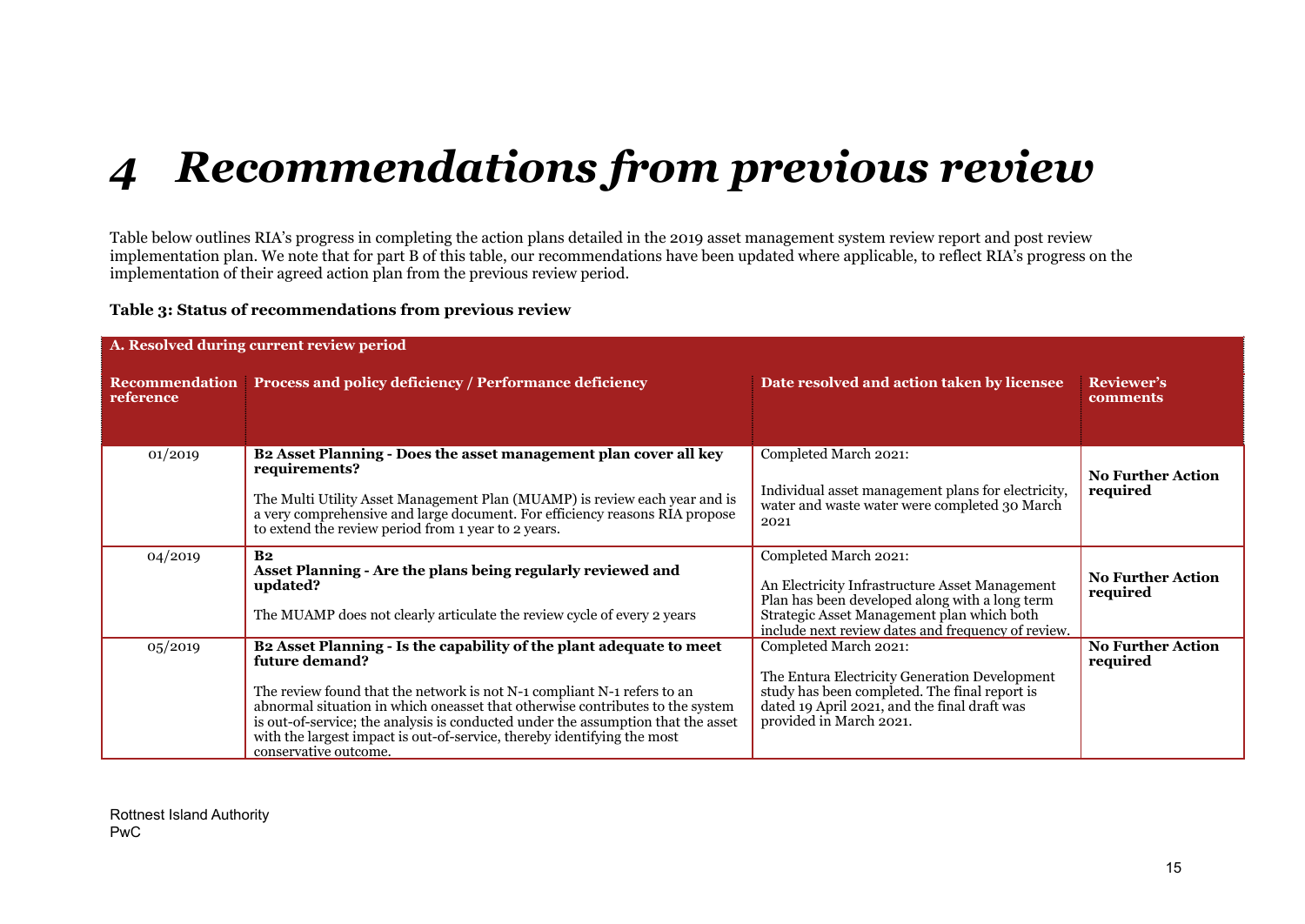# 4 Recommendations from previous review

Table below outlines RIA's progress in completing the action plans detailed in the 2019 asset management system review report and post review implementation plan. We note that for part B of this table, our recommendations have been updated where applicable, to reflect RIA's progress on the implementation of their agreed action plan from the previous review period.

**Table 3: Status of recommendations from previous review**

| **A. Resolved during current review period** | | | |
|---|---|---|---|
| **Recommendation reference** | **Process and policy deficiency / Performance deficiency** | **Date resolved and action taken by licensee** | **Reviewer's comments** |
| 01/2019 | **B2 Asset Planning - Does the asset management plan cover all key requirements?**<br><br>The Multi Utility Asset Management Plan (MUAMP) is review each year and is a very comprehensive and large document. For efficiency reasons RIA propose to extend the review period from 1 year to 2 years. | Completed March 2021:<br><br>Individual asset management plans for electricity, water and waste water were completed 30 March 2021 | **No Further Action required** |
| 04/2019 | **B2**<br>**Asset Planning - Are the plans being regularly reviewed and updated?**<br><br>The MUAMP does not clearly articulate the review cycle of every 2 years | Completed March 2021:<br><br>An Electricity Infrastructure Asset Management Plan has been developed along with a long term Strategic Asset Management plan which both include next review dates and frequency of review. | **No Further Action required** |
| 05/2019 | **B2 Asset Planning - Is the capability of the plant adequate to meet future demand?**<br><br>The review found that the network is not N-1 compliant N-1 refers to an abnormal situation in which oneasset that otherwise contributes to the system is out-of-service; the analysis is conducted under the assumption that the asset with the largest impact is out-of-service, thereby identifying the most conservative outcome. | Completed March 2021:<br><br>The Entura Electricity Generation Development study has been completed. The final report is dated 19 April 2021, and the final draft was provided in March 2021. | **No Further Action required** |

Rottnest Island Authority
PwC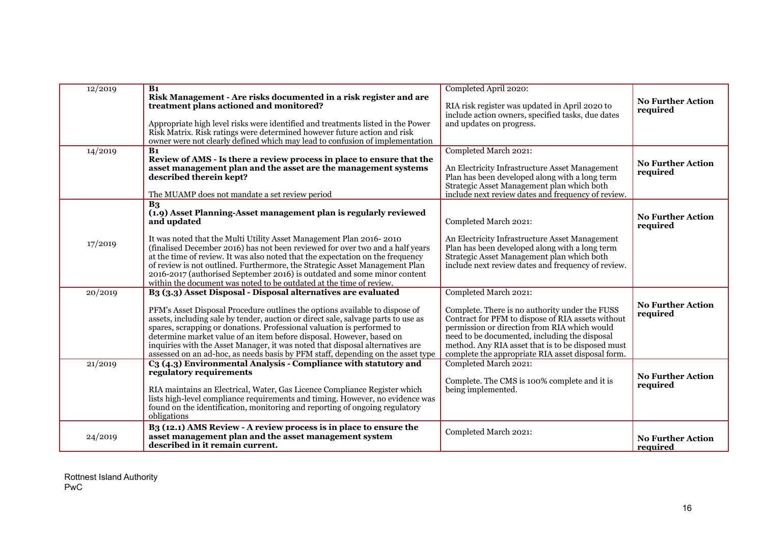| | | | |
|---|---|---|---|
| 12/2019 | **B1**<br>**Risk Management - Are risks documented in a risk register and are treatment plans actioned and monitored?**<br><br>Appropriate high level risks were identified and treatments listed in the Power Risk Matrix. Risk ratings were determined however future action and risk owner were not clearly defined which may lead to confusion of implementation | Completed April 2020:<br><br>RIA risk register was updated in April 2020 to include action owners, specified tasks, due dates and updates on progress. | **No Further Action required** |
| 14/2019 | **B1**<br>**Review of AMS - Is there a review process in place to ensure that the asset management plan and the asset are the management systems described therein kept?**<br><br>The MUAMP does not mandate a set review period | Completed March 2021:<br><br>An Electricity Infrastructure Asset Management Plan has been developed along with a long term Strategic Asset Management plan which both include next review dates and frequency of review. | **No Further Action required** |
| 17/2019 | **B3**<br>**(1.9) Asset Planning-Asset management plan is regularly reviewed and updated**<br><br>It was noted that the Multi Utility Asset Management Plan 2016- 2010 (finalised December 2016) has not been reviewed for over two and a half years at the time of review. It was also noted that the expectation on the frequency of review is not outlined. Furthermore, the Strategic Asset Management Plan 2016-2017 (authorised September 2016) is outdated and some minor content within the document was noted to be outdated at the time of review. | Completed March 2021:<br><br>An Electricity Infrastructure Asset Management Plan has been developed along with a long term Strategic Asset Management plan which both include next review dates and frequency of review. | **No Further Action required** |
| 20/2019 | **B3 (3.3) Asset Disposal - Disposal alternatives are evaluated**<br><br>PFM's Asset Disposal Procedure outlines the options available to dispose of assets, including sale by tender, auction or direct sale, salvage parts to use as spares, scrapping or donations. Professional valuation is performed to determine market value of an item before disposal. However, based on inquiries with the Asset Manager, it was noted that disposal alternatives are assessed on an ad-hoc, as needs basis by PFM staff, depending on the asset type | Completed March 2021:<br><br>Complete. There is no authority under the FUSS Contract for PFM to dispose of RIA assets without permission or direction from RIA which would need to be documented, including the disposal method. Any RIA asset that is to be disposed must complete the appropriate RIA asset disposal form. | **No Further Action required** |
| 21/2019 | **C3 (4.3) Environmental Analysis - Compliance with statutory and regulatory requirements**<br><br>RIA maintains an Electrical, Water, Gas Licence Compliance Register which lists high-level compliance requirements and timing. However, no evidence was found on the identification, monitoring and reporting of ongoing regulatory obligations | Completed March 2021:<br><br>Complete. The CMS is 100% complete and it is being implemented. | **No Further Action required** |
| 24/2019 | **B3 (12.1) AMS Review - A review process is in place to ensure the asset management plan and the asset management system described in it remain current.** | Completed March 2021: | **No Further Action required** |

Rottnest Island Authority
PwC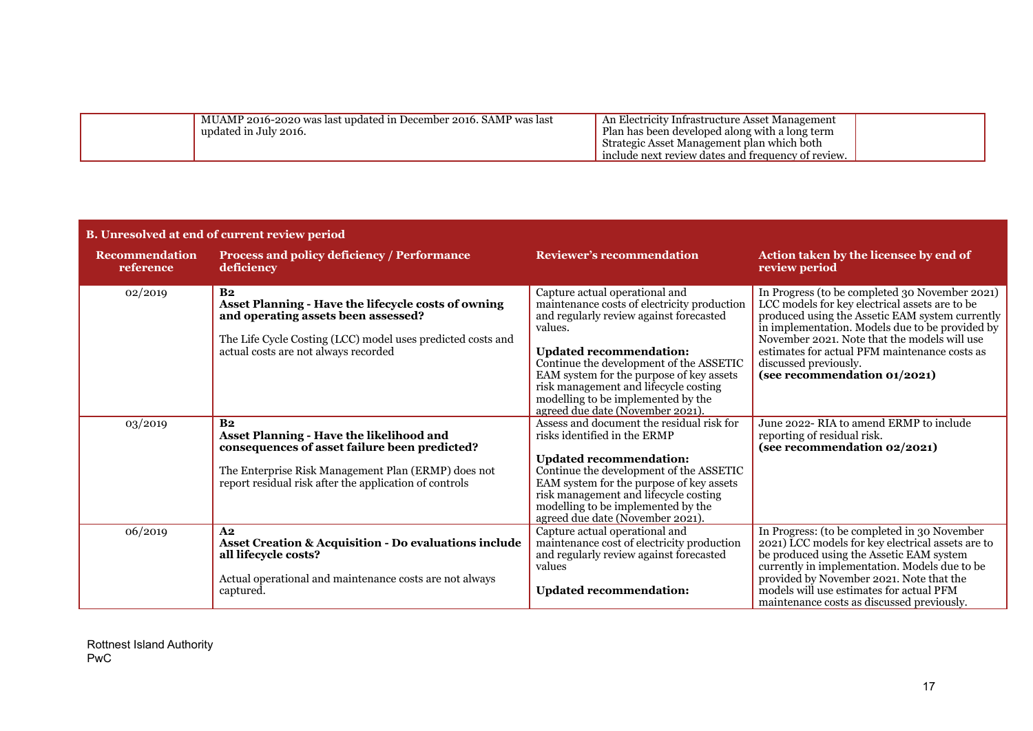| | MUAMP 2016-2020 was last updated in December 2016. SAMP was last updated in July 2016. | An Electricity Infrastructure Asset Management Plan has been developed along with a long term Strategic Asset Management plan which both include next review dates and frequency of review. | |
|---|---|---|---|

**B. Unresolved at end of current review period**

| Recommendation reference | Process and policy deficiency / Performance deficiency | Reviewer's recommendation | Action taken by the licensee by end of review period |
|---|---|---|---|
| 02/2019 | **B2**<br>**Asset Planning - Have the lifecycle costs of owning and operating assets been assessed?**<br><br>The Life Cycle Costing (LCC) model uses predicted costs and actual costs are not always recorded | Capture actual operational and maintenance costs of electricity production and regularly review against forecasted values.<br><br>**Updated recommendation:**<br>Continue the development of the ASSETIC EAM system for the purpose of key assets risk management and lifecycle costing modelling to be implemented by the agreed due date (November 2021). | In Progress (to be completed 30 November 2021) LCC models for key electrical assets are to be produced using the Assetic EAM system currently in implementation. Models due to be provided by November 2021. Note that the models will use estimates for actual PFM maintenance costs as discussed previously.<br>**(see recommendation 01/2021)** |
| 03/2019 | **B2**<br>**Asset Planning - Have the likelihood and consequences of asset failure been predicted?**<br><br>The Enterprise Risk Management Plan (ERMP) does not report residual risk after the application of controls | Assess and document the residual risk for risks identified in the ERMP<br><br>**Updated recommendation:**<br>Continue the development of the ASSETIC EAM system for the purpose of key assets risk management and lifecycle costing modelling to be implemented by the agreed due date (November 2021). | June 2022- RIA to amend ERMP to include reporting of residual risk.<br>**(see recommendation 02/2021)** |
| 06/2019 | **A2**<br>**Asset Creation & Acquisition - Do evaluations include all lifecycle costs?**<br><br>Actual operational and maintenance costs are not always captured. | Capture actual operational and maintenance cost of electricity production and regularly review against forecasted values<br><br>**Updated recommendation:** | In Progress: (to be completed in 30 November 2021) LCC models for key electrical assets are to be produced using the Assetic EAM system currently in implementation. Models due to be provided by November 2021. Note that the models will use estimates for actual PFM maintenance costs as discussed previously. |

Rottnest Island Authority
PwC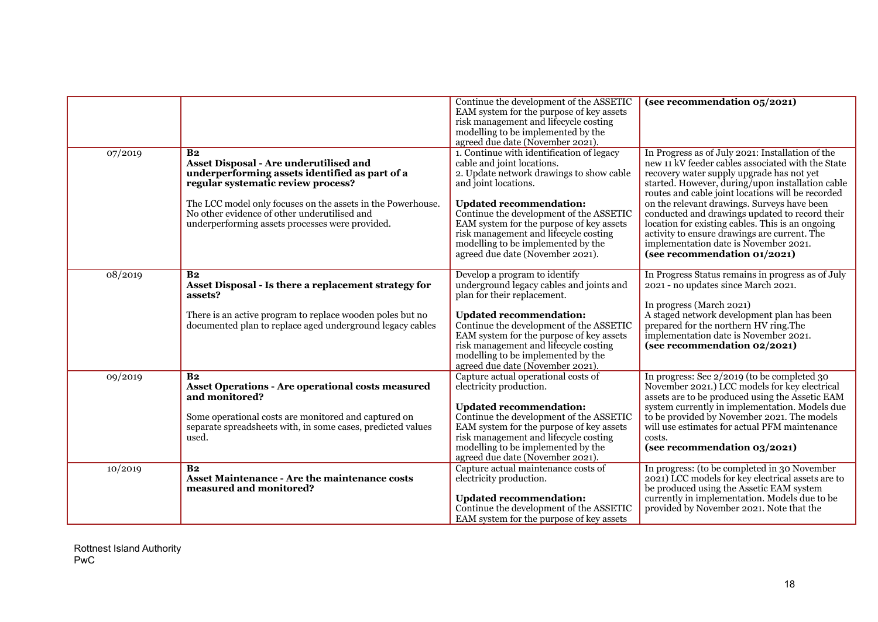| | | | |
|---|---|---|---|
| | | Continue the development of the ASSETIC EAM system for the purpose of key assets risk management and lifecycle costing modelling to be implemented by the agreed due date (November 2021). | **(see recommendation 05/2021)** |
| 07/2019 | **B2**<br>**Asset Disposal - Are underutilised and underperforming assets identified as part of a regular systematic review process?**<br><br>The LCC model only focuses on the assets in the Powerhouse. No other evidence of other underutilised and underperforming assets processes were provided. | 1. Continue with identification of legacy cable and joint locations.<br>2. Update network drawings to show cable and joint locations.<br><br>**Updated recommendation:**<br>Continue the development of the ASSETIC EAM system for the purpose of key assets risk management and lifecycle costing modelling to be implemented by the agreed due date (November 2021). | In Progress as of July 2021: Installation of the new 11 kV feeder cables associated with the State recovery water supply upgrade has not yet started. However, during/upon installation cable routes and cable joint locations will be recorded on the relevant drawings. Surveys have been conducted and drawings updated to record their location for existing cables. This is an ongoing activity to ensure drawings are current. The implementation date is November 2021.<br>**(see recommendation 01/2021)** |
| 08/2019 | **B2**<br>**Asset Disposal - Is there a replacement strategy for assets?**<br><br>There is an active program to replace wooden poles but no documented plan to replace aged underground legacy cables | Develop a program to identify underground legacy cables and joints and plan for their replacement.<br><br>**Updated recommendation:**<br>Continue the development of the ASSETIC EAM system for the purpose of key assets risk management and lifecycle costing modelling to be implemented by the agreed due date (November 2021). | In Progress Status remains in progress as of July 2021 - no updates since March 2021.<br><br>In progress (March 2021)<br>A staged network development plan has been prepared for the northern HV ring.The implementation date is November 2021.<br>**(see recommendation 02/2021)** |
| 09/2019 | **B2**<br>**Asset Operations - Are operational costs measured and monitored?**<br><br>Some operational costs are monitored and captured on separate spreadsheets with, in some cases, predicted values used. | Capture actual operational costs of electricity production.<br><br>**Updated recommendation:**<br>Continue the development of the ASSETIC EAM system for the purpose of key assets risk management and lifecycle costing modelling to be implemented by the agreed due date (November 2021). | In progress: See 2/2019 (to be completed 30 November 2021.) LCC models for key electrical assets are to be produced using the Assetic EAM system currently in implementation. Models due to be provided by November 2021. The models will use estimates for actual PFM maintenance costs.<br>**(see recommendation 03/2021)** |
| 10/2019 | **B2**<br>**Asset Maintenance - Are the maintenance costs measured and monitored?** | Capture actual maintenance costs of electricity production.<br><br>**Updated recommendation:**<br>Continue the development of the ASSETIC EAM system for the purpose of key assets | In progress: (to be completed in 30 November 2021) LCC models for key electrical assets are to be produced using the Assetic EAM system currently in implementation. Models due to be provided by November 2021. Note that the |

Rottnest Island Authority
PwC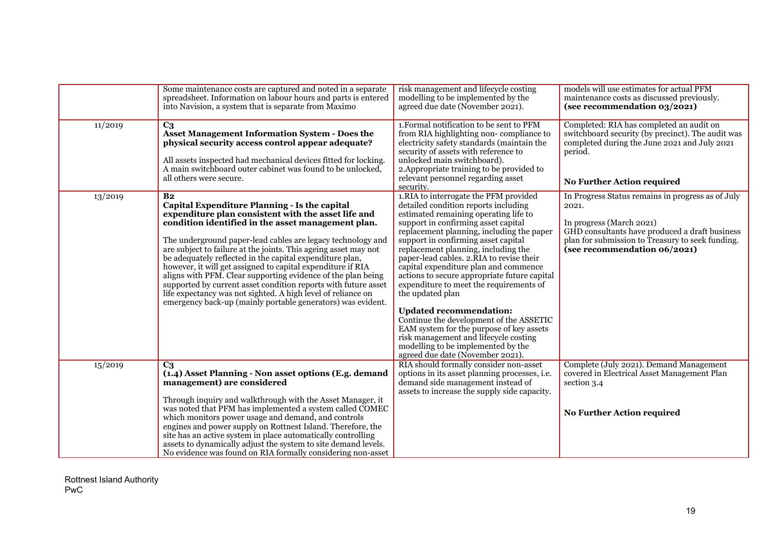| | | | |
|---|---|---|---|
| | Some maintenance costs are captured and noted in a separate spreadsheet. Information on labour hours and parts is entered into Navision, a system that is separate from Maximo | risk management and lifecycle costing modelling to be implemented by the agreed due date (November 2021). | models will use estimates for actual PFM maintenance costs as discussed previously. **(see recommendation 03/2021)** |
| 11/2019 | **C3**<br>**Asset Management Information System - Does the physical security access control appear adequate?**<br><br>All assets inspected had mechanical devices fitted for locking. A main switchboard outer cabinet was found to be unlocked, all others were secure. | 1.Formal notification to be sent to PFM from RIA highlighting non- compliance to electricity safety standards (maintain the security of assets with reference to unlocked main switchboard).<br>2.Appropriate training to be provided to relevant personnel regarding asset security. | Completed: RIA has completed an audit on switchboard security (by precinct). The audit was completed during the June 2021 and July 2021 period.<br><br>**No Further Action required** |
| 13/2019 | **B2**<br>**Capital Expenditure Planning - Is the capital expenditure plan consistent with the asset life and condition identified in the asset management plan.**<br><br>The underground paper-lead cables are legacy technology and are subject to failure at the joints. This ageing asset may not be adequately reflected in the capital expenditure plan, however, it will get assigned to capital expenditure if RIA aligns with PFM. Clear supporting evidence of the plan being supported by current asset condition reports with future asset life expectancy was not sighted. A high level of reliance on emergency back-up (mainly portable generators) was evident. | 1.RIA to interrogate the PFM provided detailed condition reports including estimated remaining operating life to support in confirming asset capital replacement planning, including the paper support in confirming asset capital replacement planning, including the paper-lead cables. 2.RIA to revise their capital expenditure plan and commence actions to secure appropriate future capital expenditure to meet the requirements of the updated plan<br><br>**Updated recommendation:**<br>Continue the development of the ASSETIC EAM system for the purpose of key assets risk management and lifecycle costing modelling to be implemented by the agreed due date (November 2021). | In Progress Status remains in progress as of July 2021.<br><br>In progress (March 2021)<br>GHD consultants have produced a draft business plan for submission to Treasury to seek funding. **(see recommendation 06/2021)** |
| 15/2019 | **C3**<br>**(1.4) Asset Planning - Non asset options (E.g. demand management) are considered**<br><br>Through inquiry and walkthrough with the Asset Manager, it was noted that PFM has implemented a system called COMEC which monitors power usage and demand, and controls engines and power supply on Rottnest Island. Therefore, the site has an active system in place automatically controlling assets to dynamically adjust the system to site demand levels. No evidence was found on RIA formally considering non-asset | RIA should formally consider non-asset options in its asset planning processes, i.e. demand side management instead of assets to increase the supply side capacity. | Complete (July 2021). Demand Management covered in Electrical Asset Management Plan section 3.4<br><br>**No Further Action required** |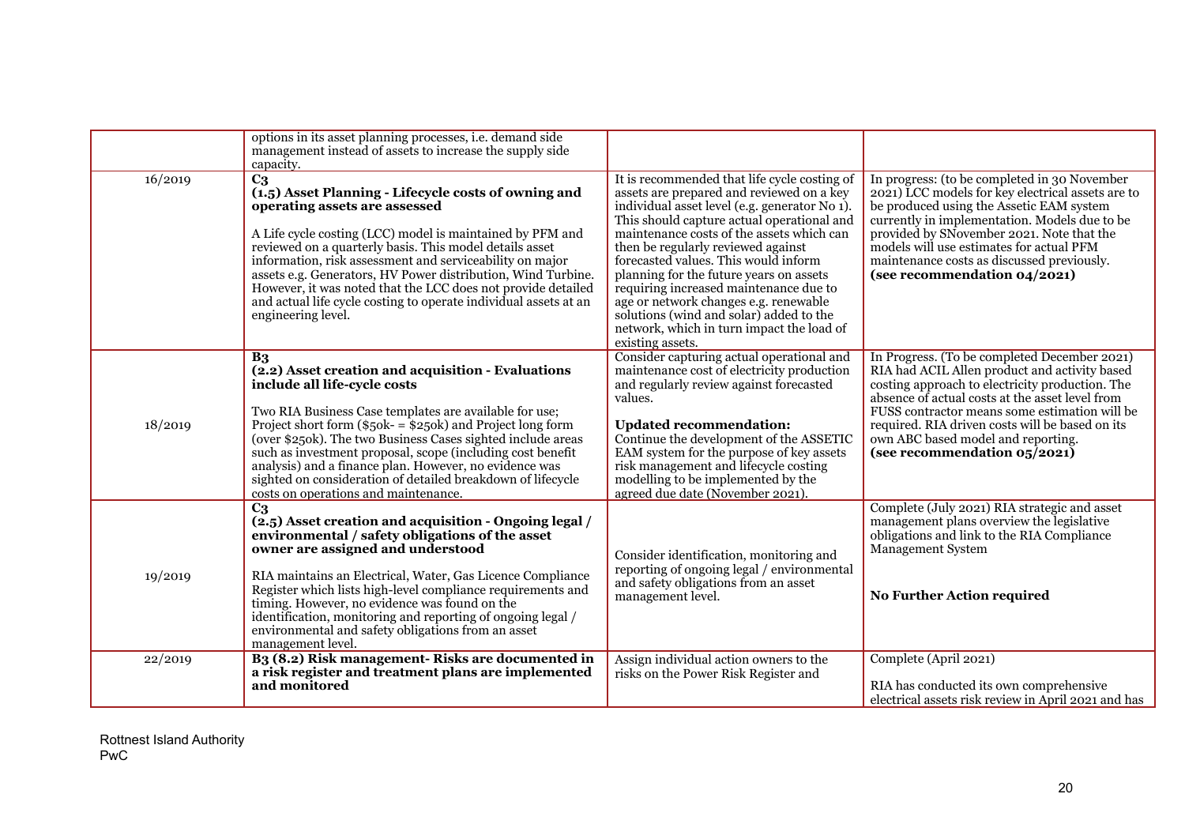| | | | |
|---|---|---|---|
| | options in its asset planning processes, i.e. demand side management instead of assets to increase the supply side capacity. | | |
| 16/2019 | **C3**<br>**(1.5) Asset Planning - Lifecycle costs of owning and operating assets are assessed**<br><br>A Life cycle costing (LCC) model is maintained by PFM and reviewed on a quarterly basis. This model details asset information, risk assessment and serviceability on major assets e.g. Generators, HV Power distribution, Wind Turbine. However, it was noted that the LCC does not provide detailed and actual life cycle costing to operate individual assets at an engineering level. | It is recommended that life cycle costing of assets are prepared and reviewed on a key individual asset level (e.g. generator No 1). This should capture actual operational and maintenance costs of the assets which can then be regularly reviewed against forecasted values. This would inform planning for the future years on assets requiring increased maintenance due to age or network changes e.g. renewable solutions (wind and solar) added to the network, which in turn impact the load of existing assets. | In progress: (to be completed in 30 November 2021) LCC models for key electrical assets are to be produced using the Assetic EAM system currently in implementation. Models due to be provided by SNovember 2021. Note that the models will use estimates for actual PFM maintenance costs as discussed previously.<br>**(see recommendation 04/2021)** |
| 18/2019 | **B3**<br>**(2.2) Asset creation and acquisition - Evaluations include all life-cycle costs**<br><br>Two RIA Business Case templates are available for use; Project short form ($50k- = $250k) and Project long form (over $250k). The two Business Cases sighted include areas such as investment proposal, scope (including cost benefit analysis) and a finance plan. However, no evidence was sighted on consideration of detailed breakdown of lifecycle costs on operations and maintenance. | Consider capturing actual operational and maintenance cost of electricity production and regularly review against forecasted values.<br><br>**Updated recommendation:**<br>Continue the development of the ASSETIC EAM system for the purpose of key assets risk management and lifecycle costing modelling to be implemented by the agreed due date (November 2021). | In Progress. (To be completed December 2021) RIA had ACIL Allen product and activity based costing approach to electricity production. The absence of actual costs at the asset level from FUSS contractor means some estimation will be required. RIA driven costs will be based on its own ABC based model and reporting.<br>**(see recommendation 05/2021)** |
| 19/2019 | **C3**<br>**(2.5) Asset creation and acquisition - Ongoing legal / environmental / safety obligations of the asset owner are assigned and understood**<br><br>RIA maintains an Electrical, Water, Gas Licence Compliance Register which lists high-level compliance requirements and timing. However, no evidence was found on the identification, monitoring and reporting of ongoing legal / environmental and safety obligations from an asset management level. | Consider identification, monitoring and reporting of ongoing legal / environmental and safety obligations from an asset management level. | Complete (July 2021) RIA strategic and asset management plans overview the legislative obligations and link to the RIA Compliance Management System<br><br>**No Further Action required** |
| 22/2019 | **B3 (8.2) Risk management- Risks are documented in a risk register and treatment plans are implemented and monitored** | Assign individual action owners to the risks on the Power Risk Register and | Complete (April 2021)<br><br>RIA has conducted its own comprehensive electrical assets risk review in April 2021 and has |

Rottnest Island Authority
PwC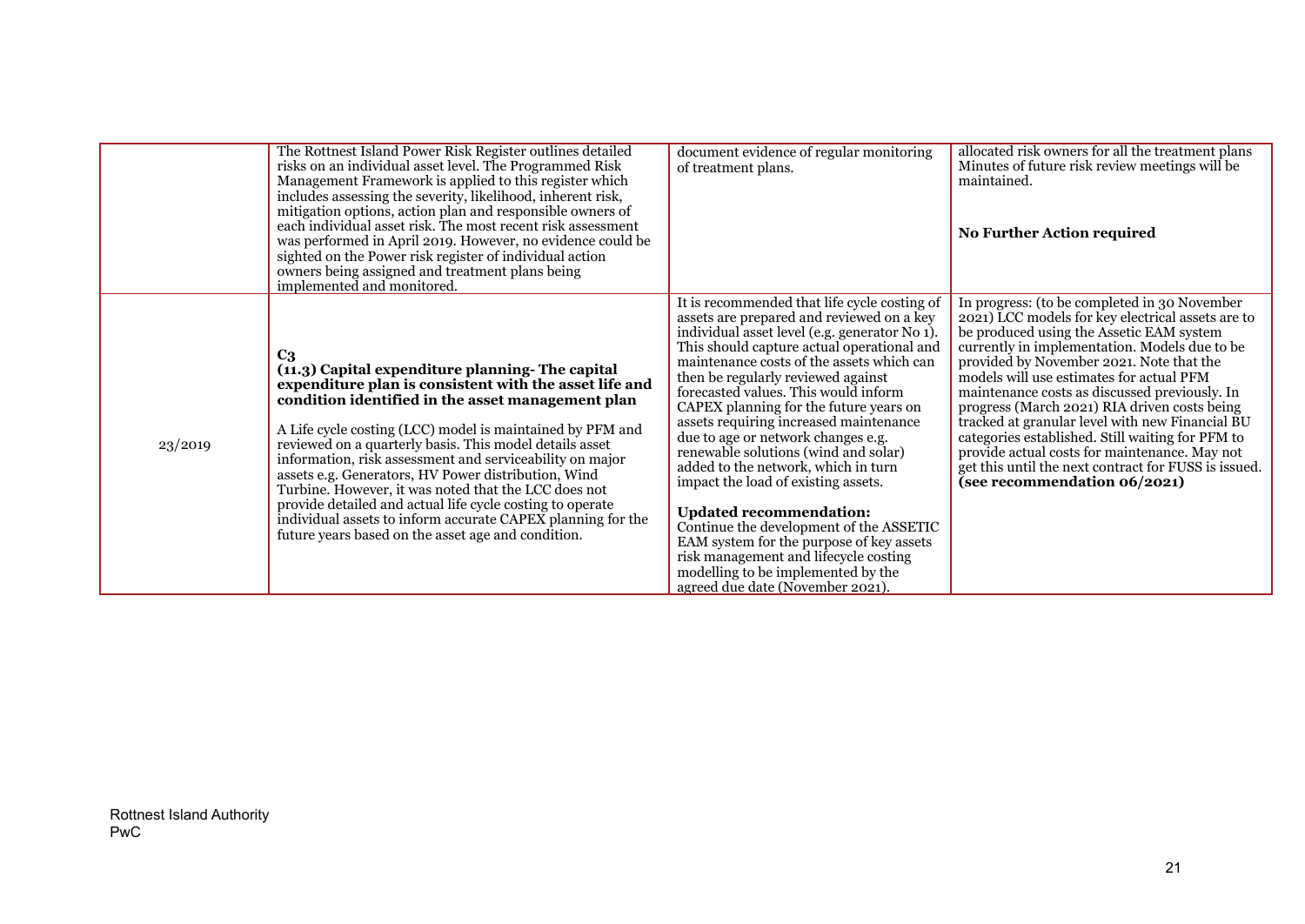| | | | |
|---|---|---|---|
| | The Rottnest Island Power Risk Register outlines detailed risks on an individual asset level. The Programmed Risk Management Framework is applied to this register which includes assessing the severity, likelihood, inherent risk, mitigation options, action plan and responsible owners of each individual asset risk. The most recent risk assessment was performed in April 2019. However, no evidence could be sighted on the Power risk register of individual action owners being assigned and treatment plans being implemented and monitored. | document evidence of regular monitoring of treatment plans. | allocated risk owners for all the treatment plans Minutes of future risk review meetings will be maintained.<br><br>**No Further Action required** |
| 23/2019 | **C3**<br>**(11.3) Capital expenditure planning- The capital expenditure plan is consistent with the asset life and condition identified in the asset management plan**<br><br>A Life cycle costing (LCC) model is maintained by PFM and reviewed on a quarterly basis. This model details asset information, risk assessment and serviceability on major assets e.g. Generators, HV Power distribution, Wind Turbine. However, it was noted that the LCC does not provide detailed and actual life cycle costing to operate individual assets to inform accurate CAPEX planning for the future years based on the asset age and condition. | It is recommended that life cycle costing of assets are prepared and reviewed on a key individual asset level (e.g. generator No 1). This should capture actual operational and maintenance costs of the assets which can then be regularly reviewed against forecasted values. This would inform CAPEX planning for the future years on assets requiring increased maintenance due to age or network changes e.g. renewable solutions (wind and solar) added to the network, which in turn impact the load of existing assets.<br><br>**Updated recommendation:**<br>Continue the development of the ASSETIC EAM system for the purpose of key assets risk management and lifecycle costing modelling to be implemented by the agreed due date (November 2021). | In progress: (to be completed in 30 November 2021) LCC models for key electrical assets are to be produced using the Assetic EAM system currently in implementation. Models due to be provided by November 2021. Note that the models will use estimates for actual PFM maintenance costs as discussed previously. In progress (March 2021) RIA driven costs being tracked at granular level with new Financial BU categories established. Still waiting for PFM to provide actual costs for maintenance. May not get this until the next contract for FUSS is issued. **(see recommendation 06/2021)** |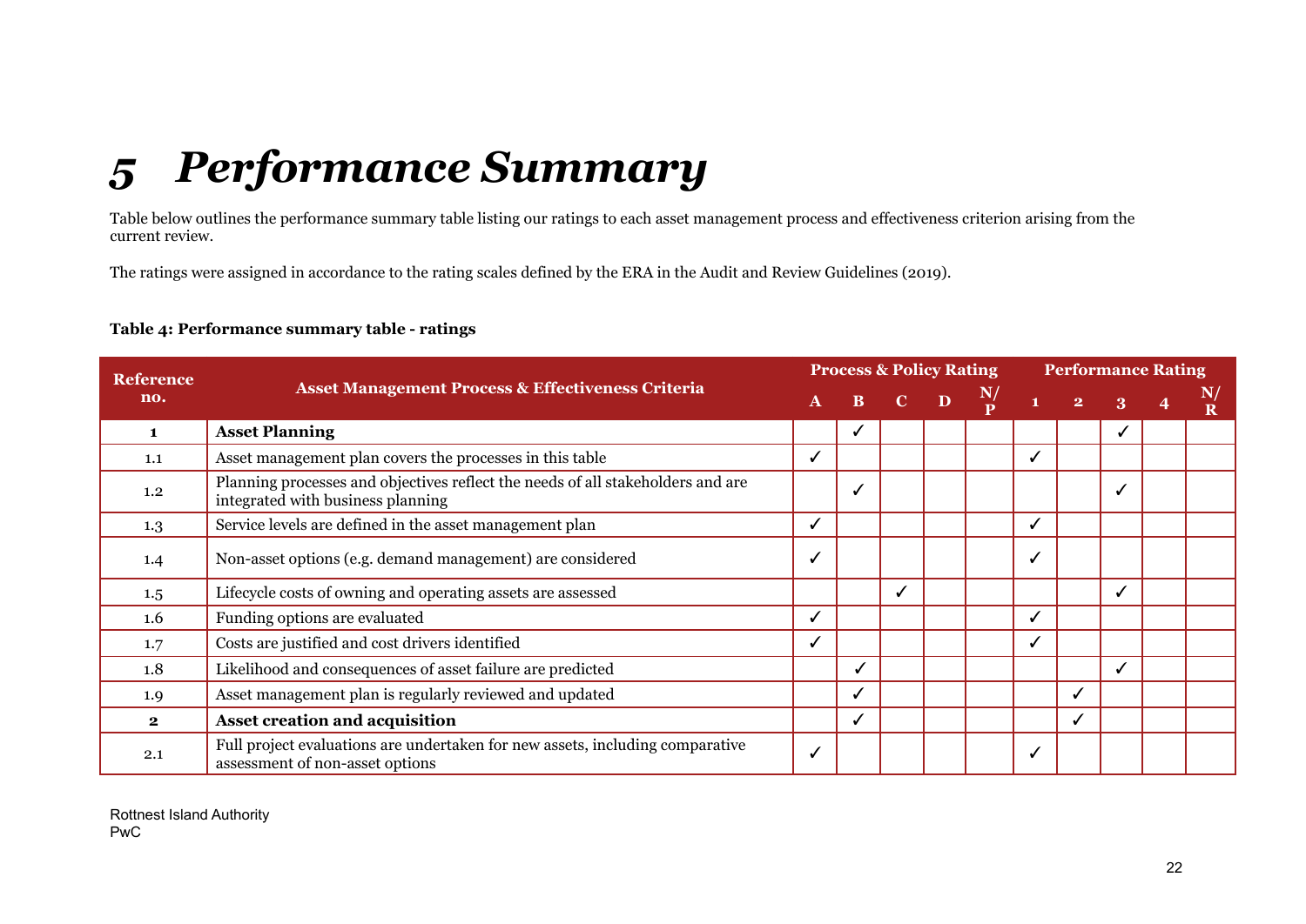# 5 Performance Summary

Table below outlines the performance summary table listing our ratings to each asset management process and effectiveness criterion arising from the current review.

The ratings were assigned in accordance to the rating scales defined by the ERA in the Audit and Review Guidelines (2019).

**Table 4: Performance summary table - ratings**

| Reference no. | Asset Management Process & Effectiveness Criteria | Process & Policy Rating | | | | | Performance Rating | | | | |
|---|---|---|---|---|---|---|---|---|---|---|---|
| | | A | B | C | D | N/P | 1 | 2 | 3 | 4 | N/R |
| **1** | **Asset Planning** | | ✓ | | | | | | ✓ | | |
| 1.1 | Asset management plan covers the processes in this table | ✓ | | | | | ✓ | | | | |
| 1.2 | Planning processes and objectives reflect the needs of all stakeholders and are integrated with business planning | | ✓ | | | | | | ✓ | | |
| 1.3 | Service levels are defined in the asset management plan | ✓ | | | | | ✓ | | | | |
| 1.4 | Non-asset options (e.g. demand management) are considered | ✓ | | | | | ✓ | | | | |
| 1.5 | Lifecycle costs of owning and operating assets are assessed | | | ✓ | | | | | ✓ | | |
| 1.6 | Funding options are evaluated | ✓ | | | | | ✓ | | | | |
| 1.7 | Costs are justified and cost drivers identified | ✓ | | | | | ✓ | | | | |
| 1.8 | Likelihood and consequences of asset failure are predicted | | ✓ | | | | | | ✓ | | |
| 1.9 | Asset management plan is regularly reviewed and updated | | ✓ | | | | | ✓ | | | |
| **2** | **Asset creation and acquisition** | | ✓ | | | | | ✓ | | | |
| 2.1 | Full project evaluations are undertaken for new assets, including comparative assessment of non-asset options | ✓ | | | | | ✓ | | | | |

Rottnest Island Authority
PwC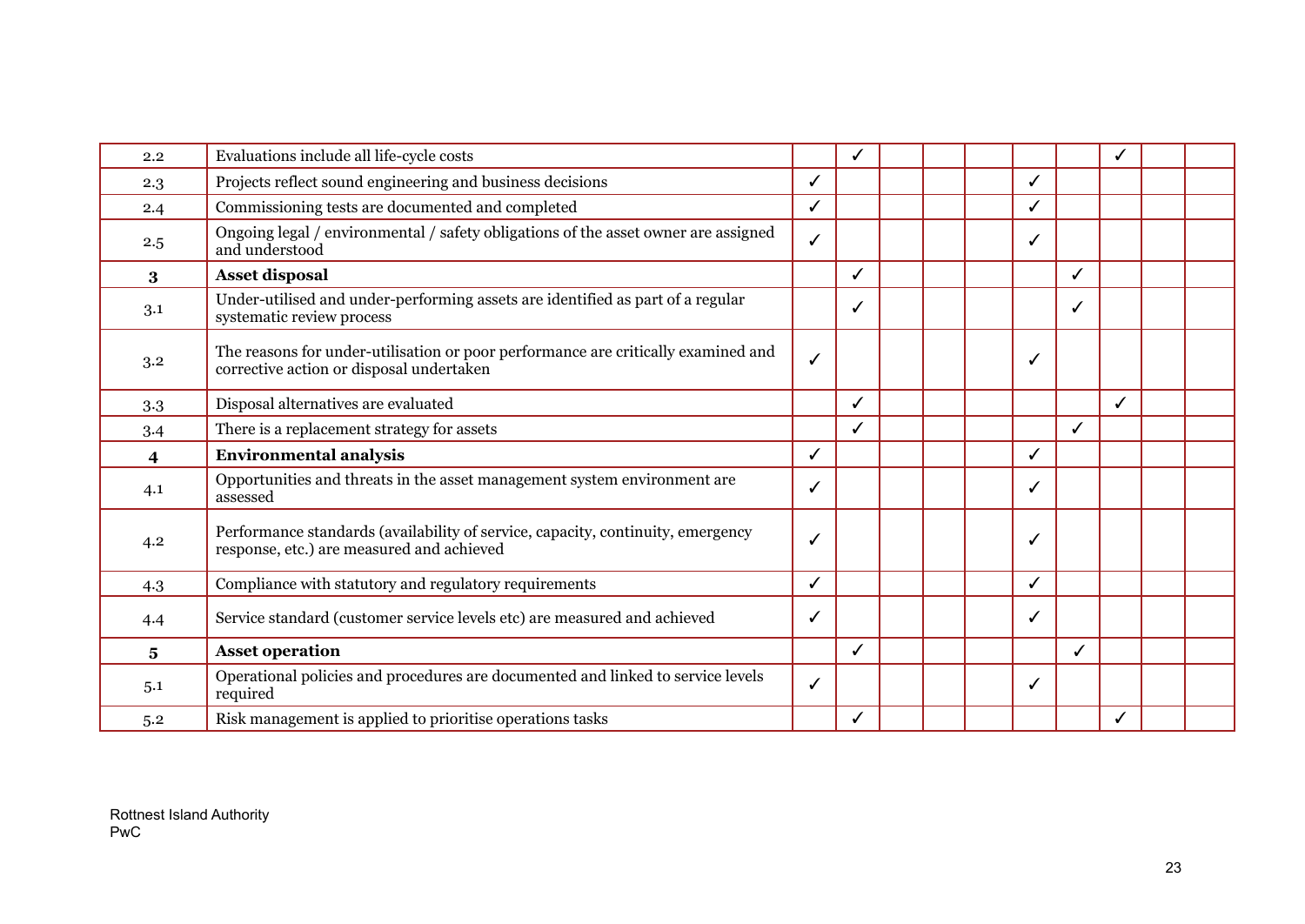| | | | | | | | | | | | |
|---|---|---|---|---|---|---|---|---|---|---|---|
| 2.2 | Evaluations include all life-cycle costs | | ✓ | | | | | | ✓ | | |
| 2.3 | Projects reflect sound engineering and business decisions | ✓ | | | | | ✓ | | | | |
| 2.4 | Commissioning tests are documented and completed | ✓ | | | | | ✓ | | | | |
| 2.5 | Ongoing legal / environmental / safety obligations of the asset owner are assigned and understood | ✓ | | | | | ✓ | | | | |
| **3** | **Asset disposal** | | ✓ | | | | | ✓ | | | |
| 3.1 | Under-utilised and under-performing assets are identified as part of a regular systematic review process | | ✓ | | | | | ✓ | | | |
| 3.2 | The reasons for under-utilisation or poor performance are critically examined and corrective action or disposal undertaken | ✓ | | | | | ✓ | | | | |
| 3.3 | Disposal alternatives are evaluated | | ✓ | | | | | | ✓ | | |
| 3.4 | There is a replacement strategy for assets | | ✓ | | | | | ✓ | | | |
| **4** | **Environmental analysis** | ✓ | | | | | ✓ | | | | |
| 4.1 | Opportunities and threats in the asset management system environment are assessed | ✓ | | | | | ✓ | | | | |
| 4.2 | Performance standards (availability of service, capacity, continuity, emergency response, etc.) are measured and achieved | ✓ | | | | | ✓ | | | | |
| 4.3 | Compliance with statutory and regulatory requirements | ✓ | | | | | ✓ | | | | |
| 4.4 | Service standard (customer service levels etc) are measured and achieved | ✓ | | | | | ✓ | | | | |
| **5** | **Asset operation** | | ✓ | | | | | ✓ | | | |
| 5.1 | Operational policies and procedures are documented and linked to service levels required | ✓ | | | | | ✓ | | | | |
| 5.2 | Risk management is applied to prioritise operations tasks | | ✓ | | | | | | ✓ | | |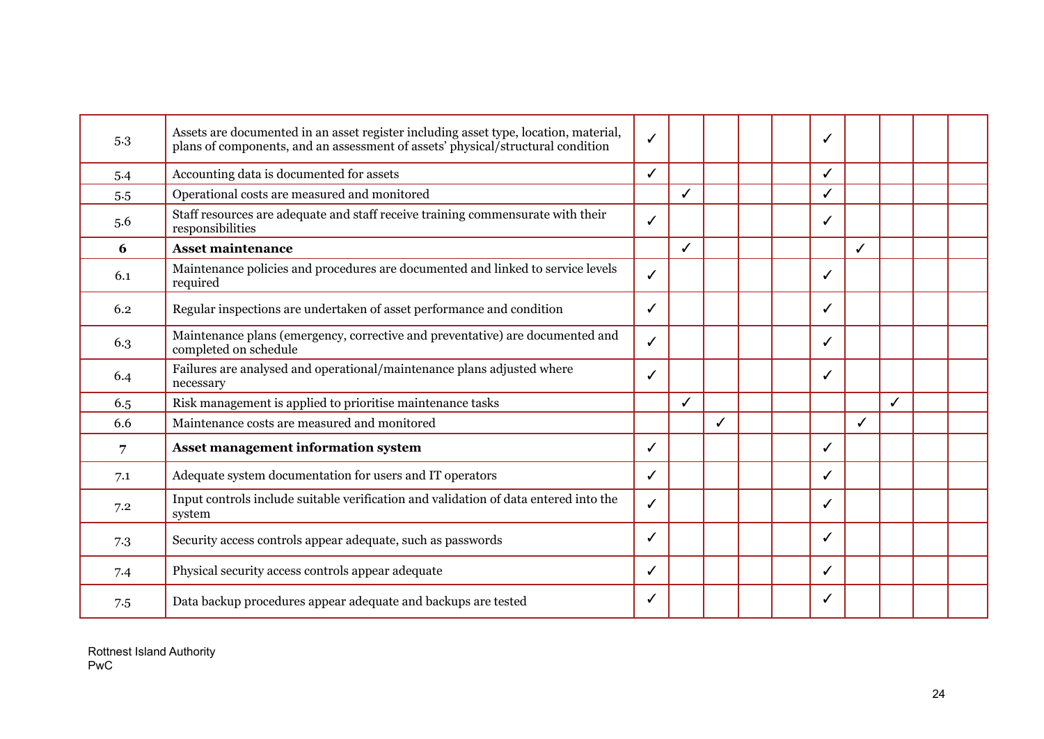| | | | | | | | | | | | |
|---|---|---|---|---|---|---|---|---|---|---|---|
| 5.3 | Assets are documented in an asset register including asset type, location, material, plans of components, and an assessment of assets' physical/structural condition | ✓ | | | | | ✓ | | | | |
| 5.4 | Accounting data is documented for assets | ✓ | | | | | ✓ | | | | |
| 5.5 | Operational costs are measured and monitored | | ✓ | | | | ✓ | | | | |
| 5.6 | Staff resources are adequate and staff receive training commensurate with their responsibilities | ✓ | | | | | ✓ | | | | |
| **6** | **Asset maintenance** | | ✓ | | | | | ✓ | | | |
| 6.1 | Maintenance policies and procedures are documented and linked to service levels required | ✓ | | | | | ✓ | | | | |
| 6.2 | Regular inspections are undertaken of asset performance and condition | ✓ | | | | | ✓ | | | | |
| 6.3 | Maintenance plans (emergency, corrective and preventative) are documented and completed on schedule | ✓ | | | | | ✓ | | | | |
| 6.4 | Failures are analysed and operational/maintenance plans adjusted where necessary | ✓ | | | | | ✓ | | | | |
| 6.5 | Risk management is applied to prioritise maintenance tasks | | ✓ | | | | | | ✓ | | |
| 6.6 | Maintenance costs are measured and monitored | | | ✓ | | | | ✓ | | | |
| **7** | **Asset management information system** | ✓ | | | | | ✓ | | | | |
| 7.1 | Adequate system documentation for users and IT operators | ✓ | | | | | ✓ | | | | |
| 7.2 | Input controls include suitable verification and validation of data entered into the system | ✓ | | | | | ✓ | | | | |
| 7.3 | Security access controls appear adequate, such as passwords | ✓ | | | | | ✓ | | | | |
| 7.4 | Physical security access controls appear adequate | ✓ | | | | | ✓ | | | | |
| 7.5 | Data backup procedures appear adequate and backups are tested | ✓ | | | | | ✓ | | | | |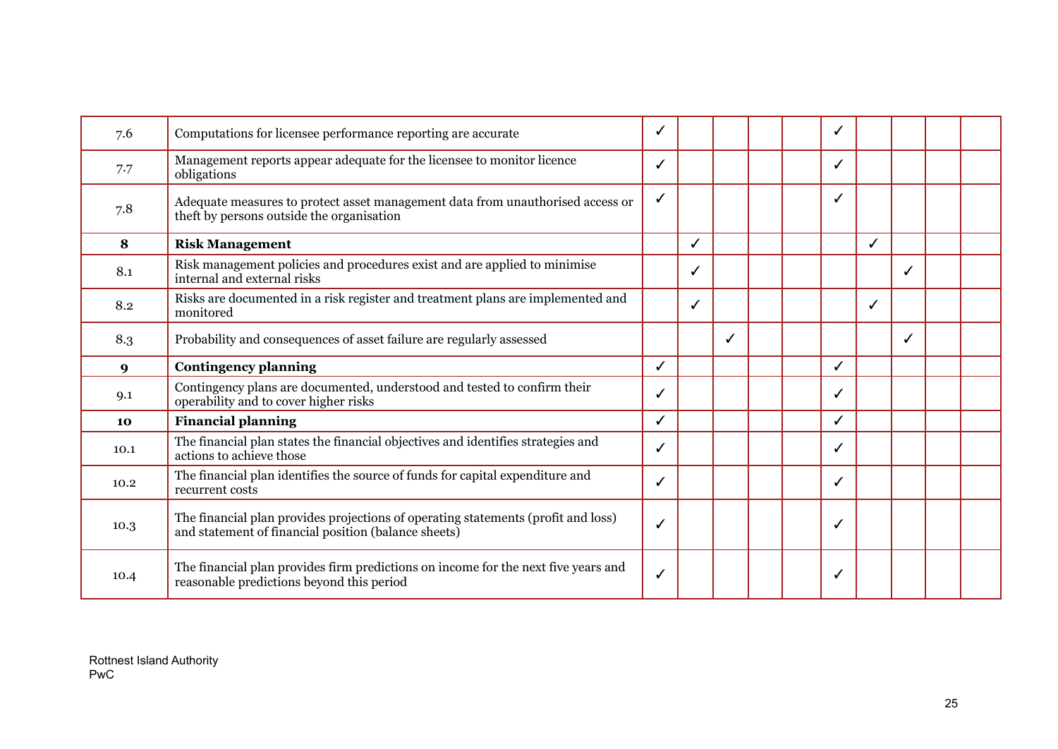| | | | | | | | | | | | |
|---|---|---|---|---|---|---|---|---|---|---|---|
| 7.6 | Computations for licensee performance reporting are accurate | ✓ | | | | | ✓ | | | | |
| 7.7 | Management reports appear adequate for the licensee to monitor licence obligations | ✓ | | | | | ✓ | | | | |
| 7.8 | Adequate measures to protect asset management data from unauthorised access or theft by persons outside the organisation | ✓ | | | | | ✓ | | | | |
| **8** | **Risk Management** | | ✓ | | | | | ✓ | | | |
| 8.1 | Risk management policies and procedures exist and are applied to minimise internal and external risks | | ✓ | | | | | | ✓ | | |
| 8.2 | Risks are documented in a risk register and treatment plans are implemented and monitored | | ✓ | | | | | ✓ | | | |
| 8.3 | Probability and consequences of asset failure are regularly assessed | | | ✓ | | | | | ✓ | | |
| **9** | **Contingency planning** | ✓ | | | | | ✓ | | | | |
| 9.1 | Contingency plans are documented, understood and tested to confirm their operability and to cover higher risks | ✓ | | | | | ✓ | | | | |
| **10** | **Financial planning** | ✓ | | | | | ✓ | | | | |
| 10.1 | The financial plan states the financial objectives and identifies strategies and actions to achieve those | ✓ | | | | | ✓ | | | | |
| 10.2 | The financial plan identifies the source of funds for capital expenditure and recurrent costs | ✓ | | | | | ✓ | | | | |
| 10.3 | The financial plan provides projections of operating statements (profit and loss) and statement of financial position (balance sheets) | ✓ | | | | | ✓ | | | | |
| 10.4 | The financial plan provides firm predictions on income for the next five years and reasonable predictions beyond this period | ✓ | | | | | ✓ | | | | |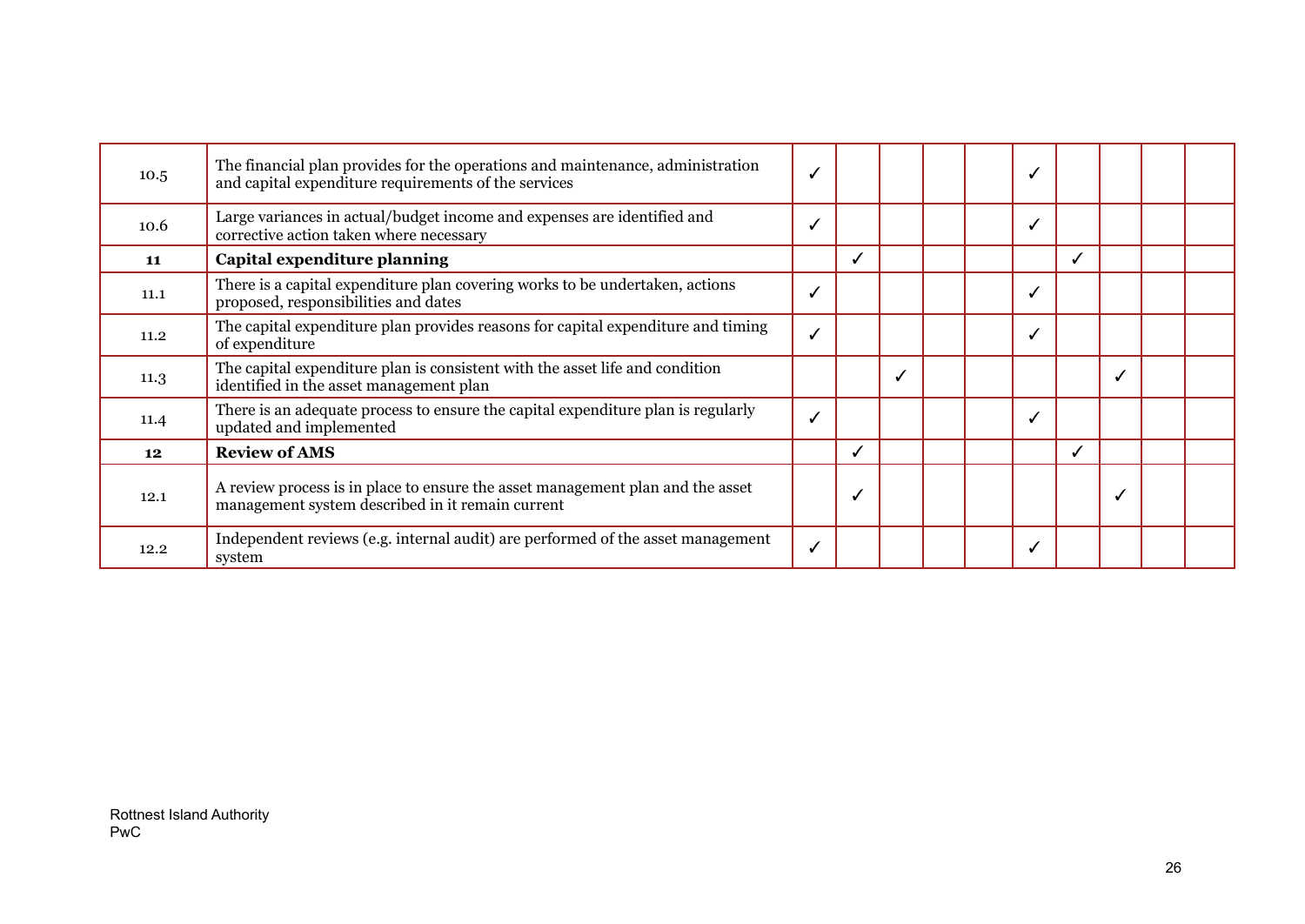| | | | | | | | | | | | |
|---|---|---|---|---|---|---|---|---|---|---|---|
| 10.5 | The financial plan provides for the operations and maintenance, administration and capital expenditure requirements of the services | ✓ | | | | | ✓ | | | | |
| 10.6 | Large variances in actual/budget income and expenses are identified and corrective action taken where necessary | ✓ | | | | | ✓ | | | | |
| **11** | **Capital expenditure planning** | | ✓ | | | | | ✓ | | | |
| 11.1 | There is a capital expenditure plan covering works to be undertaken, actions proposed, responsibilities and dates | ✓ | | | | | ✓ | | | | |
| 11.2 | The capital expenditure plan provides reasons for capital expenditure and timing of expenditure | ✓ | | | | | ✓ | | | | |
| 11.3 | The capital expenditure plan is consistent with the asset life and condition identified in the asset management plan | | | ✓ | | | | | ✓ | | |
| 11.4 | There is an adequate process to ensure the capital expenditure plan is regularly updated and implemented | ✓ | | | | | ✓ | | | | |
| **12** | **Review of AMS** | | ✓ | | | | | ✓ | | | |
| 12.1 | A review process is in place to ensure the asset management plan and the asset management system described in it remain current | | ✓ | | | | | | ✓ | | |
| 12.2 | Independent reviews (e.g. internal audit) are performed of the asset management system | ✓ | | | | | ✓ | | | | |

Rottnest Island Authority
PwC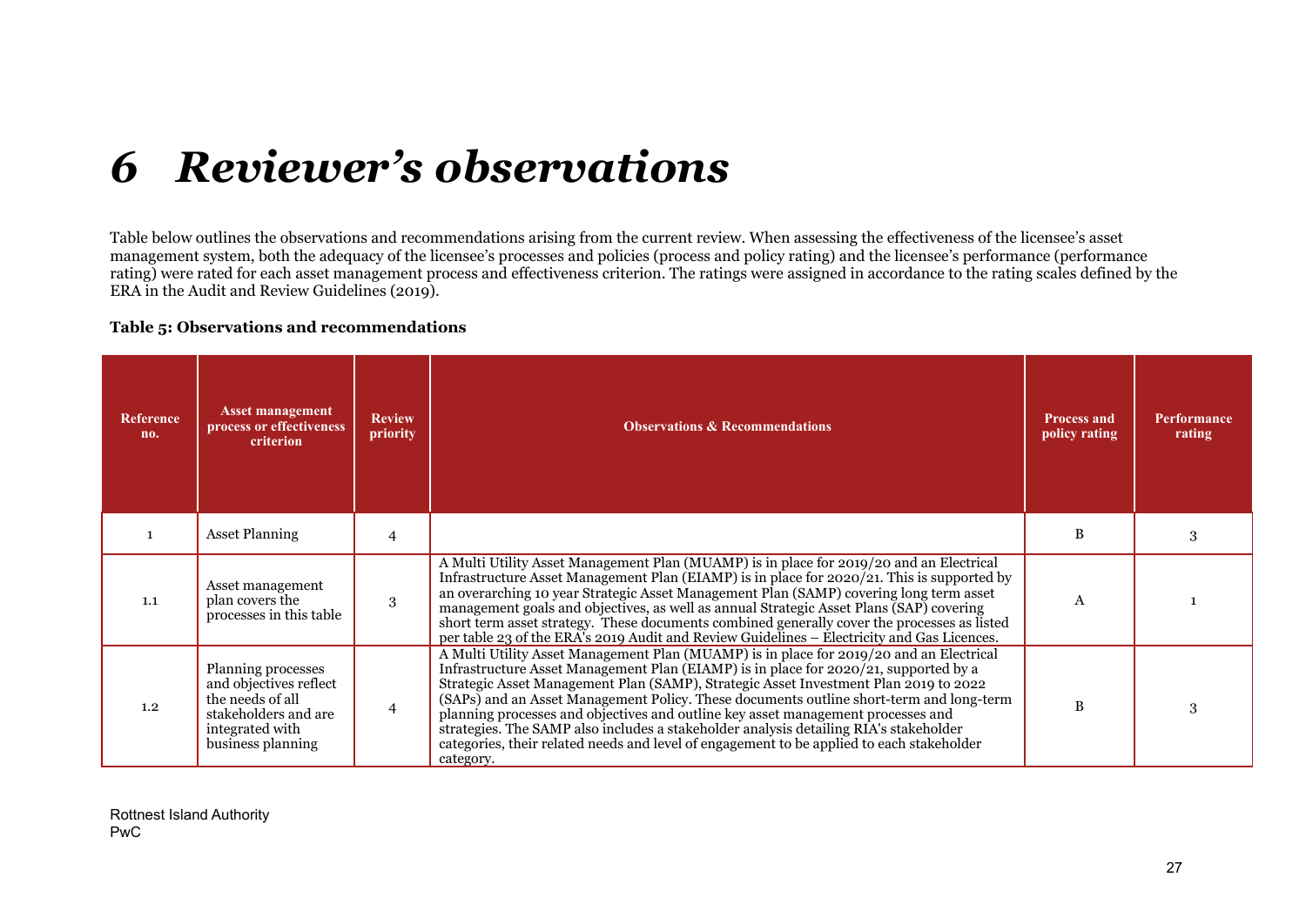# 6 *Reviewer's observations*

Table below outlines the observations and recommendations arising from the current review. When assessing the effectiveness of the licensee's asset management system, both the adequacy of the licensee's processes and policies (process and policy rating) and the licensee's performance (performance rating) were rated for each asset management process and effectiveness criterion. The ratings were assigned in accordance to the rating scales defined by the ERA in the Audit and Review Guidelines (2019).

**Table 5: Observations and recommendations**

| Reference no. | Asset management process or effectiveness criterion | Review priority | Observations & Recommendations | Process and policy rating | Performance rating |
|---|---|---|---|---|---|
| 1 | Asset Planning | 4 | | B | 3 |
| 1.1 | Asset management plan covers the processes in this table | 3 | A Multi Utility Asset Management Plan (MUAMP) is in place for 2019/20 and an Electrical Infrastructure Asset Management Plan (EIAMP) is in place for 2020/21. This is supported by an overarching 10 year Strategic Asset Management Plan (SAMP) covering long term asset management goals and objectives, as well as annual Strategic Asset Plans (SAP) covering short term asset strategy. These documents combined generally cover the processes as listed per table 23 of the ERA's 2019 Audit and Review Guidelines – Electricity and Gas Licences. | A | 1 |
| 1.2 | Planning processes and objectives reflect the needs of all stakeholders and are integrated with business planning | 4 | A Multi Utility Asset Management Plan (MUAMP) is in place for 2019/20 and an Electrical Infrastructure Asset Management Plan (EIAMP) is in place for 2020/21, supported by a Strategic Asset Management Plan (SAMP), Strategic Asset Investment Plan 2019 to 2022 (SAPs) and an Asset Management Policy. These documents outline short-term and long-term planning processes and objectives and outline key asset management processes and strategies. The SAMP also includes a stakeholder analysis detailing RIA's stakeholder categories, their related needs and level of engagement to be applied to each stakeholder category. | B | 3 |

Rottnest Island Authority
PwC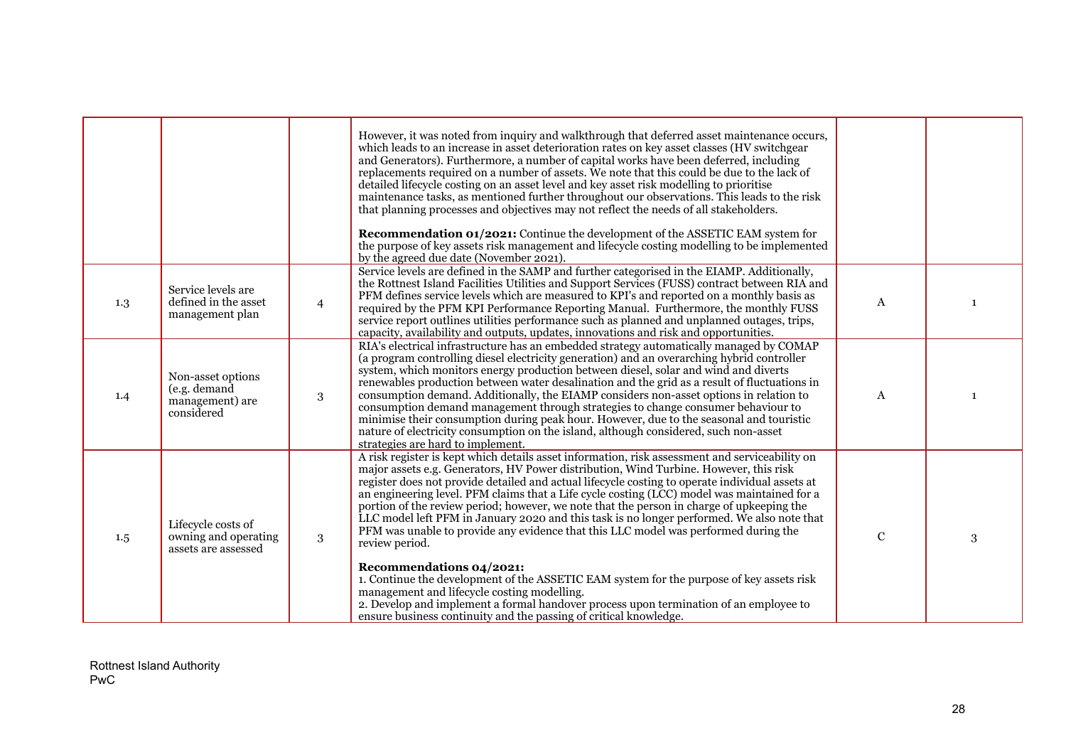| | | | | | |
|---|---|---|---|---|---|
| | | | However, it was noted from inquiry and walkthrough that deferred asset maintenance occurs, which leads to an increase in asset deterioration rates on key asset classes (HV switchgear and Generators). Furthermore, a number of capital works have been deferred, including replacements required on a number of assets. We note that this could be due to the lack of detailed lifecycle costing on an asset level and key asset risk modelling to prioritise maintenance tasks, as mentioned further throughout our observations. This leads to the risk that planning processes and objectives may not reflect the needs of all stakeholders.<br><br>**Recommendation 01/2021:** Continue the development of the ASSETIC EAM system for the purpose of key assets risk management and lifecycle costing modelling to be implemented by the agreed due date (November 2021). | | |
| 1.3 | Service levels are defined in the asset management plan | 4 | Service levels are defined in the SAMP and further categorised in the EIAMP. Additionally, the Rottnest Island Facilities Utilities and Support Services (FUSS) contract between RIA and PFM defines service levels which are measured to KPI's and reported on a monthly basis as required by the PFM KPI Performance Reporting Manual. Furthermore, the monthly FUSS service report outlines utilities performance such as planned and unplanned outages, trips, capacity, availability and outputs, updates, innovations and risk and opportunities. | A | 1 |
| 1.4 | Non-asset options (e.g. demand management) are considered | 3 | RIA's electrical infrastructure has an embedded strategy automatically managed by COMAP (a program controlling diesel electricity generation) and an overarching hybrid controller system, which monitors energy production between diesel, solar and wind and diverts renewables production between water desalination and the grid as a result of fluctuations in consumption demand. Additionally, the EIAMP considers non-asset options in relation to consumption demand management through strategies to change consumer behaviour to minimise their consumption during peak hour. However, due to the seasonal and touristic nature of electricity consumption on the island, although considered, such non-asset strategies are hard to implement. | A | 1 |
| 1.5 | Lifecycle costs of owning and operating assets are assessed | 3 | A risk register is kept which details asset information, risk assessment and serviceability on major assets e.g. Generators, HV Power distribution, Wind Turbine. However, this risk register does not provide detailed and actual lifecycle costing to operate individual assets at an engineering level. PFM claims that a Life cycle costing (LCC) model was maintained for a portion of the review period; however, we note that the person in charge of upkeeping the LLC model left PFM in January 2020 and this task is no longer performed. We also note that PFM was unable to provide any evidence that this LLC model was performed during the review period.<br><br>**Recommendations 04/2021:**<br>1. Continue the development of the ASSETIC EAM system for the purpose of key assets risk management and lifecycle costing modelling.<br>2. Develop and implement a formal handover process upon termination of an employee to ensure business continuity and the passing of critical knowledge. | C | 3 |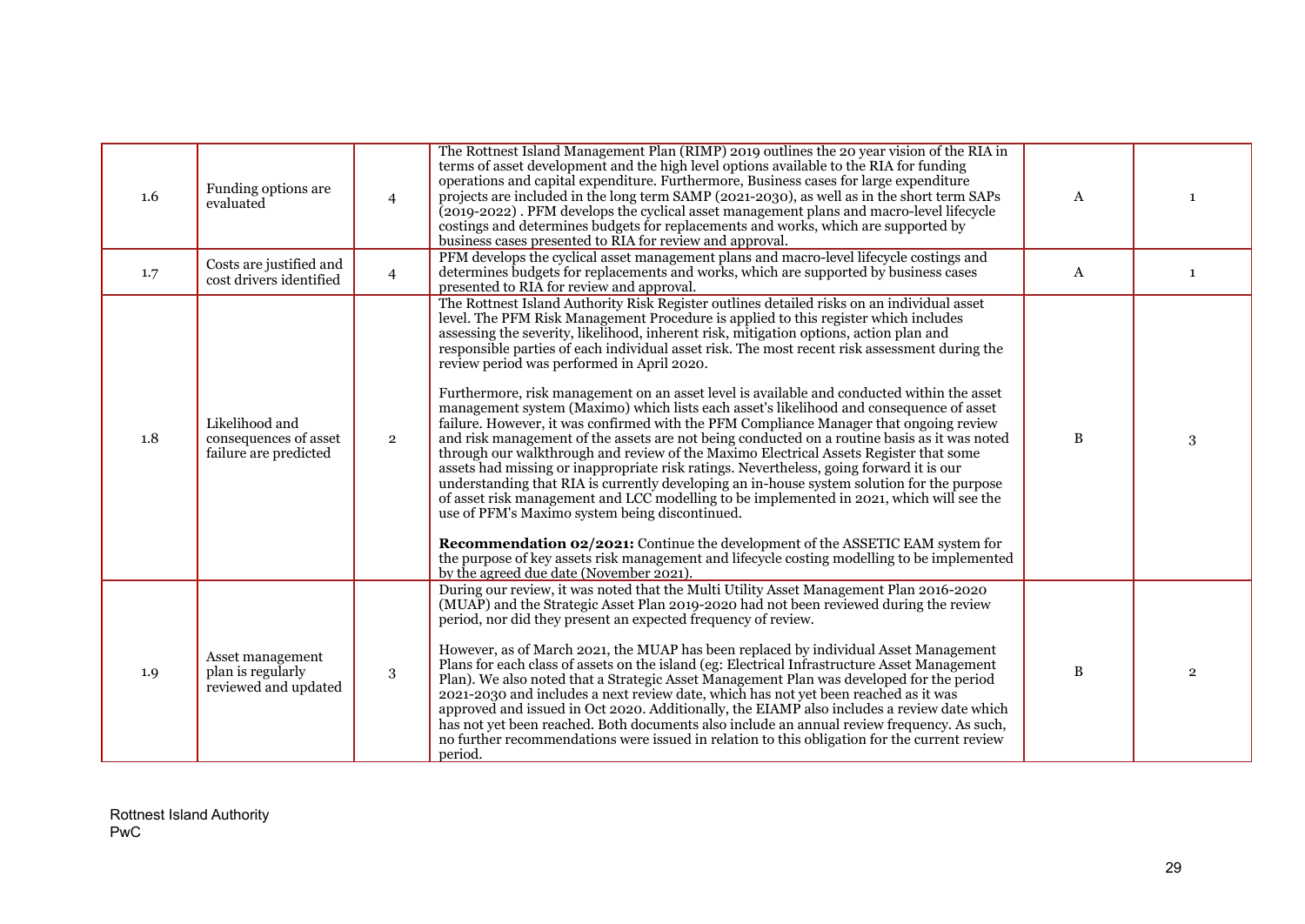| | | | | | |
|---|---|---|---|---|---|
| 1.6 | Funding options are evaluated | 4 | The Rottnest Island Management Plan (RIMP) 2019 outlines the 20 year vision of the RIA in terms of asset development and the high level options available to the RIA for funding operations and capital expenditure. Furthermore, Business cases for large expenditure projects are included in the long term SAMP (2021-2030), as well as in the short term SAPs (2019-2022) . PFM develops the cyclical asset management plans and macro-level lifecycle costings and determines budgets for replacements and works, which are supported by business cases presented to RIA for review and approval. | A | 1 |
| 1.7 | Costs are justified and cost drivers identified | 4 | PFM develops the cyclical asset management plans and macro-level lifecycle costings and determines budgets for replacements and works, which are supported by business cases presented to RIA for review and approval. | A | 1 |
| 1.8 | Likelihood and consequences of asset failure are predicted | 2 | The Rottnest Island Authority Risk Register outlines detailed risks on an individual asset level. The PFM Risk Management Procedure is applied to this register which includes assessing the severity, likelihood, inherent risk, mitigation options, action plan and responsible parties of each individual asset risk. The most recent risk assessment during the review period was performed in April 2020.<br><br>Furthermore, risk management on an asset level is available and conducted within the asset management system (Maximo) which lists each asset's likelihood and consequence of asset failure. However, it was confirmed with the PFM Compliance Manager that ongoing review and risk management of the assets are not being conducted on a routine basis as it was noted through our walkthrough and review of the Maximo Electrical Assets Register that some assets had missing or inappropriate risk ratings. Nevertheless, going forward it is our understanding that RIA is currently developing an in-house system solution for the purpose of asset risk management and LCC modelling to be implemented in 2021, which will see the use of PFM's Maximo system being discontinued.<br><br>**Recommendation 02/2021:** Continue the development of the ASSETIC EAM system for the purpose of key assets risk management and lifecycle costing modelling to be implemented by the agreed due date (November 2021). | B | 3 |
| 1.9 | Asset management plan is regularly reviewed and updated | 3 | During our review, it was noted that the Multi Utility Asset Management Plan 2016-2020 (MUAP) and the Strategic Asset Plan 2019-2020 had not been reviewed during the review period, nor did they present an expected frequency of review.<br><br>However, as of March 2021, the MUAP has been replaced by individual Asset Management Plans for each class of assets on the island (eg: Electrical Infrastructure Asset Management Plan). We also noted that a Strategic Asset Management Plan was developed for the period 2021-2030 and includes a next review date, which has not yet been reached as it was approved and issued in Oct 2020. Additionally, the EIAMP also includes a review date which has not yet been reached. Both documents also include an annual review frequency. As such, no further recommendations were issued in relation to this obligation for the current review period. | B | 2 |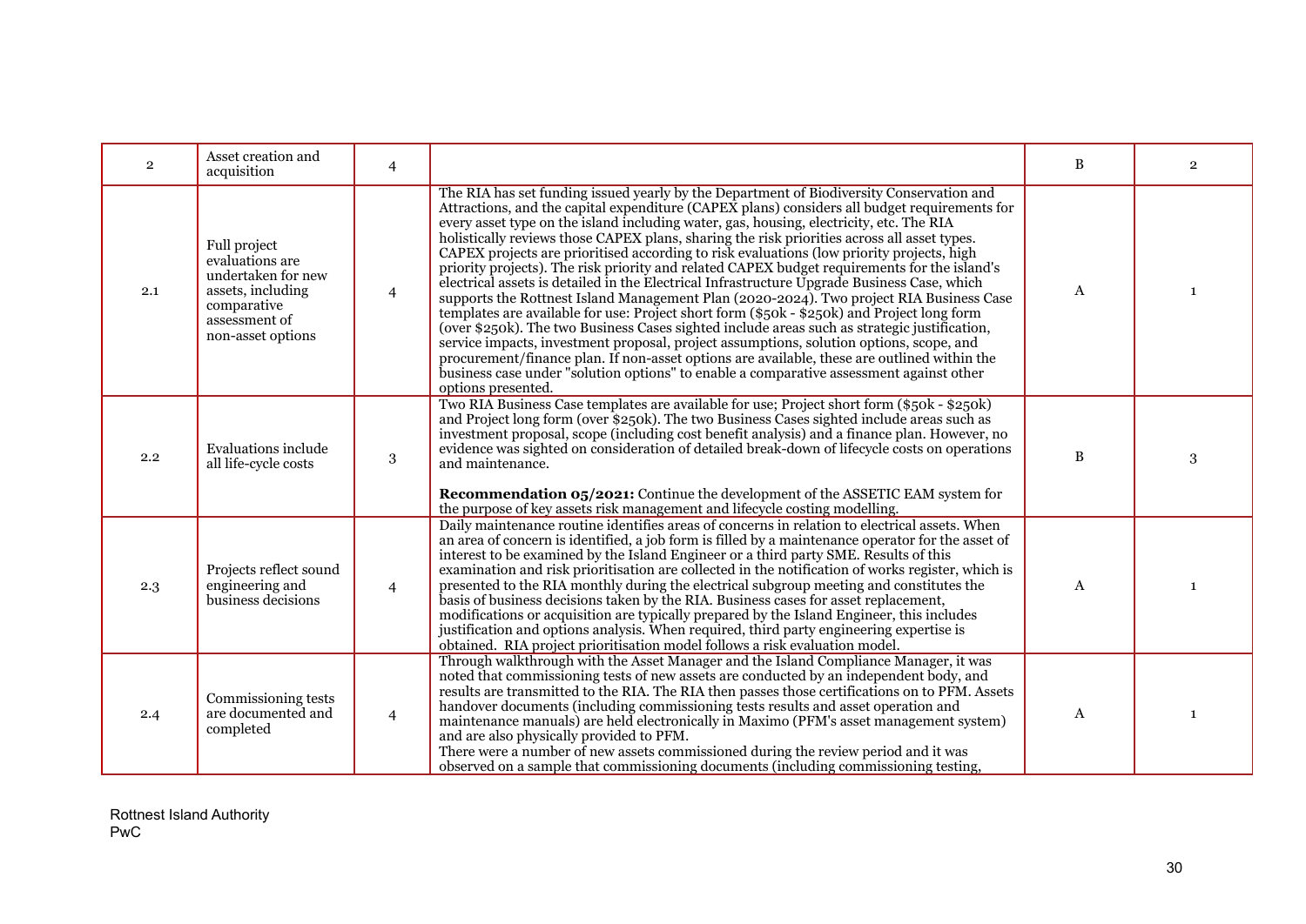| 2 | Asset creation and acquisition | 4 | | B | 2 |
|---|---|---|---|---|---|
| 2.1 | Full project evaluations are undertaken for new assets, including comparative assessment of non-asset options | 4 | The RIA has set funding issued yearly by the Department of Biodiversity Conservation and Attractions, and the capital expenditure (CAPEX plans) considers all budget requirements for every asset type on the island including water, gas, housing, electricity, etc. The RIA holistically reviews those CAPEX plans, sharing the risk priorities across all asset types. CAPEX projects are prioritised according to risk evaluations (low priority projects, high priority projects). The risk priority and related CAPEX budget requirements for the island's electrical assets is detailed in the Electrical Infrastructure Upgrade Business Case, which supports the Rottnest Island Management Plan (2020-2024). Two project RIA Business Case templates are available for use: Project short form ($50k - $250k) and Project long form (over $250k). The two Business Cases sighted include areas such as strategic justification, service impacts, investment proposal, project assumptions, solution options, scope, and procurement/finance plan. If non-asset options are available, these are outlined within the business case under "solution options" to enable a comparative assessment against other options presented. | A | 1 |
| 2.2 | Evaluations include all life-cycle costs | 3 | Two RIA Business Case templates are available for use; Project short form ($50k - $250k) and Project long form (over $250k). The two Business Cases sighted include areas such as investment proposal, scope (including cost benefit analysis) and a finance plan. However, no evidence was sighted on consideration of detailed break-down of lifecycle costs on operations and maintenance.<br><br>**Recommendation 05/2021:** Continue the development of the ASSETIC EAM system for the purpose of key assets risk management and lifecycle costing modelling. | B | 3 |
| 2.3 | Projects reflect sound engineering and business decisions | 4 | Daily maintenance routine identifies areas of concerns in relation to electrical assets. When an area of concern is identified, a job form is filled by a maintenance operator for the asset of interest to be examined by the Island Engineer or a third party SME. Results of this examination and risk prioritisation are collected in the notification of works register, which is presented to the RIA monthly during the electrical subgroup meeting and constitutes the basis of business decisions taken by the RIA. Business cases for asset replacement, modifications or acquisition are typically prepared by the Island Engineer, this includes justification and options analysis. When required, third party engineering expertise is obtained. RIA project prioritisation model follows a risk evaluation model. | A | 1 |
| 2.4 | Commissioning tests are documented and completed | 4 | Through walkthrough with the Asset Manager and the Island Compliance Manager, it was noted that commissioning tests of new assets are conducted by an independent body, and results are transmitted to the RIA. The RIA then passes those certifications on to PFM. Assets handover documents (including commissioning tests results and asset operation and maintenance manuals) are held electronically in Maximo (PFM's asset management system) and are also physically provided to PFM.<br>There were a number of new assets commissioned during the review period and it was observed on a sample that commissioning documents (including commissioning testing, | A | 1 |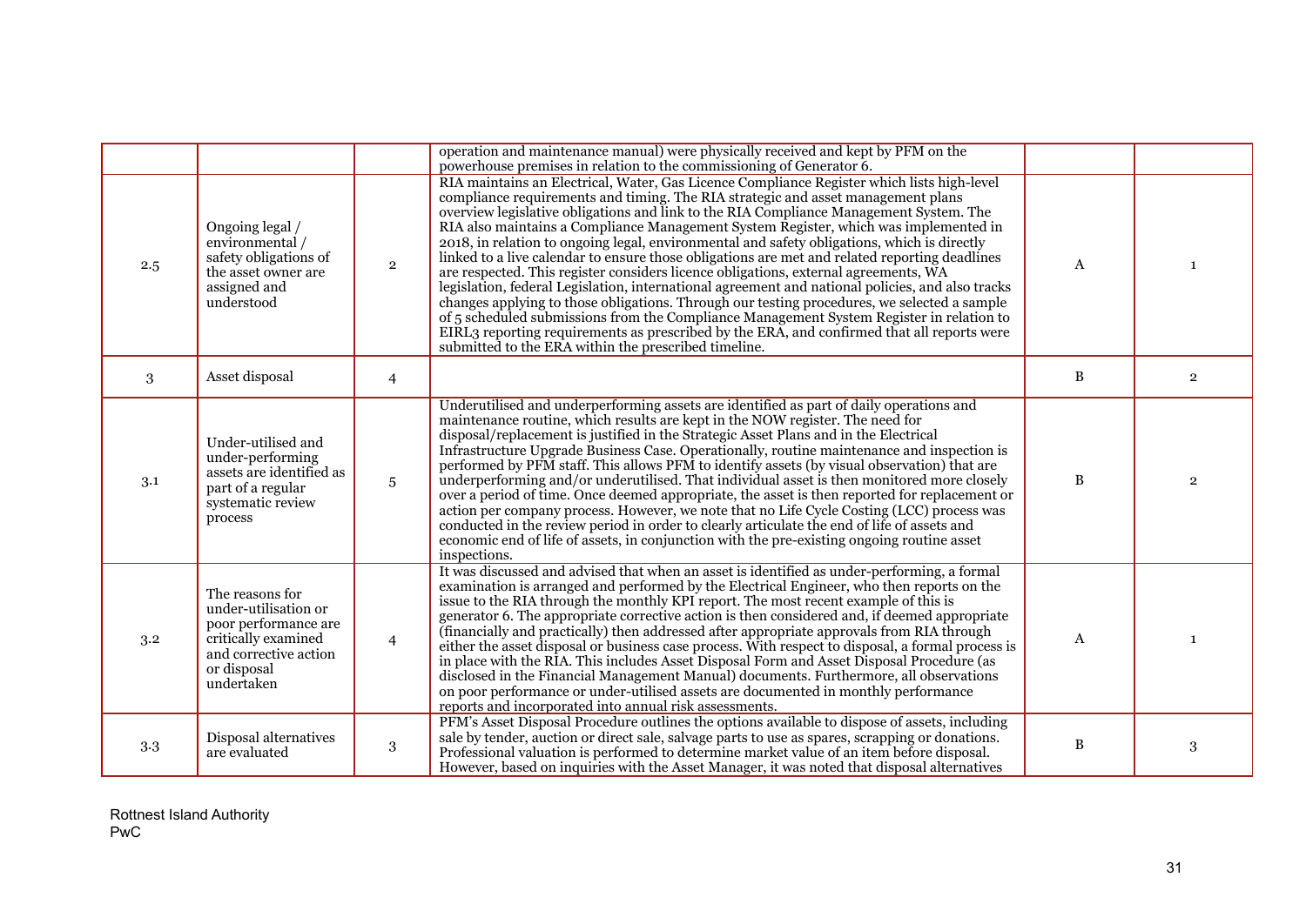| | | | | | |
|---|---|---|---|---|---|
| | | | operation and maintenance manual) were physically received and kept by PFM on the powerhouse premises in relation to the commissioning of Generator 6. | | |
| 2.5 | Ongoing legal / environmental / safety obligations of the asset owner are assigned and understood | 2 | RIA maintains an Electrical, Water, Gas Licence Compliance Register which lists high-level compliance requirements and timing. The RIA strategic and asset management plans overview legislative obligations and link to the RIA Compliance Management System. The RIA also maintains a Compliance Management System Register, which was implemented in 2018, in relation to ongoing legal, environmental and safety obligations, which is directly linked to a live calendar to ensure those obligations are met and related reporting deadlines are respected. This register considers licence obligations, external agreements, WA legislation, federal Legislation, international agreement and national policies, and also tracks changes applying to those obligations. Through our testing procedures, we selected a sample of 5 scheduled submissions from the Compliance Management System Register in relation to EIRL3 reporting requirements as prescribed by the ERA, and confirmed that all reports were submitted to the ERA within the prescribed timeline. | A | 1 |
| 3 | Asset disposal | 4 | | B | 2 |
| 3.1 | Under-utilised and under-performing assets are identified as part of a regular systematic review process | 5 | Underutilised and underperforming assets are identified as part of daily operations and maintenance routine, which results are kept in the NOW register. The need for disposal/replacement is justified in the Strategic Asset Plans and in the Electrical Infrastructure Upgrade Business Case. Operationally, routine maintenance and inspection is performed by PFM staff. This allows PFM to identify assets (by visual observation) that are underperforming and/or underutilised. That individual asset is then monitored more closely over a period of time. Once deemed appropriate, the asset is then reported for replacement or action per company process. However, we note that no Life Cycle Costing (LCC) process was conducted in the review period in order to clearly articulate the end of life of assets and economic end of life of assets, in conjunction with the pre-existing ongoing routine asset inspections. | B | 2 |
| 3.2 | The reasons for under-utilisation or poor performance are critically examined and corrective action or disposal undertaken | 4 | It was discussed and advised that when an asset is identified as under-performing, a formal examination is arranged and performed by the Electrical Engineer, who then reports on the issue to the RIA through the monthly KPI report. The most recent example of this is generator 6. The appropriate corrective action is then considered and, if deemed appropriate (financially and practically) then addressed after appropriate approvals from RIA through either the asset disposal or business case process. With respect to disposal, a formal process is in place with the RIA. This includes Asset Disposal Form and Asset Disposal Procedure (as disclosed in the Financial Management Manual) documents. Furthermore, all observations on poor performance or under-utilised assets are documented in monthly performance reports and incorporated into annual risk assessments. | A | 1 |
| 3.3 | Disposal alternatives are evaluated | 3 | PFM's Asset Disposal Procedure outlines the options available to dispose of assets, including sale by tender, auction or direct sale, salvage parts to use as spares, scrapping or donations. Professional valuation is performed to determine market value of an item before disposal. However, based on inquiries with the Asset Manager, it was noted that disposal alternatives | B | 3 |

Rottnest Island Authority
PwC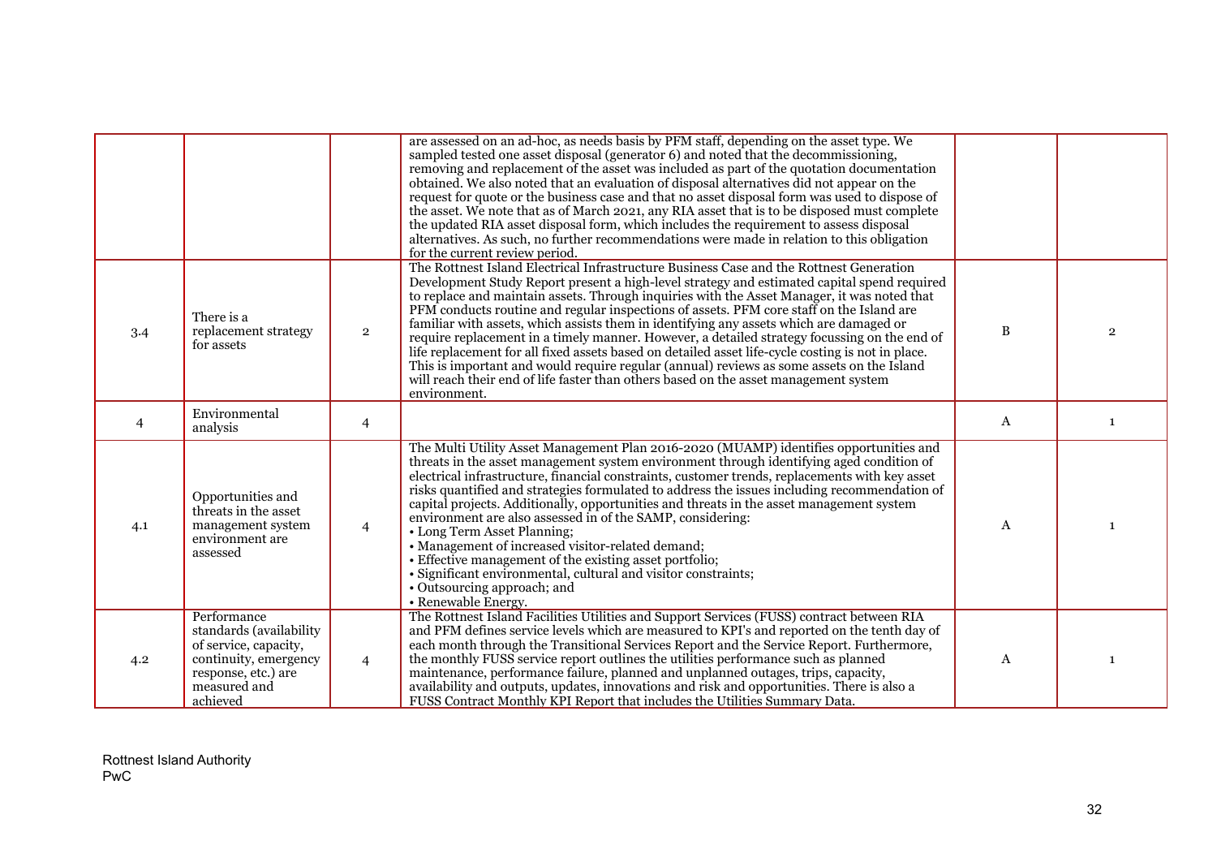| | | | | | |
|---|---|---|---|---|---|
| | | | are assessed on an ad-hoc, as needs basis by PFM staff, depending on the asset type. We sampled tested one asset disposal (generator 6) and noted that the decommissioning, removing and replacement of the asset was included as part of the quotation documentation obtained. We also noted that an evaluation of disposal alternatives did not appear on the request for quote or the business case and that no asset disposal form was used to dispose of the asset. We note that as of March 2021, any RIA asset that is to be disposed must complete the updated RIA asset disposal form, which includes the requirement to assess disposal alternatives. As such, no further recommendations were made in relation to this obligation for the current review period. | | |
| 3.4 | There is a replacement strategy for assets | 2 | The Rottnest Island Electrical Infrastructure Business Case and the Rottnest Generation Development Study Report present a high-level strategy and estimated capital spend required to replace and maintain assets. Through inquiries with the Asset Manager, it was noted that PFM conducts routine and regular inspections of assets. PFM core staff on the Island are familiar with assets, which assists them in identifying any assets which are damaged or require replacement in a timely manner. However, a detailed strategy focussing on the end of life replacement for all fixed assets based on detailed asset life-cycle costing is not in place. This is important and would require regular (annual) reviews as some assets on the Island will reach their end of life faster than others based on the asset management system environment. | B | 2 |
| 4 | Environmental analysis | 4 | | A | 1 |
| 4.1 | Opportunities and threats in the asset management system environment are assessed | 4 | The Multi Utility Asset Management Plan 2016-2020 (MUAMP) identifies opportunities and threats in the asset management system environment through identifying aged condition of electrical infrastructure, financial constraints, customer trends, replacements with key asset risks quantified and strategies formulated to address the issues including recommendation of capital projects. Additionally, opportunities and threats in the asset management system environment are also assessed in of the SAMP, considering:<br>• Long Term Asset Planning;<br>• Management of increased visitor-related demand;<br>• Effective management of the existing asset portfolio;<br>• Significant environmental, cultural and visitor constraints;<br>• Outsourcing approach; and<br>• Renewable Energy. | A | 1 |
| 4.2 | Performance standards (availability of service, capacity, continuity, emergency response, etc.) are measured and achieved | 4 | The Rottnest Island Facilities Utilities and Support Services (FUSS) contract between RIA and PFM defines service levels which are measured to KPI's and reported on the tenth day of each month through the Transitional Services Report and the Service Report. Furthermore, the monthly FUSS service report outlines the utilities performance such as planned maintenance, performance failure, planned and unplanned outages, trips, capacity, availability and outputs, updates, innovations and risk and opportunities. There is also a FUSS Contract Monthly KPI Report that includes the Utilities Summary Data. | A | 1 |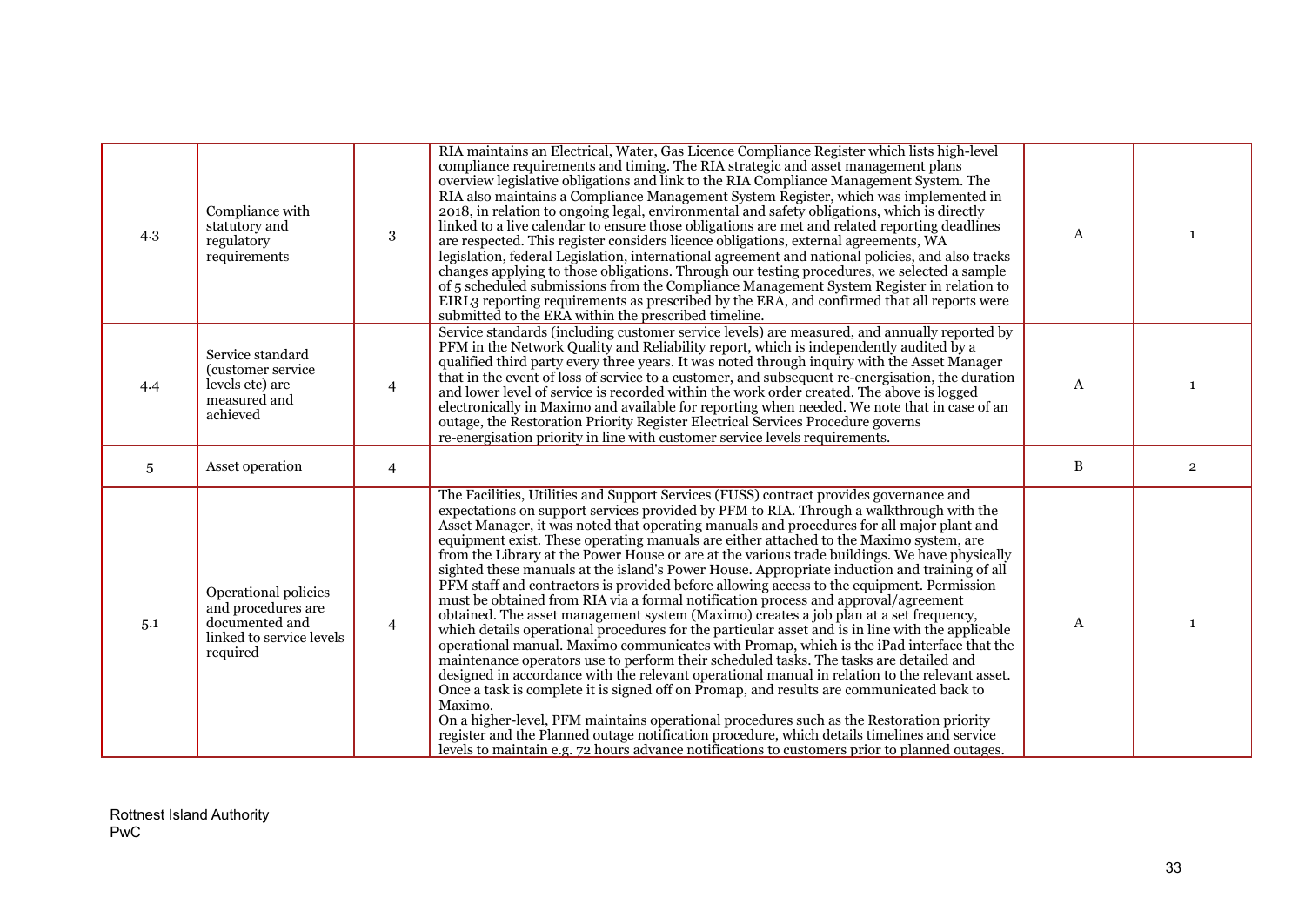| | | | | | |
|---|---|---|---|---|---|
| 4.3 | Compliance with statutory and regulatory requirements | 3 | RIA maintains an Electrical, Water, Gas Licence Compliance Register which lists high-level compliance requirements and timing. The RIA strategic and asset management plans overview legislative obligations and link to the RIA Compliance Management System. The RIA also maintains a Compliance Management System Register, which was implemented in 2018, in relation to ongoing legal, environmental and safety obligations, which is directly linked to a live calendar to ensure those obligations are met and related reporting deadlines are respected. This register considers licence obligations, external agreements, WA legislation, federal Legislation, international agreement and national policies, and also tracks changes applying to those obligations. Through our testing procedures, we selected a sample of 5 scheduled submissions from the Compliance Management System Register in relation to EIRL3 reporting requirements as prescribed by the ERA, and confirmed that all reports were submitted to the ERA within the prescribed timeline. | A | 1 |
| 4.4 | Service standard (customer service levels etc) are measured and achieved | 4 | Service standards (including customer service levels) are measured, and annually reported by PFM in the Network Quality and Reliability report, which is independently audited by a qualified third party every three years. It was noted through inquiry with the Asset Manager that in the event of loss of service to a customer, and subsequent re-energisation, the duration and lower level of service is recorded within the work order created. The above is logged electronically in Maximo and available for reporting when needed. We note that in case of an outage, the Restoration Priority Register Electrical Services Procedure governs re-energisation priority in line with customer service levels requirements. | A | 1 |
| 5 | Asset operation | 4 | | B | 2 |
| 5.1 | Operational policies and procedures are documented and linked to service levels required | 4 | The Facilities, Utilities and Support Services (FUSS) contract provides governance and expectations on support services provided by PFM to RIA. Through a walkthrough with the Asset Manager, it was noted that operating manuals and procedures for all major plant and equipment exist. These operating manuals are either attached to the Maximo system, are from the Library at the Power House or are at the various trade buildings. We have physically sighted these manuals at the island's Power House. Appropriate induction and training of all PFM staff and contractors is provided before allowing access to the equipment. Permission must be obtained from RIA via a formal notification process and approval/agreement obtained. The asset management system (Maximo) creates a job plan at a set frequency, which details operational procedures for the particular asset and is in line with the applicable operational manual. Maximo communicates with Promap, which is the iPad interface that the maintenance operators use to perform their scheduled tasks. The tasks are detailed and designed in accordance with the relevant operational manual in relation to the relevant asset. Once a task is complete it is signed off on Promap, and results are communicated back to Maximo.<br>On a higher-level, PFM maintains operational procedures such as the Restoration priority register and the Planned outage notification procedure, which details timelines and service levels to maintain e.g. 72 hours advance notifications to customers prior to planned outages. | A | 1 |

Rottnest Island Authority
PwC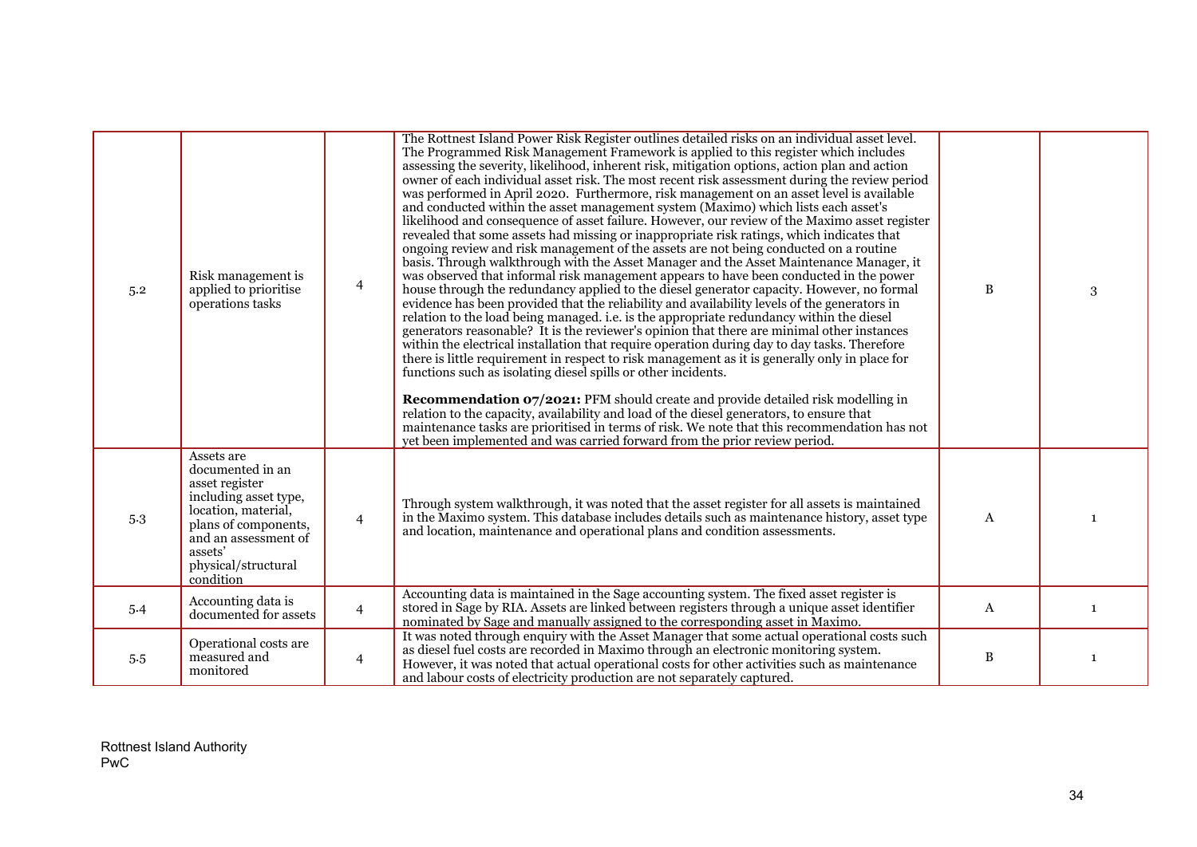| | | | | | |
|---|---|---|---|---|---|
| 5.2 | Risk management is applied to prioritise operations tasks | 4 | The Rottnest Island Power Risk Register outlines detailed risks on an individual asset level. The Programmed Risk Management Framework is applied to this register which includes assessing the severity, likelihood, inherent risk, mitigation options, action plan and action owner of each individual asset risk. The most recent risk assessment during the review period was performed in April 2020. Furthermore, risk management on an asset level is available and conducted within the asset management system (Maximo) which lists each asset's likelihood and consequence of asset failure. However, our review of the Maximo asset register revealed that some assets had missing or inappropriate risk ratings, which indicates that ongoing review and risk management of the assets are not being conducted on a routine basis. Through walkthrough with the Asset Manager and the Asset Maintenance Manager, it was observed that informal risk management appears to have been conducted in the power house through the redundancy applied to the diesel generator capacity. However, no formal evidence has been provided that the reliability and availability levels of the generators in relation to the load being managed. i.e. is the appropriate redundancy within the diesel generators reasonable? It is the reviewer's opinion that there are minimal other instances within the electrical installation that require operation during day to day tasks. Therefore there is little requirement in respect to risk management as it is generally only in place for functions such as isolating diesel spills or other incidents.<br><br>**Recommendation 07/2021:** PFM should create and provide detailed risk modelling in relation to the capacity, availability and load of the diesel generators, to ensure that maintenance tasks are prioritised in terms of risk. We note that this recommendation has not yet been implemented and was carried forward from the prior review period. | B | 3 |
| 5.3 | Assets are documented in an asset register including asset type, location, material, plans of components, and an assessment of assets' physical/structural condition | 4 | Through system walkthrough, it was noted that the asset register for all assets is maintained in the Maximo system. This database includes details such as maintenance history, asset type and location, maintenance and operational plans and condition assessments. | A | 1 |
| 5.4 | Accounting data is documented for assets | 4 | Accounting data is maintained in the Sage accounting system. The fixed asset register is stored in Sage by RIA. Assets are linked between registers through a unique asset identifier nominated by Sage and manually assigned to the corresponding asset in Maximo. | A | 1 |
| 5.5 | Operational costs are measured and monitored | 4 | It was noted through enquiry with the Asset Manager that some actual operational costs such as diesel fuel costs are recorded in Maximo through an electronic monitoring system. However, it was noted that actual operational costs for other activities such as maintenance and labour costs of electricity production are not separately captured. | B | 1 |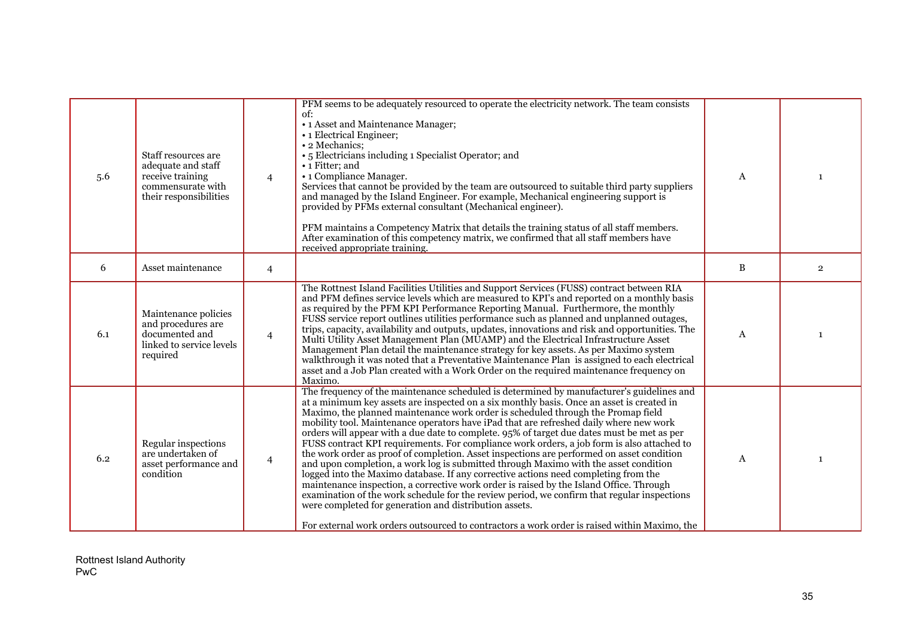| 5.6 | Staff resources are adequate and staff receive training commensurate with their responsibilities | 4 | PFM seems to be adequately resourced to operate the electricity network. The team consists of:<br>• 1 Asset and Maintenance Manager;<br>• 1 Electrical Engineer;<br>• 2 Mechanics;<br>• 5 Electricians including 1 Specialist Operator; and<br>• 1 Fitter; and<br>• 1 Compliance Manager.<br>Services that cannot be provided by the team are outsourced to suitable third party suppliers and managed by the Island Engineer. For example, Mechanical engineering support is provided by PFMs external consultant (Mechanical engineer).<br><br>PFM maintains a Competency Matrix that details the training status of all staff members. After examination of this competency matrix, we confirmed that all staff members have received appropriate training. | A | 1 |
|---|---|---|---|---|---|
| 6 | Asset maintenance | 4 | | B | 2 |
| 6.1 | Maintenance policies and procedures are documented and linked to service levels required | 4 | The Rottnest Island Facilities Utilities and Support Services (FUSS) contract between RIA and PFM defines service levels which are measured to KPI's and reported on a monthly basis as required by the PFM KPI Performance Reporting Manual. Furthermore, the monthly FUSS service report outlines utilities performance such as planned and unplanned outages, trips, capacity, availability and outputs, updates, innovations and risk and opportunities. The Multi Utility Asset Management Plan (MUAMP) and the Electrical Infrastructure Asset Management Plan detail the maintenance strategy for key assets. As per Maximo system walkthrough it was noted that a Preventative Maintenance Plan is assigned to each electrical asset and a Job Plan created with a Work Order on the required maintenance frequency on Maximo. | A | 1 |
| 6.2 | Regular inspections are undertaken of asset performance and condition | 4 | The frequency of the maintenance scheduled is determined by manufacturer's guidelines and at a minimum key assets are inspected on a six monthly basis. Once an asset is created in Maximo, the planned maintenance work order is scheduled through the Promap field mobility tool. Maintenance operators have iPad that are refreshed daily where new work orders will appear with a due date to complete. 95% of target due dates must be met as per FUSS contract KPI requirements. For compliance work orders, a job form is also attached to the work order as proof of completion. Asset inspections are performed on asset condition and upon completion, a work log is submitted through Maximo with the asset condition logged into the Maximo database. If any corrective actions need completing from the maintenance inspection, a corrective work order is raised by the Island Office. Through examination of the work schedule for the review period, we confirm that regular inspections were completed for generation and distribution assets.<br><br>For external work orders outsourced to contractors a work order is raised within Maximo, the | A | 1 |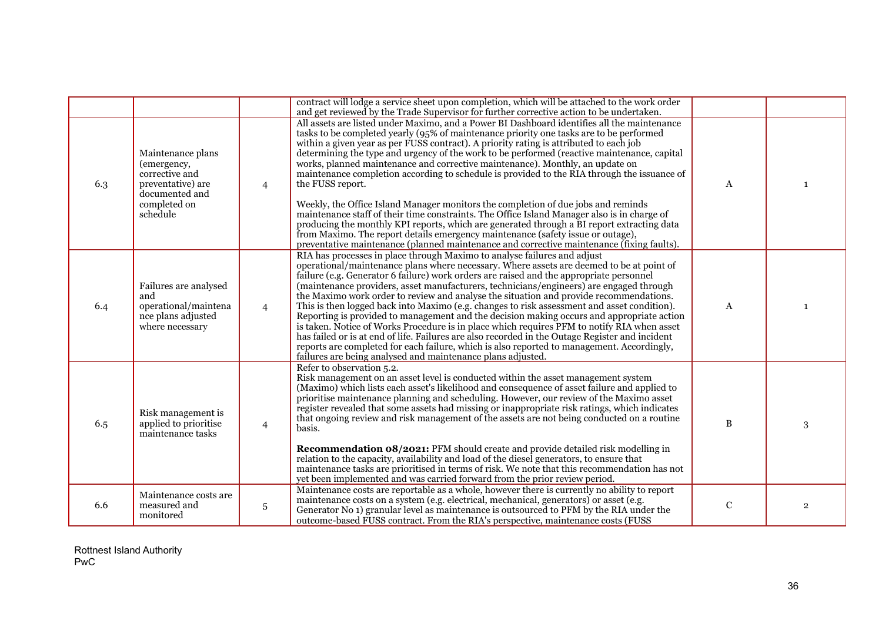| | | | | | |
|---|---|---|---|---|---|
| | | | contract will lodge a service sheet upon completion, which will be attached to the work order and get reviewed by the Trade Supervisor for further corrective action to be undertaken. | | |
| 6.3 | Maintenance plans (emergency, corrective and preventative) are documented and completed on schedule | 4 | All assets are listed under Maximo, and a Power BI Dashboard identifies all the maintenance tasks to be completed yearly (95% of maintenance priority one tasks are to be performed within a given year as per FUSS contract). A priority rating is attributed to each job determining the type and urgency of the work to be performed (reactive maintenance, capital works, planned maintenance and corrective maintenance). Monthly, an update on maintenance completion according to schedule is provided to the RIA through the issuance of the FUSS report.<br><br>Weekly, the Office Island Manager monitors the completion of due jobs and reminds maintenance staff of their time constraints. The Office Island Manager also is in charge of producing the monthly KPI reports, which are generated through a BI report extracting data from Maximo. The report details emergency maintenance (safety issue or outage), preventative maintenance (planned maintenance and corrective maintenance (fixing faults). | A | 1 |
| 6.4 | Failures are analysed and operational/maintenance plans adjusted where necessary | 4 | RIA has processes in place through Maximo to analyse failures and adjust operational/maintenance plans where necessary. Where assets are deemed to be at point of failure (e.g. Generator 6 failure) work orders are raised and the appropriate personnel (maintenance providers, asset manufacturers, technicians/engineers) are engaged through the Maximo work order to review and analyse the situation and provide recommendations. This is then logged back into Maximo (e.g. changes to risk assessment and asset condition). Reporting is provided to management and the decision making occurs and appropriate action is taken. Notice of Works Procedure is in place which requires PFM to notify RIA when asset has failed or is at end of life. Failures are also recorded in the Outage Register and incident reports are completed for each failure, which is also reported to management. Accordingly, failures are being analysed and maintenance plans adjusted. | A | 1 |
| 6.5 | Risk management is applied to prioritise maintenance tasks | 4 | Refer to observation 5.2.<br>Risk management on an asset level is conducted within the asset management system (Maximo) which lists each asset's likelihood and consequence of asset failure and applied to prioritise maintenance planning and scheduling. However, our review of the Maximo asset register revealed that some assets had missing or inappropriate risk ratings, which indicates that ongoing review and risk management of the assets are not being conducted on a routine basis.<br><br>**Recommendation 08/2021:** PFM should create and provide detailed risk modelling in relation to the capacity, availability and load of the diesel generators, to ensure that maintenance tasks are prioritised in terms of risk. We note that this recommendation has not yet been implemented and was carried forward from the prior review period. | B | 3 |
| 6.6 | Maintenance costs are measured and monitored | 5 | Maintenance costs are reportable as a whole, however there is currently no ability to report maintenance costs on a system (e.g. electrical, mechanical, generators) or asset (e.g. Generator No 1) granular level as maintenance is outsourced to PFM by the RIA under the outcome-based FUSS contract. From the RIA's perspective, maintenance costs (FUSS | C | 2 |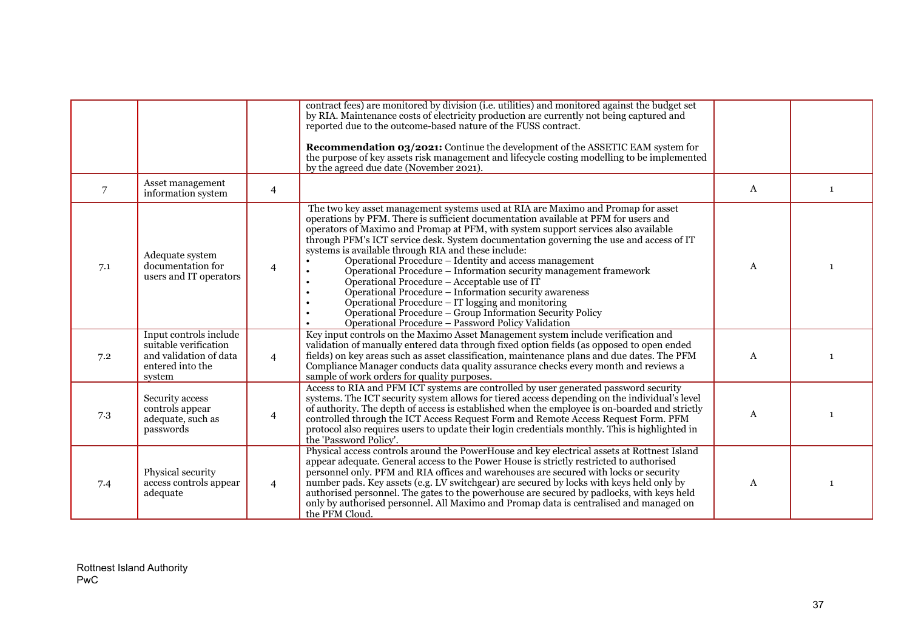| | | | | | |
|---|---|---|---|---|---|
| | | | contract fees) are monitored by division (i.e. utilities) and monitored against the budget set by RIA. Maintenance costs of electricity production are currently not being captured and reported due to the outcome-based nature of the FUSS contract.<br><br>**Recommendation 03/2021:** Continue the development of the ASSETIC EAM system for the purpose of key assets risk management and lifecycle costing modelling to be implemented by the agreed due date (November 2021). | | |
| 7 | Asset management information system | 4 | | A | 1 |
| 7.1 | Adequate system documentation for users and IT operators | 4 | The two key asset management systems used at RIA are Maximo and Promap for asset operations by PFM. There is sufficient documentation available at PFM for users and operators of Maximo and Promap at PFM, with system support services also available through PFM's ICT service desk. System documentation governing the use and access of IT systems is available through RIA and these include:<br>• Operational Procedure – Identity and access management<br>• Operational Procedure – Information security management framework<br>• Operational Procedure – Acceptable use of IT<br>• Operational Procedure – Information security awareness<br>• Operational Procedure – IT logging and monitoring<br>• Operational Procedure – Group Information Security Policy<br>• Operational Procedure – Password Policy Validation | A | 1 |
| 7.2 | Input controls include suitable verification and validation of data entered into the system | 4 | Key input controls on the Maximo Asset Management system include verification and validation of manually entered data through fixed option fields (as opposed to open ended fields) on key areas such as asset classification, maintenance plans and due dates. The PFM Compliance Manager conducts data quality assurance checks every month and reviews a sample of work orders for quality purposes. | A | 1 |
| 7.3 | Security access controls appear adequate, such as passwords | 4 | Access to RIA and PFM ICT systems are controlled by user generated password security systems. The ICT security system allows for tiered access depending on the individual's level of authority. The depth of access is established when the employee is on-boarded and strictly controlled through the ICT Access Request Form and Remote Access Request Form. PFM protocol also requires users to update their login credentials monthly. This is highlighted in the 'Password Policy'. | A | 1 |
| 7.4 | Physical security access controls appear adequate | 4 | Physical access controls around the PowerHouse and key electrical assets at Rottnest Island appear adequate. General access to the Power House is strictly restricted to authorised personnel only. PFM and RIA offices and warehouses are secured with locks or security number pads. Key assets (e.g. LV switchgear) are secured by locks with keys held only by authorised personnel. The gates to the powerhouse are secured by padlocks, with keys held only by authorised personnel. All Maximo and Promap data is centralised and managed on the PFM Cloud. | A | 1 |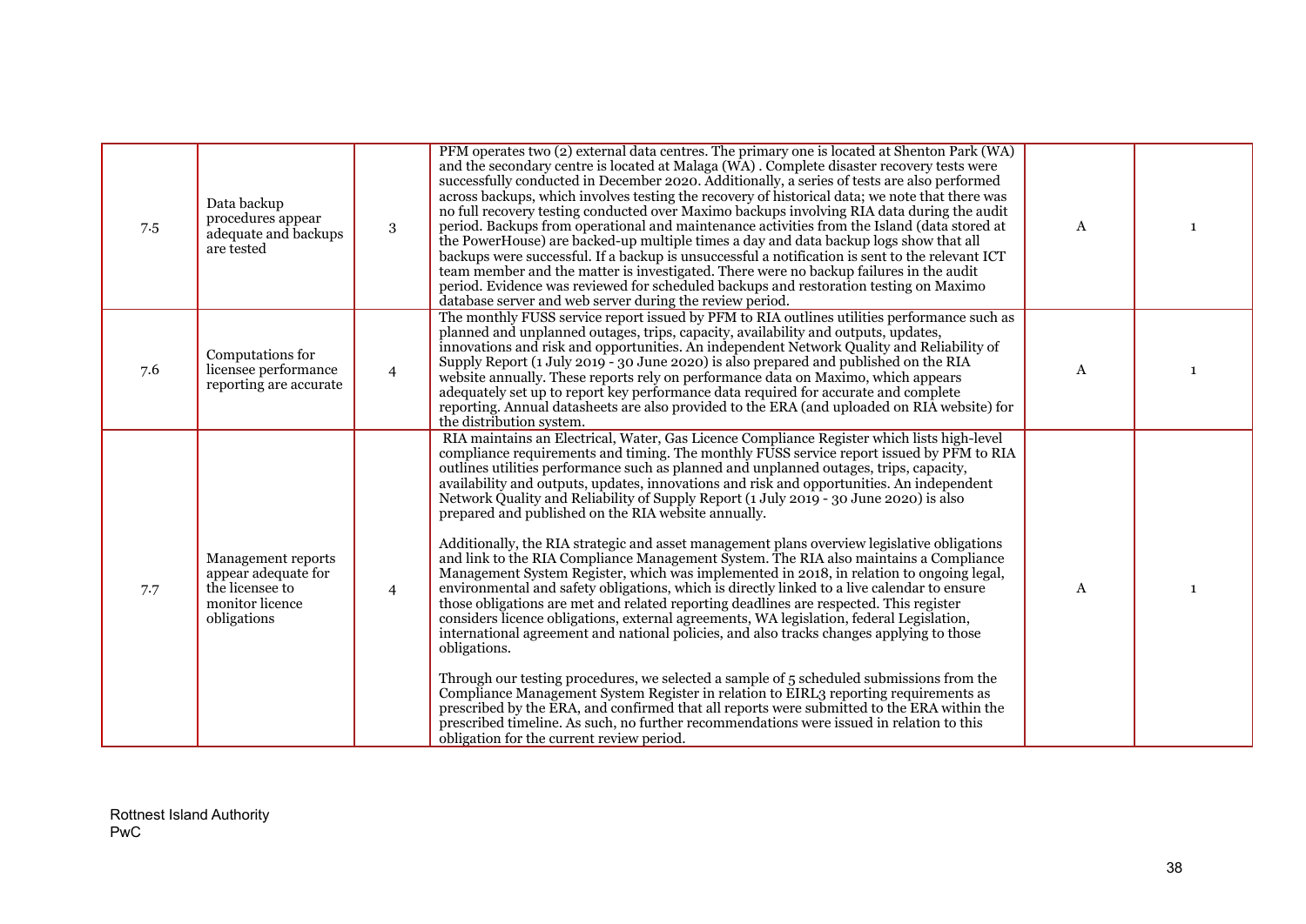| | | | | | |
|---|---|---|---|---|---|
| 7.5 | Data backup procedures appear adequate and backups are tested | 3 | PFM operates two (2) external data centres. The primary one is located at Shenton Park (WA) and the secondary centre is located at Malaga (WA) . Complete disaster recovery tests were successfully conducted in December 2020. Additionally, a series of tests are also performed across backups, which involves testing the recovery of historical data; we note that there was no full recovery testing conducted over Maximo backups involving RIA data during the audit period. Backups from operational and maintenance activities from the Island (data stored at the PowerHouse) are backed-up multiple times a day and data backup logs show that all backups were successful. If a backup is unsuccessful a notification is sent to the relevant ICT team member and the matter is investigated. There were no backup failures in the audit period. Evidence was reviewed for scheduled backups and restoration testing on Maximo database server and web server during the review period. | A | 1 |
| 7.6 | Computations for licensee performance reporting are accurate | 4 | The monthly FUSS service report issued by PFM to RIA outlines utilities performance such as planned and unplanned outages, trips, capacity, availability and outputs, updates, innovations and risk and opportunities. An independent Network Quality and Reliability of Supply Report (1 July 2019 - 30 June 2020) is also prepared and published on the RIA website annually. These reports rely on performance data on Maximo, which appears adequately set up to report key performance data required for accurate and complete reporting. Annual datasheets are also provided to the ERA (and uploaded on RIA website) for the distribution system. | A | 1 |
| 7.7 | Management reports appear adequate for the licensee to monitor licence obligations | 4 | RIA maintains an Electrical, Water, Gas Licence Compliance Register which lists high-level compliance requirements and timing. The monthly FUSS service report issued by PFM to RIA outlines utilities performance such as planned and unplanned outages, trips, capacity, availability and outputs, updates, innovations and risk and opportunities. An independent Network Quality and Reliability of Supply Report (1 July 2019 - 30 June 2020) is also prepared and published on the RIA website annually.<br><br>Additionally, the RIA strategic and asset management plans overview legislative obligations and link to the RIA Compliance Management System. The RIA also maintains a Compliance Management System Register, which was implemented in 2018, in relation to ongoing legal, environmental and safety obligations, which is directly linked to a live calendar to ensure those obligations are met and related reporting deadlines are respected. This register considers licence obligations, external agreements, WA legislation, federal Legislation, international agreement and national policies, and also tracks changes applying to those obligations.<br><br>Through our testing procedures, we selected a sample of 5 scheduled submissions from the Compliance Management System Register in relation to EIRL3 reporting requirements as prescribed by the ERA, and confirmed that all reports were submitted to the ERA within the prescribed timeline. As such, no further recommendations were issued in relation to this obligation for the current review period. | A | 1 |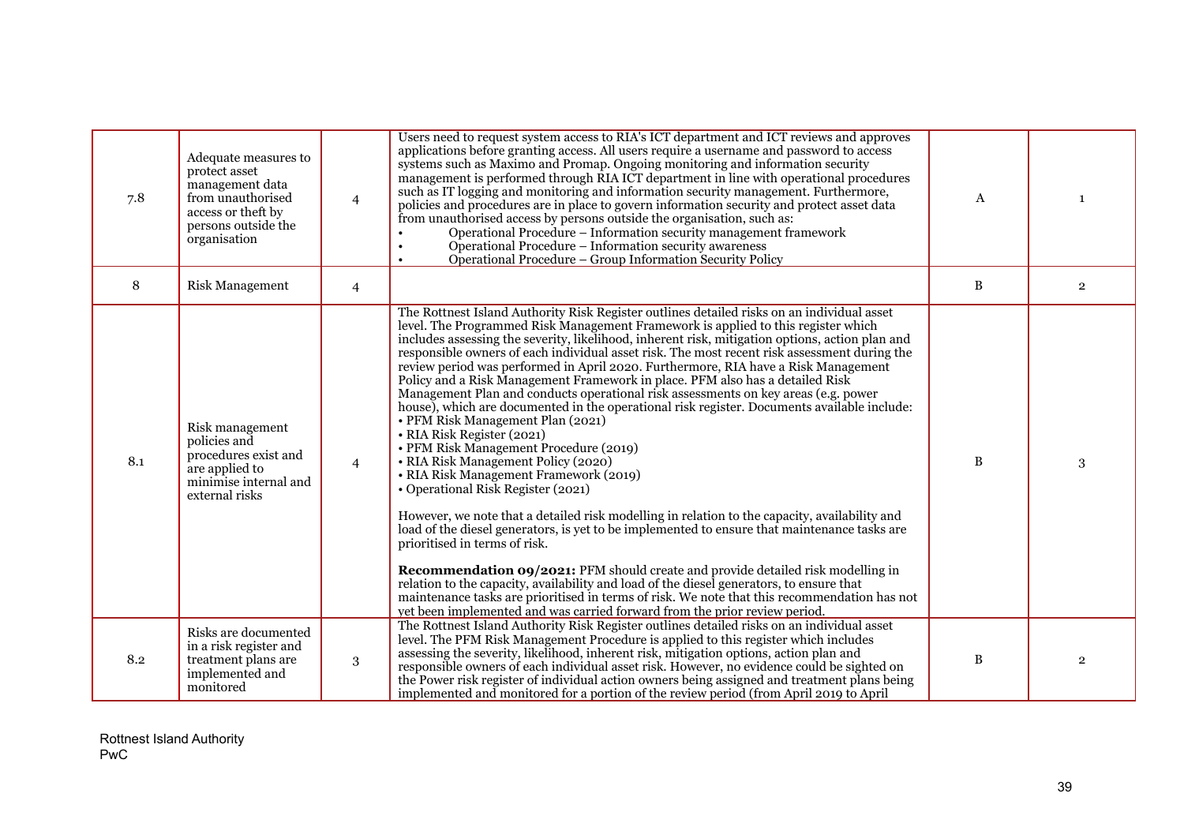| 7.8 | Adequate measures to protect asset management data from unauthorised access or theft by persons outside the organisation | 4 | Users need to request system access to RIA's ICT department and ICT reviews and approves applications before granting access. All users require a username and password to access systems such as Maximo and Promap. Ongoing monitoring and information security management is performed through RIA ICT department in line with operational procedures such as IT logging and monitoring and information security management. Furthermore, policies and procedures are in place to govern information security and protect asset data from unauthorised access by persons outside the organisation, such as:<br>• Operational Procedure – Information security management framework<br>• Operational Procedure – Information security awareness<br>• Operational Procedure – Group Information Security Policy | A | 1 |
|---|---|---|---|---|---|
| 8 | Risk Management | 4 | | B | 2 |
| 8.1 | Risk management policies and procedures exist and are applied to minimise internal and external risks | 4 | The Rottnest Island Authority Risk Register outlines detailed risks on an individual asset level. The Programmed Risk Management Framework is applied to this register which includes assessing the severity, likelihood, inherent risk, mitigation options, action plan and responsible owners of each individual asset risk. The most recent risk assessment during the review period was performed in April 2020. Furthermore, RIA have a Risk Management Policy and a Risk Management Framework in place. PFM also has a detailed Risk Management Plan and conducts operational risk assessments on key areas (e.g. power house), which are documented in the operational risk register. Documents available include:<br>• PFM Risk Management Plan (2021)<br>• RIA Risk Register (2021)<br>• PFM Risk Management Procedure (2019)<br>• RIA Risk Management Policy (2020)<br>• RIA Risk Management Framework (2019)<br>• Operational Risk Register (2021)<br><br>However, we note that a detailed risk modelling in relation to the capacity, availability and load of the diesel generators, is yet to be implemented to ensure that maintenance tasks are prioritised in terms of risk.<br><br>**Recommendation 09/2021:** PFM should create and provide detailed risk modelling in relation to the capacity, availability and load of the diesel generators, to ensure that maintenance tasks are prioritised in terms of risk. We note that this recommendation has not yet been implemented and was carried forward from the prior review period. | B | 3 |
| 8.2 | Risks are documented in a risk register and treatment plans are implemented and monitored | 3 | The Rottnest Island Authority Risk Register outlines detailed risks on an individual asset level. The PFM Risk Management Procedure is applied to this register which includes assessing the severity, likelihood, inherent risk, mitigation options, action plan and responsible owners of each individual asset risk. However, no evidence could be sighted on the Power risk register of individual action owners being assigned and treatment plans being implemented and monitored for a portion of the review period (from April 2019 to April | B | 2 |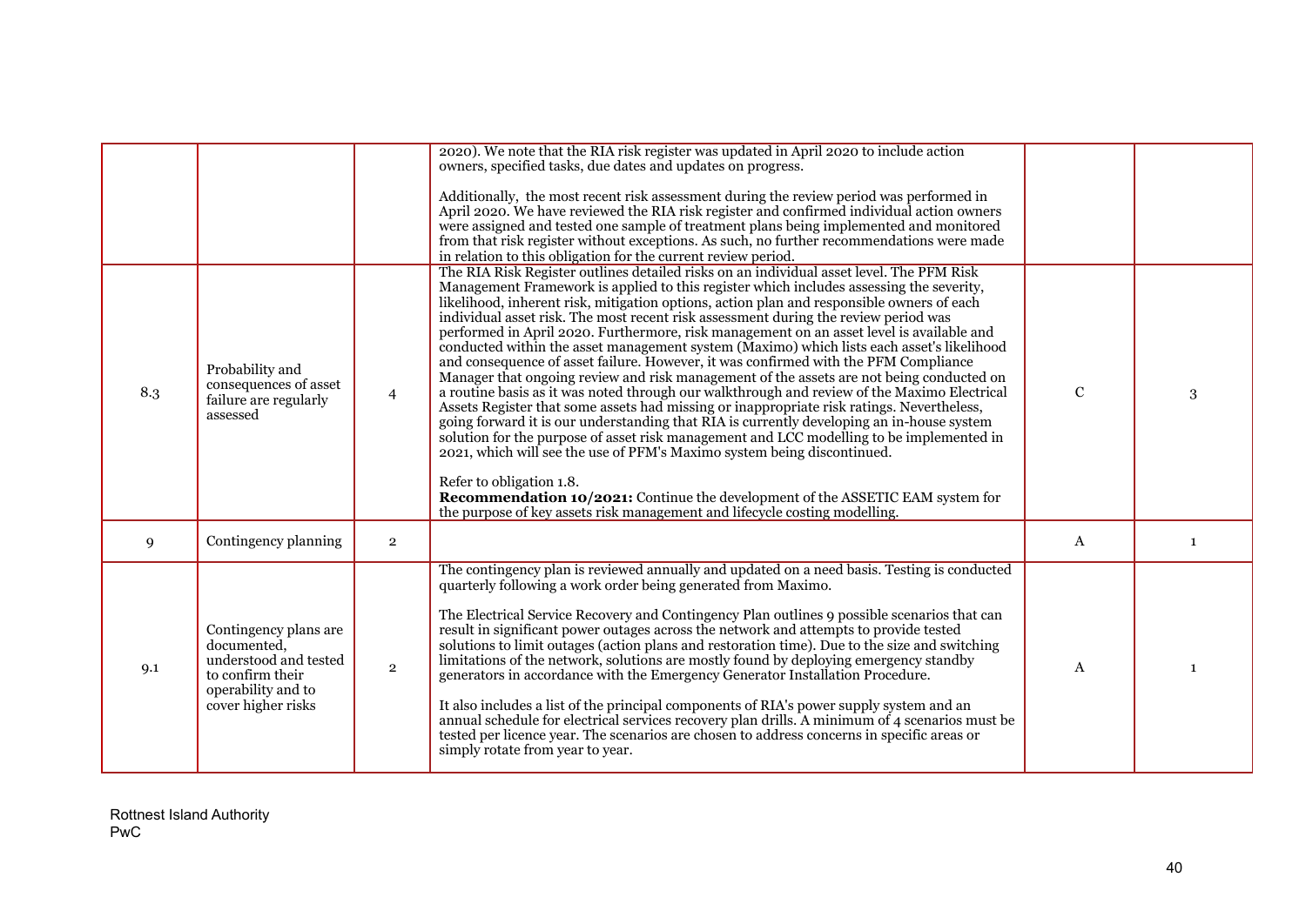| | | | | | |
|---|---|---|---|---|---|
| | | | 2020). We note that the RIA risk register was updated in April 2020 to include action owners, specified tasks, due dates and updates on progress.<br><br>Additionally, the most recent risk assessment during the review period was performed in April 2020. We have reviewed the RIA risk register and confirmed individual action owners were assigned and tested one sample of treatment plans being implemented and monitored from that risk register without exceptions. As such, no further recommendations were made in relation to this obligation for the current review period. | | |
| 8.3 | Probability and consequences of asset failure are regularly assessed | 4 | The RIA Risk Register outlines detailed risks on an individual asset level. The PFM Risk Management Framework is applied to this register which includes assessing the severity, likelihood, inherent risk, mitigation options, action plan and responsible owners of each individual asset risk. The most recent risk assessment during the review period was performed in April 2020. Furthermore, risk management on an asset level is available and conducted within the asset management system (Maximo) which lists each asset's likelihood and consequence of asset failure. However, it was confirmed with the PFM Compliance Manager that ongoing review and risk management of the assets are not being conducted on a routine basis as it was noted through our walkthrough and review of the Maximo Electrical Assets Register that some assets had missing or inappropriate risk ratings. Nevertheless, going forward it is our understanding that RIA is currently developing an in-house system solution for the purpose of asset risk management and LCC modelling to be implemented in 2021, which will see the use of PFM's Maximo system being discontinued.<br><br>Refer to obligation 1.8.<br>**Recommendation 10/2021:** Continue the development of the ASSETIC EAM system for the purpose of key assets risk management and lifecycle costing modelling. | C | 3 |
| 9 | Contingency planning | 2 | | A | 1 |
| 9.1 | Contingency plans are documented, understood and tested to confirm their operability and to cover higher risks | 2 | The contingency plan is reviewed annually and updated on a need basis. Testing is conducted quarterly following a work order being generated from Maximo.<br><br>The Electrical Service Recovery and Contingency Plan outlines 9 possible scenarios that can result in significant power outages across the network and attempts to provide tested solutions to limit outages (action plans and restoration time). Due to the size and switching limitations of the network, solutions are mostly found by deploying emergency standby generators in accordance with the Emergency Generator Installation Procedure.<br><br>It also includes a list of the principal components of RIA's power supply system and an annual schedule for electrical services recovery plan drills. A minimum of 4 scenarios must be tested per licence year. The scenarios are chosen to address concerns in specific areas or simply rotate from year to year. | A | 1 |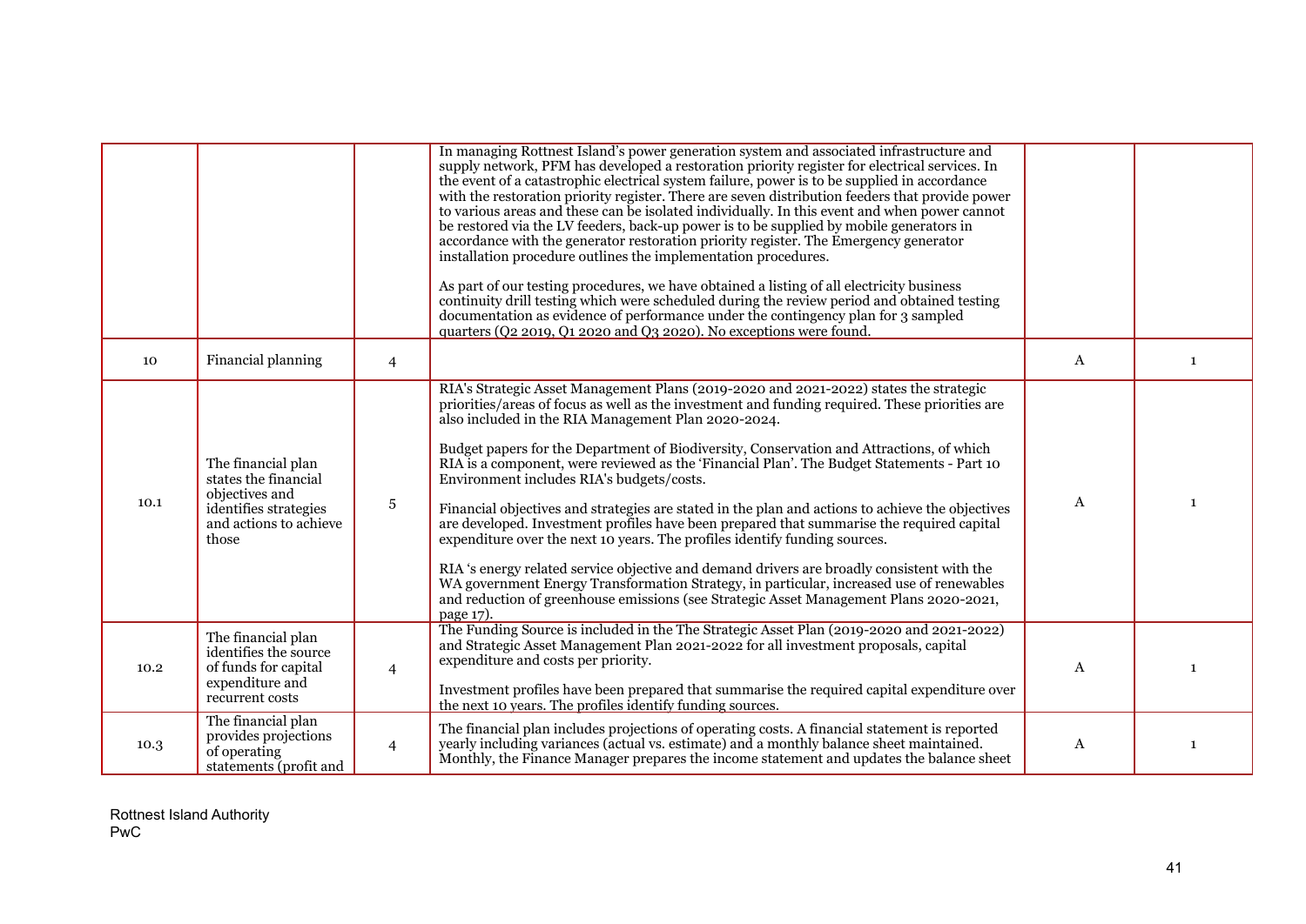| | | | | | |
|---|---|---|---|---|---|
| | | | In managing Rottnest Island's power generation system and associated infrastructure and supply network, PFM has developed a restoration priority register for electrical services. In the event of a catastrophic electrical system failure, power is to be supplied in accordance with the restoration priority register. There are seven distribution feeders that provide power to various areas and these can be isolated individually. In this event and when power cannot be restored via the LV feeders, back-up power is to be supplied by mobile generators in accordance with the generator restoration priority register. The Emergency generator installation procedure outlines the implementation procedures.<br><br>As part of our testing procedures, we have obtained a listing of all electricity business continuity drill testing which were scheduled during the review period and obtained testing documentation as evidence of performance under the contingency plan for 3 sampled quarters (Q2 2019, Q1 2020 and Q3 2020). No exceptions were found. | | |
| 10 | Financial planning | 4 | | A | 1 |
| 10.1 | The financial plan states the financial objectives and identifies strategies and actions to achieve those | 5 | RIA's Strategic Asset Management Plans (2019-2020 and 2021-2022) states the strategic priorities/areas of focus as well as the investment and funding required. These priorities are also included in the RIA Management Plan 2020-2024.<br><br>Budget papers for the Department of Biodiversity, Conservation and Attractions, of which RIA is a component, were reviewed as the 'Financial Plan'. The Budget Statements - Part 10 Environment includes RIA's budgets/costs.<br><br>Financial objectives and strategies are stated in the plan and actions to achieve the objectives are developed. Investment profiles have been prepared that summarise the required capital expenditure over the next 10 years. The profiles identify funding sources.<br><br>RIA 's energy related service objective and demand drivers are broadly consistent with the WA government Energy Transformation Strategy, in particular, increased use of renewables and reduction of greenhouse emissions (see Strategic Asset Management Plans 2020-2021, page 17). | A | 1 |
| 10.2 | The financial plan identifies the source of funds for capital expenditure and recurrent costs | 4 | The Funding Source is included in the The Strategic Asset Plan (2019-2020 and 2021-2022) and Strategic Asset Management Plan 2021-2022 for all investment proposals, capital expenditure and costs per priority.<br><br>Investment profiles have been prepared that summarise the required capital expenditure over the next 10 years. The profiles identify funding sources. | A | 1 |
| 10.3 | The financial plan provides projections of operating statements (profit and | 4 | The financial plan includes projections of operating costs. A financial statement is reported yearly including variances (actual vs. estimate) and a monthly balance sheet maintained. Monthly, the Finance Manager prepares the income statement and updates the balance sheet | A | 1 |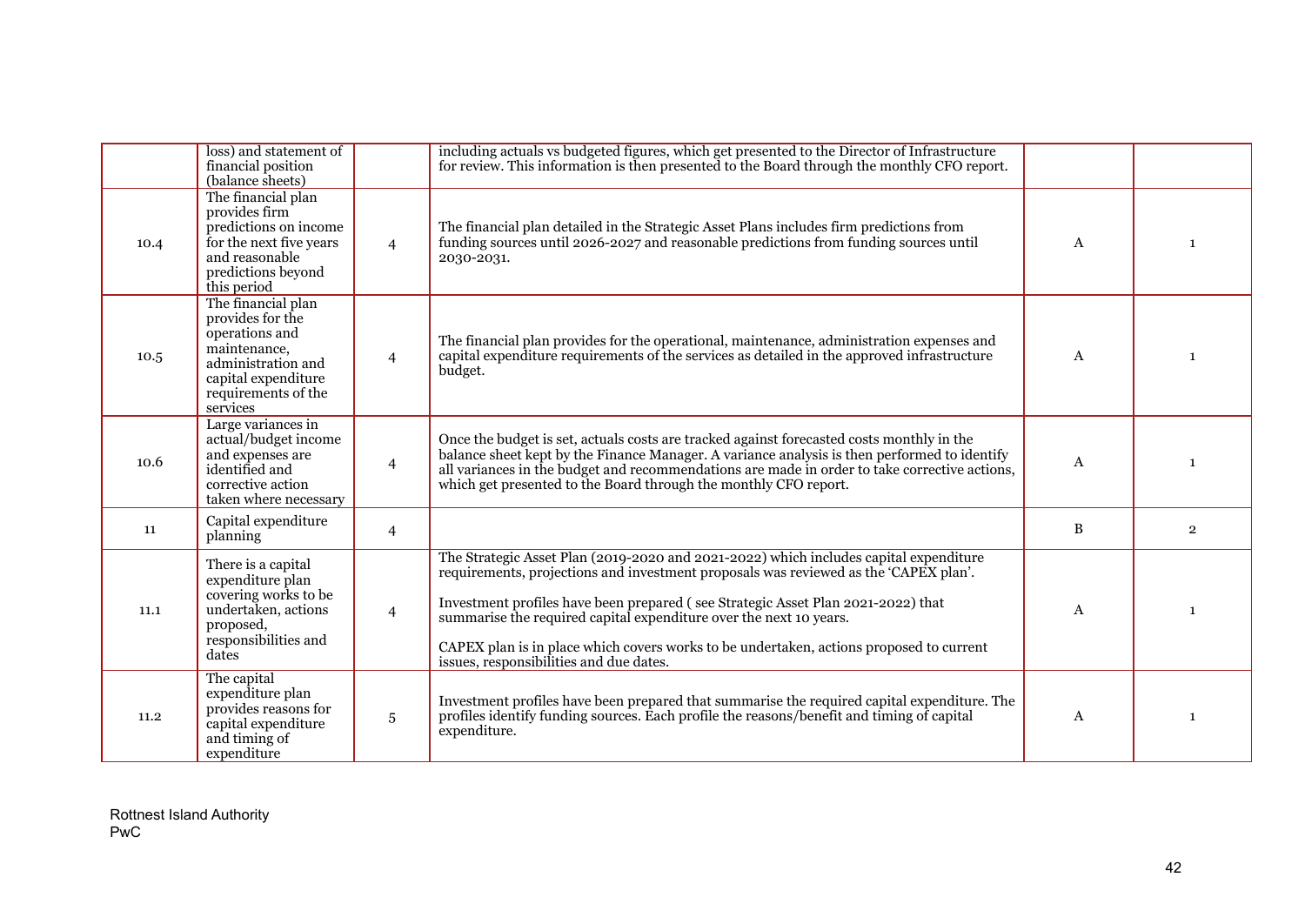| | | | | | |
|---|---|---|---|---|---|
| | loss) and statement of financial position (balance sheets) | | including actuals vs budgeted figures, which get presented to the Director of Infrastructure for review. This information is then presented to the Board through the monthly CFO report. | | |
| 10.4 | The financial plan provides firm predictions on income for the next five years and reasonable predictions beyond this period | 4 | The financial plan detailed in the Strategic Asset Plans includes firm predictions from funding sources until 2026-2027 and reasonable predictions from funding sources until 2030-2031. | A | 1 |
| 10.5 | The financial plan provides for the operations and maintenance, administration and capital expenditure requirements of the services | 4 | The financial plan provides for the operational, maintenance, administration expenses and capital expenditure requirements of the services as detailed in the approved infrastructure budget. | A | 1 |
| 10.6 | Large variances in actual/budget income and expenses are identified and corrective action taken where necessary | 4 | Once the budget is set, actuals costs are tracked against forecasted costs monthly in the balance sheet kept by the Finance Manager. A variance analysis is then performed to identify all variances in the budget and recommendations are made in order to take corrective actions, which get presented to the Board through the monthly CFO report. | A | 1 |
| 11 | Capital expenditure planning | 4 | | B | 2 |
| 11.1 | There is a capital expenditure plan covering works to be undertaken, actions proposed, responsibilities and dates | 4 | The Strategic Asset Plan (2019-2020 and 2021-2022) which includes capital expenditure requirements, projections and investment proposals was reviewed as the 'CAPEX plan'.<br><br>Investment profiles have been prepared ( see Strategic Asset Plan 2021-2022) that summarise the required capital expenditure over the next 10 years.<br><br>CAPEX plan is in place which covers works to be undertaken, actions proposed to current issues, responsibilities and due dates. | A | 1 |
| 11.2 | The capital expenditure plan provides reasons for capital expenditure and timing of expenditure | 5 | Investment profiles have been prepared that summarise the required capital expenditure. The profiles identify funding sources. Each profile the reasons/benefit and timing of capital expenditure. | A | 1 |

Rottnest Island Authority
PwC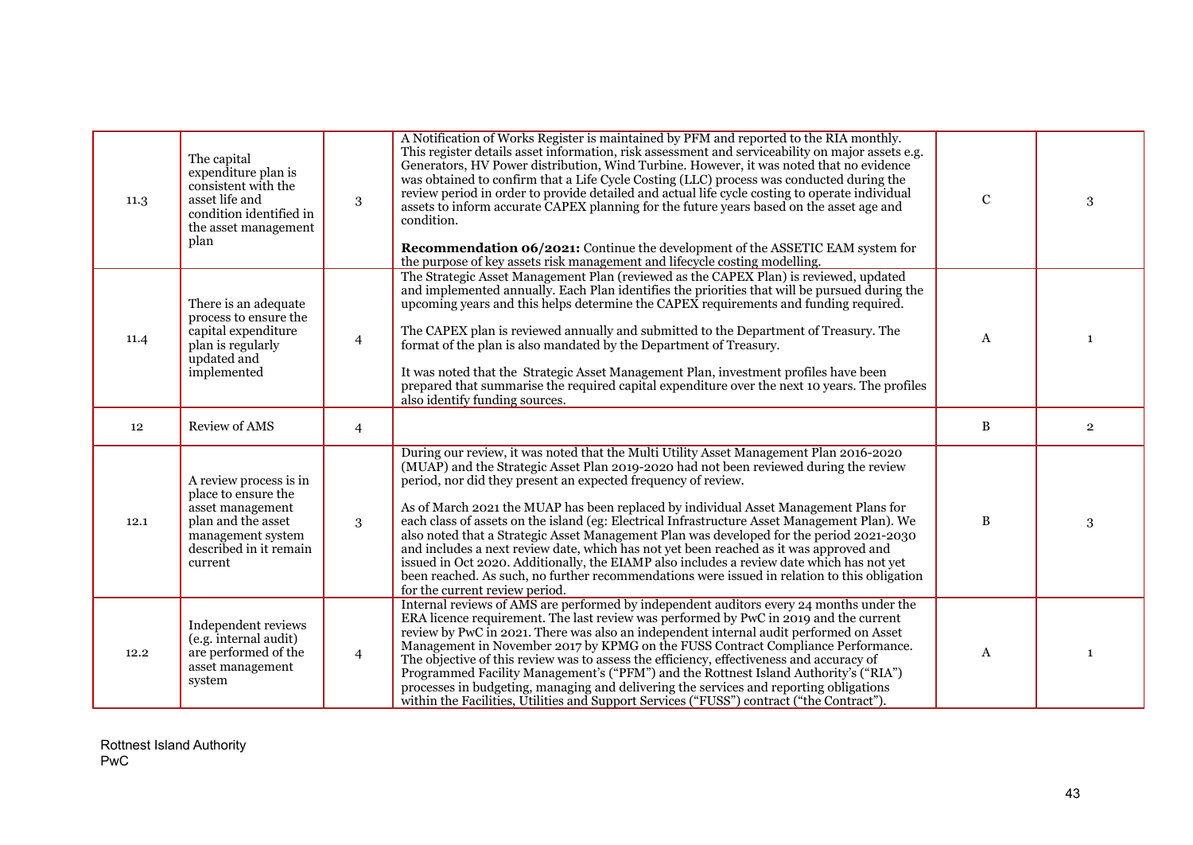| | | | | | |
|---|---|---|---|---|---|
| 11.3 | The capital expenditure plan is consistent with the asset life and condition identified in the asset management plan | 3 | A Notification of Works Register is maintained by PFM and reported to the RIA monthly. This register details asset information, risk assessment and serviceability on major assets e.g. Generators, HV Power distribution, Wind Turbine. However, it was noted that no evidence was obtained to confirm that a Life Cycle Costing (LLC) process was conducted during the review period in order to provide detailed and actual life cycle costing to operate individual assets to inform accurate CAPEX planning for the future years based on the asset age and condition.<br><br>**Recommendation 06/2021:** Continue the development of the ASSETIC EAM system for the purpose of key assets risk management and lifecycle costing modelling. | C | 3 |
| 11.4 | There is an adequate process to ensure the capital expenditure plan is regularly updated and implemented | 4 | The Strategic Asset Management Plan (reviewed as the CAPEX Plan) is reviewed, updated and implemented annually. Each Plan identifies the priorities that will be pursued during the upcoming years and this helps determine the CAPEX requirements and funding required.<br><br>The CAPEX plan is reviewed annually and submitted to the Department of Treasury. The format of the plan is also mandated by the Department of Treasury.<br><br>It was noted that the Strategic Asset Management Plan, investment profiles have been prepared that summarise the required capital expenditure over the next 10 years. The profiles also identify funding sources. | A | 1 |
| 12 | Review of AMS | 4 | | B | 2 |
| 12.1 | A review process is in place to ensure the asset management plan and the asset management system described in it remain current | 3 | During our review, it was noted that the Multi Utility Asset Management Plan 2016-2020 (MUAP) and the Strategic Asset Plan 2019-2020 had not been reviewed during the review period, nor did they present an expected frequency of review.<br><br>As of March 2021 the MUAP has been replaced by individual Asset Management Plans for each class of assets on the island (eg: Electrical Infrastructure Asset Management Plan). We also noted that a Strategic Asset Management Plan was developed for the period 2021-2030 and includes a next review date, which has not yet been reached as it was approved and issued in Oct 2020. Additionally, the EIAMP also includes a review date which has not yet been reached. As such, no further recommendations were issued in relation to this obligation for the current review period. | B | 3 |
| 12.2 | Independent reviews (e.g. internal audit) are performed of the asset management system | 4 | Internal reviews of AMS are performed by independent auditors every 24 months under the ERA licence requirement. The last review was performed by PwC in 2019 and the current review by PwC in 2021. There was also an independent internal audit performed on Asset Management in November 2017 by KPMG on the FUSS Contract Compliance Performance. The objective of this review was to assess the efficiency, effectiveness and accuracy of Programmed Facility Management's ("PFM") and the Rottnest Island Authority's ("RIA") processes in budgeting, managing and delivering the services and reporting obligations within the Facilities, Utilities and Support Services ("FUSS") contract ("the Contract"). | A | 1 |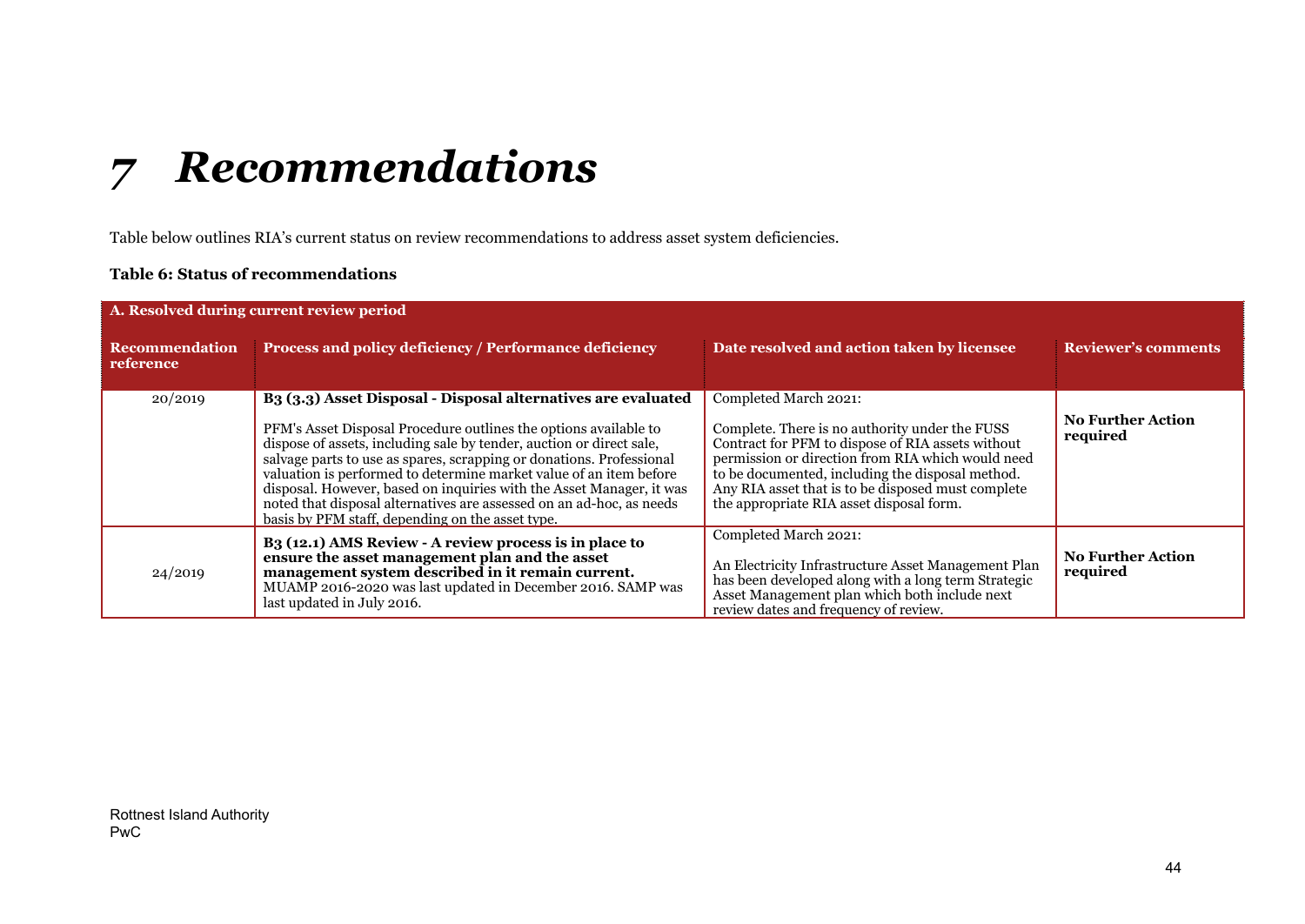# 7 Recommendations

Table below outlines RIA's current status on review recommendations to address asset system deficiencies.

**Table 6: Status of recommendations**

| **A. Resolved during current review period** | | | |
|---|---|---|---|
| **Recommendation reference** | **Process and policy deficiency / Performance deficiency** | **Date resolved and action taken by licensee** | **Reviewer's comments** |
| 20/2019 | **B3 (3.3) Asset Disposal - Disposal alternatives are evaluated**<br><br>PFM's Asset Disposal Procedure outlines the options available to dispose of assets, including sale by tender, auction or direct sale, salvage parts to use as spares, scrapping or donations. Professional valuation is performed to determine market value of an item before disposal. However, based on inquiries with the Asset Manager, it was noted that disposal alternatives are assessed on an ad-hoc, as needs basis by PFM staff, depending on the asset type. | Completed March 2021:<br><br>Complete. There is no authority under the FUSS Contract for PFM to dispose of RIA assets without permission or direction from RIA which would need to be documented, including the disposal method. Any RIA asset that is to be disposed must complete the appropriate RIA asset disposal form. | **No Further Action required** |
| 24/2019 | **B3 (12.1) AMS Review - A review process is in place to ensure the asset management plan and the asset management system described in it remain current.** MUAMP 2016-2020 was last updated in December 2016. SAMP was last updated in July 2016. | Completed March 2021:<br><br>An Electricity Infrastructure Asset Management Plan has been developed along with a long term Strategic Asset Management plan which both include next review dates and frequency of review. | **No Further Action required** |

Rottnest Island Authority
PwC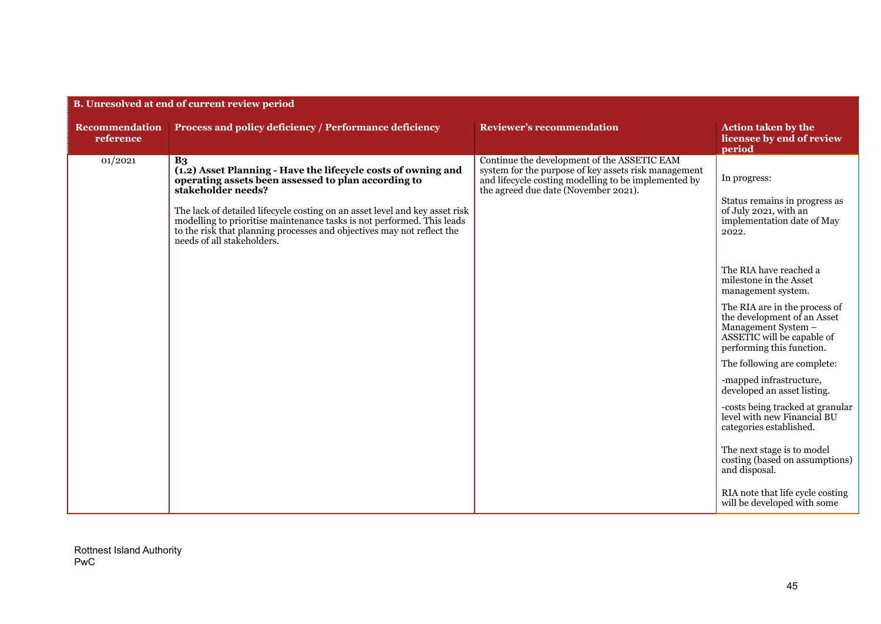| B. Unresolved at end of current review period | | | |
|---|---|---|---|
| **Recommendation reference** | **Process and policy deficiency / Performance deficiency** | **Reviewer's recommendation** | **Action taken by the licensee by end of review period** |
| 01/2021 | **B3**<br>**(1.2) Asset Planning - Have the lifecycle costs of owning and operating assets been assessed to plan according to stakeholder needs?**<br><br>The lack of detailed lifecycle costing on an asset level and key asset risk modelling to prioritise maintenance tasks is not performed. This leads to the risk that planning processes and objectives may not reflect the needs of all stakeholders. | Continue the development of the ASSETIC EAM system for the purpose of key assets risk management and lifecycle costing modelling to be implemented by the agreed due date (November 2021). | In progress:<br><br>Status remains in progress as of July 2021, with an implementation date of May 2022.<br><br>The RIA have reached a milestone in the Asset management system.<br><br>The RIA are in the process of the development of an Asset Management System – ASSETIC will be capable of performing this function.<br><br>The following are complete:<br><br>-mapped infrastructure, developed an asset listing.<br><br>-costs being tracked at granular level with new Financial BU categories established.<br><br>The next stage is to model costing (based on assumptions) and disposal.<br><br>RIA note that life cycle costing will be developed with some |

Rottnest Island Authority
PwC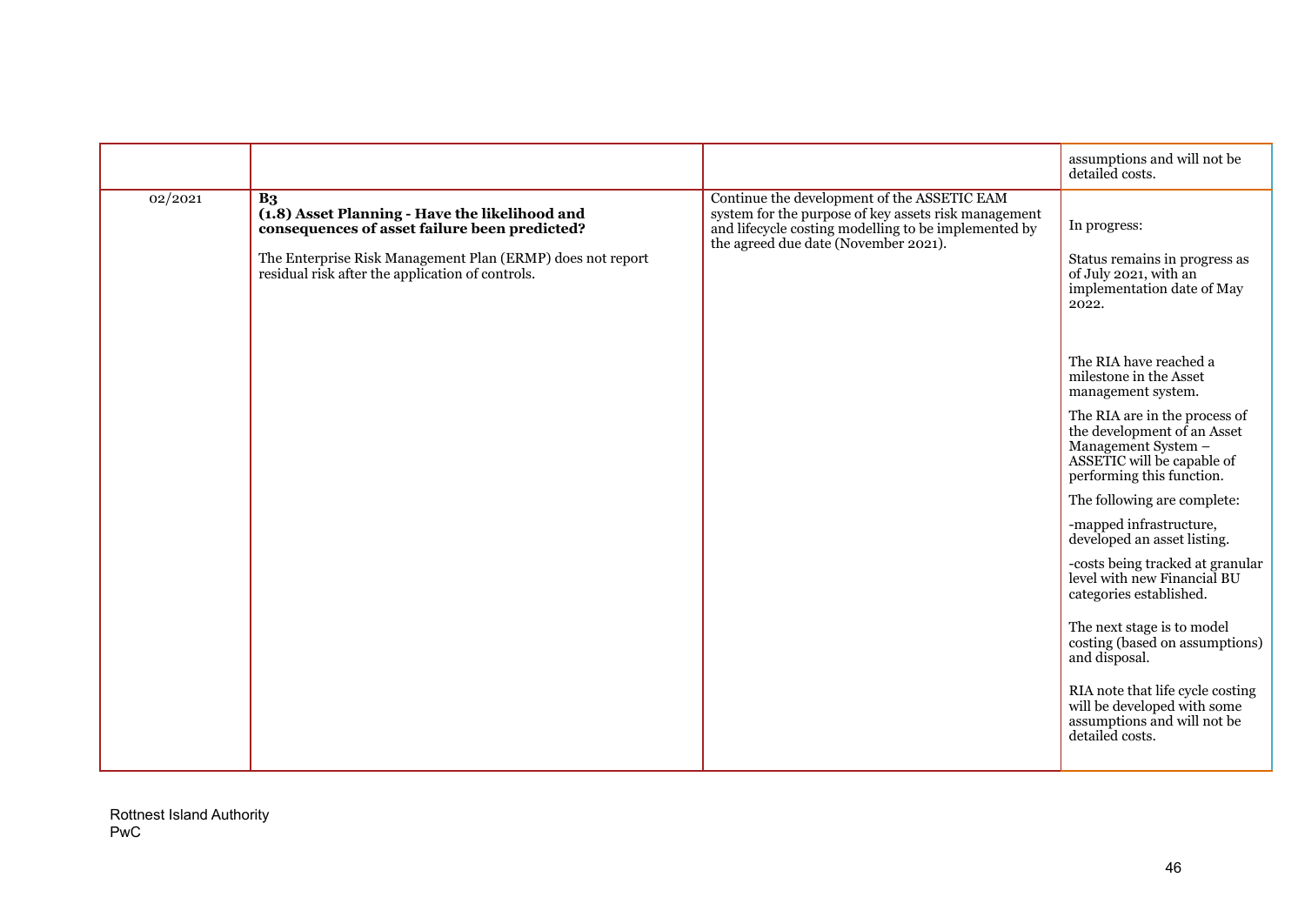| | | | |
|---|---|---|---|
| | | | assumptions and will not be detailed costs. |
| 02/2021 | **B3**<br>**(1.8) Asset Planning - Have the likelihood and consequences of asset failure been predicted?**<br><br>The Enterprise Risk Management Plan (ERMP) does not report residual risk after the application of controls. | Continue the development of the ASSETIC EAM system for the purpose of key assets risk management and lifecycle costing modelling to be implemented by the agreed due date (November 2021). | In progress:<br><br>Status remains in progress as of July 2021, with an implementation date of May 2022.<br><br>The RIA have reached a milestone in the Asset management system.<br><br>The RIA are in the process of the development of an Asset Management System – ASSETIC will be capable of performing this function.<br><br>The following are complete:<br><br>-mapped infrastructure, developed an asset listing.<br><br>-costs being tracked at granular level with new Financial BU categories established.<br><br>The next stage is to model costing (based on assumptions) and disposal.<br><br>RIA note that life cycle costing will be developed with some assumptions and will not be detailed costs. |

Rottnest Island Authority
PwC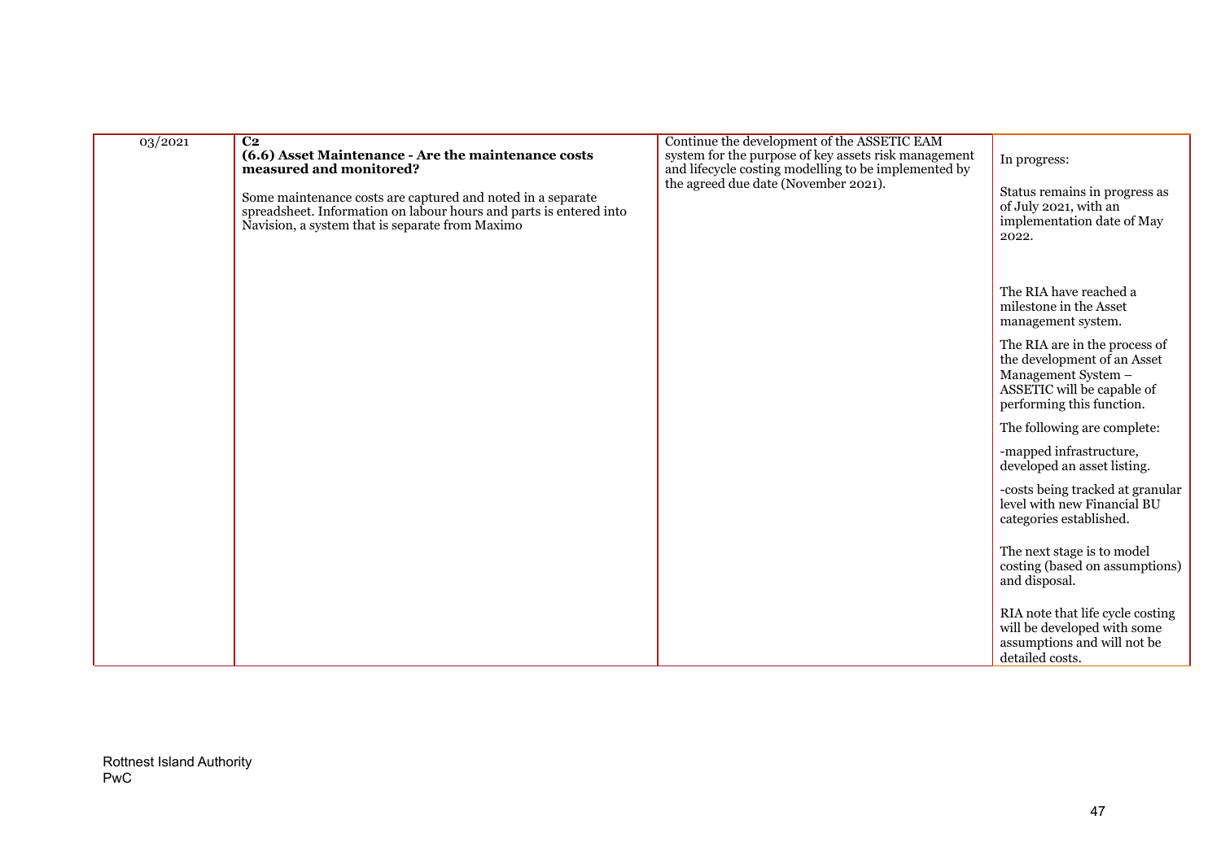| | | | |
|---|---|---|---|
| 03/2021 | **C2**<br>**(6.6) Asset Maintenance - Are the maintenance costs measured and monitored?**<br><br>Some maintenance costs are captured and noted in a separate spreadsheet. Information on labour hours and parts is entered into Navision, a system that is separate from Maximo | Continue the development of the ASSETIC EAM system for the purpose of key assets risk management and lifecycle costing modelling to be implemented by the agreed due date (November 2021). | In progress:<br><br>Status remains in progress as of July 2021, with an implementation date of May 2022.<br><br>The RIA have reached a milestone in the Asset management system.<br><br>The RIA are in the process of the development of an Asset Management System – ASSETIC will be capable of performing this function.<br><br>The following are complete:<br><br>-mapped infrastructure, developed an asset listing.<br><br>-costs being tracked at granular level with new Financial BU categories established.<br><br>The next stage is to model costing (based on assumptions) and disposal.<br><br>RIA note that life cycle costing will be developed with some assumptions and will not be detailed costs. |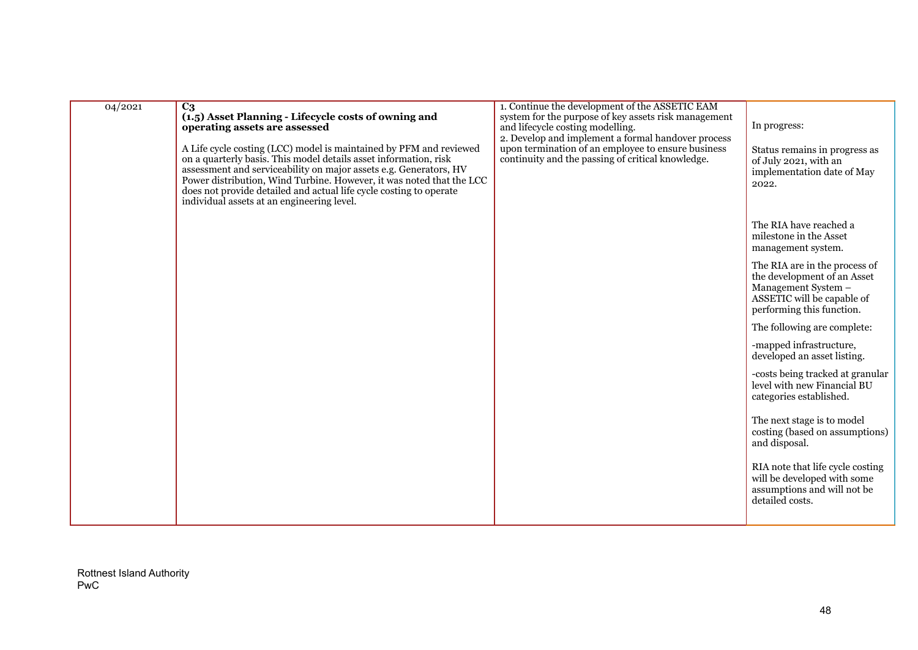| | | | |
|---|---|---|---|
| 04/2021 | **C3**<br>**(1.5) Asset Planning - Lifecycle costs of owning and operating assets are assessed**<br><br>A Life cycle costing (LCC) model is maintained by PFM and reviewed on a quarterly basis. This model details asset information, risk assessment and serviceability on major assets e.g. Generators, HV Power distribution, Wind Turbine. However, it was noted that the LCC does not provide detailed and actual life cycle costing to operate individual assets at an engineering level. | 1. Continue the development of the ASSETIC EAM system for the purpose of key assets risk management and lifecycle costing modelling.<br>2. Develop and implement a formal handover process upon termination of an employee to ensure business continuity and the passing of critical knowledge. | In progress:<br><br>Status remains in progress as of July 2021, with an implementation date of May 2022.<br><br>The RIA have reached a milestone in the Asset management system.<br><br>The RIA are in the process of the development of an Asset Management System – ASSETIC will be capable of performing this function.<br><br>The following are complete:<br><br>-mapped infrastructure, developed an asset listing.<br><br>-costs being tracked at granular level with new Financial BU categories established.<br><br>The next stage is to model costing (based on assumptions) and disposal.<br><br>RIA note that life cycle costing will be developed with some assumptions and will not be detailed costs. |

Rottnest Island Authority
PwC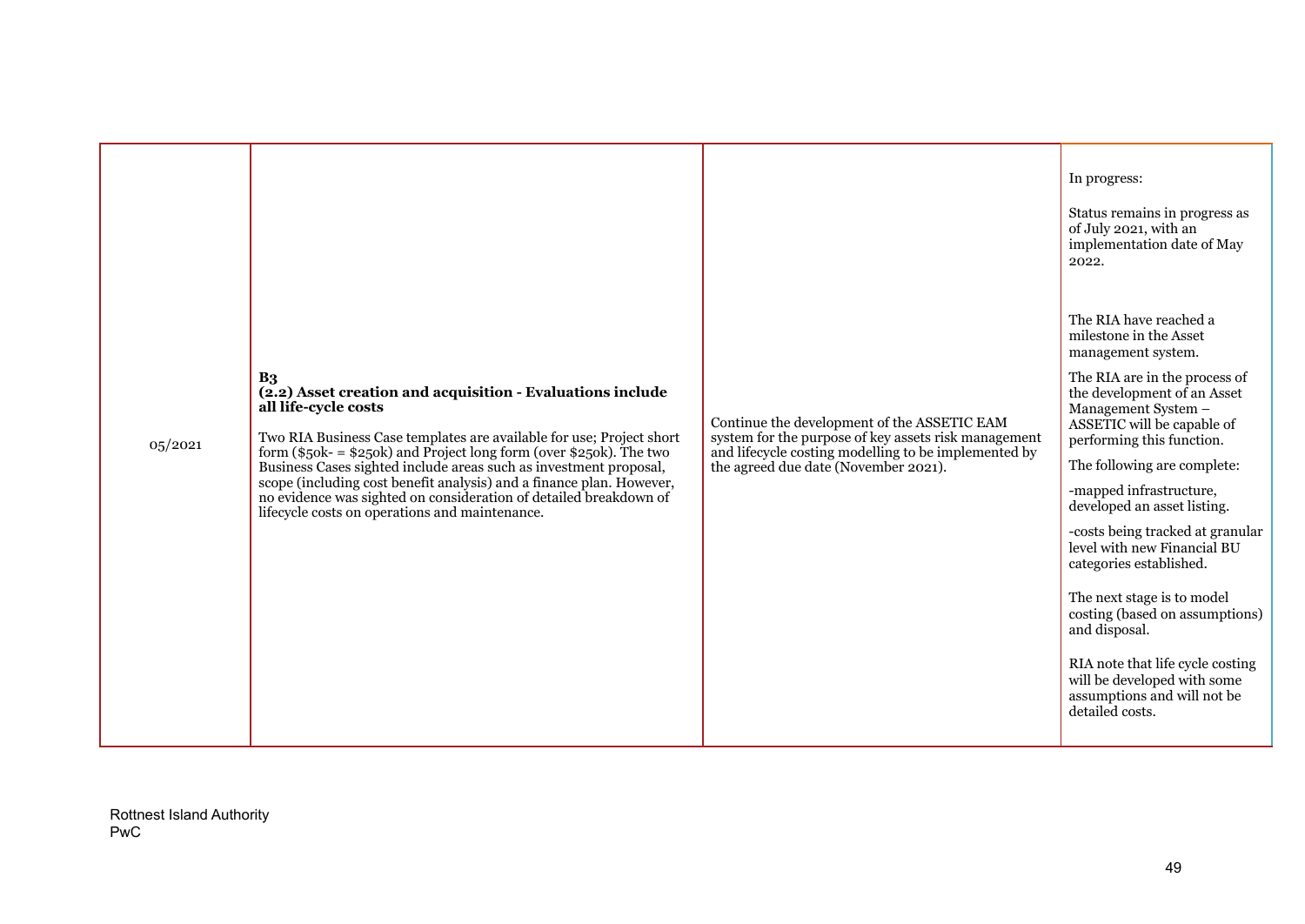| | | | |
|---|---|---|---|
| 05/2021 | **B3**<br>**(2.2) Asset creation and acquisition - Evaluations include all life-cycle costs**<br><br>Two RIA Business Case templates are available for use; Project short form ($50k- = $250k) and Project long form (over $250k). The two Business Cases sighted include areas such as investment proposal, scope (including cost benefit analysis) and a finance plan. However, no evidence was sighted on consideration of detailed breakdown of lifecycle costs on operations and maintenance. | Continue the development of the ASSETIC EAM system for the purpose of key assets risk management and lifecycle costing modelling to be implemented by the agreed due date (November 2021). | In progress:<br><br>Status remains in progress as of July 2021, with an implementation date of May 2022.<br><br>The RIA have reached a milestone in the Asset management system.<br><br>The RIA are in the process of the development of an Asset Management System – ASSETIC will be capable of performing this function.<br><br>The following are complete:<br><br>-mapped infrastructure, developed an asset listing.<br><br>-costs being tracked at granular level with new Financial BU categories established.<br><br>The next stage is to model costing (based on assumptions) and disposal.<br><br>RIA note that life cycle costing will be developed with some assumptions and will not be detailed costs. |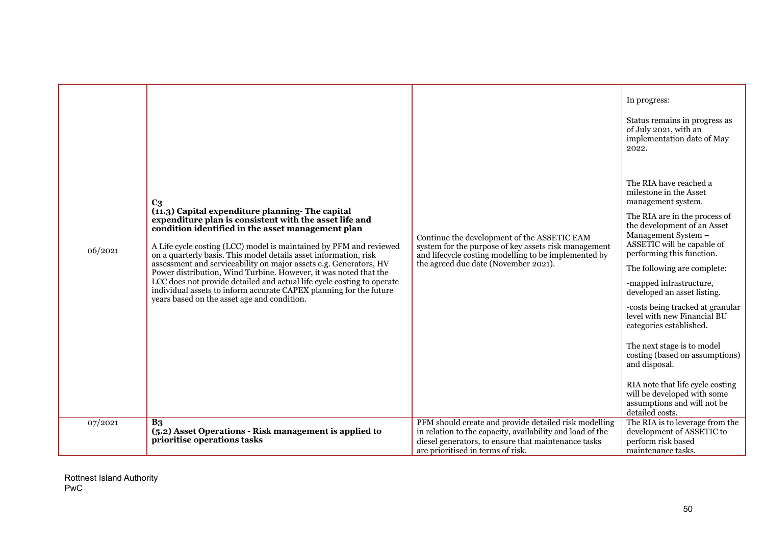| | | | |
|---|---|---|---|
| 06/2021 | **C3**<br>**(11.3) Capital expenditure planning- The capital expenditure plan is consistent with the asset life and condition identified in the asset management plan**<br><br>A Life cycle costing (LCC) model is maintained by PFM and reviewed on a quarterly basis. This model details asset information, risk assessment and serviceability on major assets e.g. Generators, HV Power distribution, Wind Turbine. However, it was noted that the LCC does not provide detailed and actual life cycle costing to operate individual assets to inform accurate CAPEX planning for the future years based on the asset age and condition. | Continue the development of the ASSETIC EAM system for the purpose of key assets risk management and lifecycle costing modelling to be implemented by the agreed due date (November 2021). | In progress:<br><br>Status remains in progress as of July 2021, with an implementation date of May 2022.<br><br>The RIA have reached a milestone in the Asset management system.<br><br>The RIA are in the process of the development of an Asset Management System – ASSETIC will be capable of performing this function.<br><br>The following are complete:<br><br>-mapped infrastructure, developed an asset listing.<br><br>-costs being tracked at granular level with new Financial BU categories established.<br><br>The next stage is to model costing (based on assumptions) and disposal.<br><br>RIA note that life cycle costing will be developed with some assumptions and will not be detailed costs. |
| 07/2021 | **B3**<br>**(5.2) Asset Operations - Risk management is applied to prioritise operations tasks** | PFM should create and provide detailed risk modelling in relation to the capacity, availability and load of the diesel generators, to ensure that maintenance tasks are prioritised in terms of risk. | The RIA is to leverage from the development of ASSETIC to perform risk based maintenance tasks. |

Rottnest Island Authority
PwC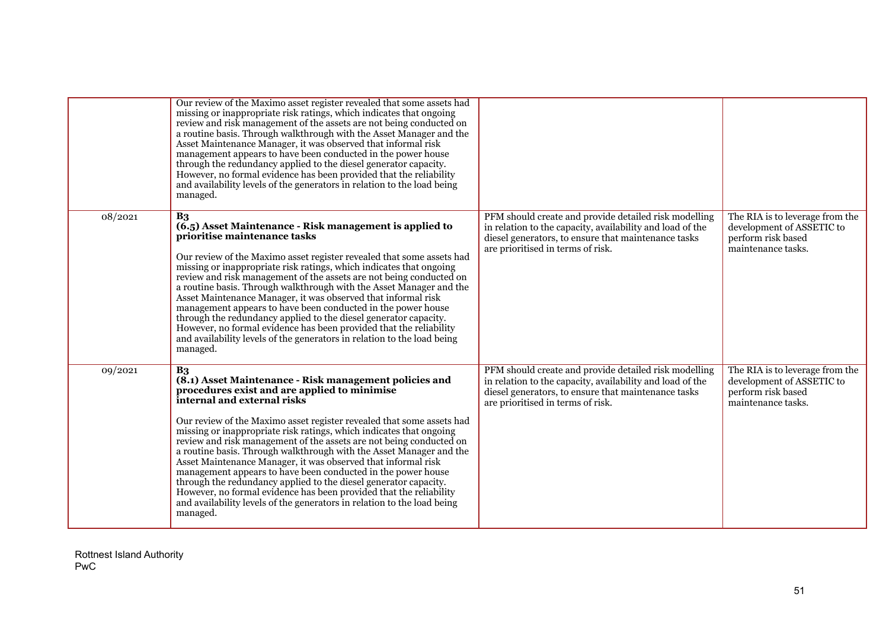| | | | |
|---|---|---|---|
| | Our review of the Maximo asset register revealed that some assets had missing or inappropriate risk ratings, which indicates that ongoing review and risk management of the assets are not being conducted on a routine basis. Through walkthrough with the Asset Manager and the Asset Maintenance Manager, it was observed that informal risk management appears to have been conducted in the power house through the redundancy applied to the diesel generator capacity. However, no formal evidence has been provided that the reliability and availability levels of the generators in relation to the load being managed. | | |
| 08/2021 | **B3**<br>**(6.5) Asset Maintenance - Risk management is applied to prioritise maintenance tasks**<br><br>Our review of the Maximo asset register revealed that some assets had missing or inappropriate risk ratings, which indicates that ongoing review and risk management of the assets are not being conducted on a routine basis. Through walkthrough with the Asset Manager and the Asset Maintenance Manager, it was observed that informal risk management appears to have been conducted in the power house through the redundancy applied to the diesel generator capacity. However, no formal evidence has been provided that the reliability and availability levels of the generators in relation to the load being managed. | PFM should create and provide detailed risk modelling in relation to the capacity, availability and load of the diesel generators, to ensure that maintenance tasks are prioritised in terms of risk. | The RIA is to leverage from the development of ASSETIC to perform risk based maintenance tasks. |
| 09/2021 | **B3**<br>**(8.1) Asset Maintenance - Risk management policies and procedures exist and are applied to minimise internal and external risks**<br><br>Our review of the Maximo asset register revealed that some assets had missing or inappropriate risk ratings, which indicates that ongoing review and risk management of the assets are not being conducted on a routine basis. Through walkthrough with the Asset Manager and the Asset Maintenance Manager, it was observed that informal risk management appears to have been conducted in the power house through the redundancy applied to the diesel generator capacity. However, no formal evidence has been provided that the reliability and availability levels of the generators in relation to the load being managed. | PFM should create and provide detailed risk modelling in relation to the capacity, availability and load of the diesel generators, to ensure that maintenance tasks are prioritised in terms of risk. | The RIA is to leverage from the development of ASSETIC to perform risk based maintenance tasks. |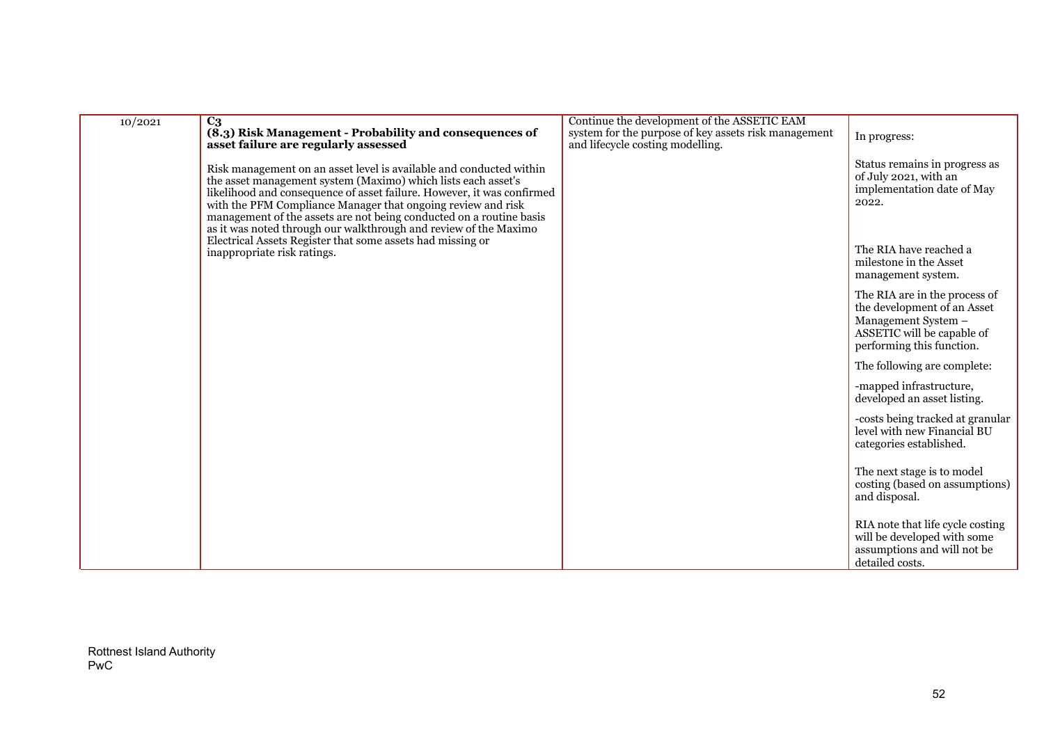| | | | |
|---|---|---|---|
| 10/2021 | **C3**<br>**(8.3) Risk Management - Probability and consequences of asset failure are regularly assessed**<br><br>Risk management on an asset level is available and conducted within the asset management system (Maximo) which lists each asset's likelihood and consequence of asset failure. However, it was confirmed with the PFM Compliance Manager that ongoing review and risk management of the assets are not being conducted on a routine basis as it was noted through our walkthrough and review of the Maximo Electrical Assets Register that some assets had missing or inappropriate risk ratings. | Continue the development of the ASSETIC EAM system for the purpose of key assets risk management and lifecycle costing modelling. | In progress:<br><br>Status remains in progress as of July 2021, with an implementation date of May 2022.<br><br>The RIA have reached a milestone in the Asset management system.<br><br>The RIA are in the process of the development of an Asset Management System – ASSETIC will be capable of performing this function.<br><br>The following are complete:<br><br>-mapped infrastructure, developed an asset listing.<br><br>-costs being tracked at granular level with new Financial BU categories established.<br><br>The next stage is to model costing (based on assumptions) and disposal.<br><br>RIA note that life cycle costing will be developed with some assumptions and will not be detailed costs. |

Rottnest Island Authority
PwC